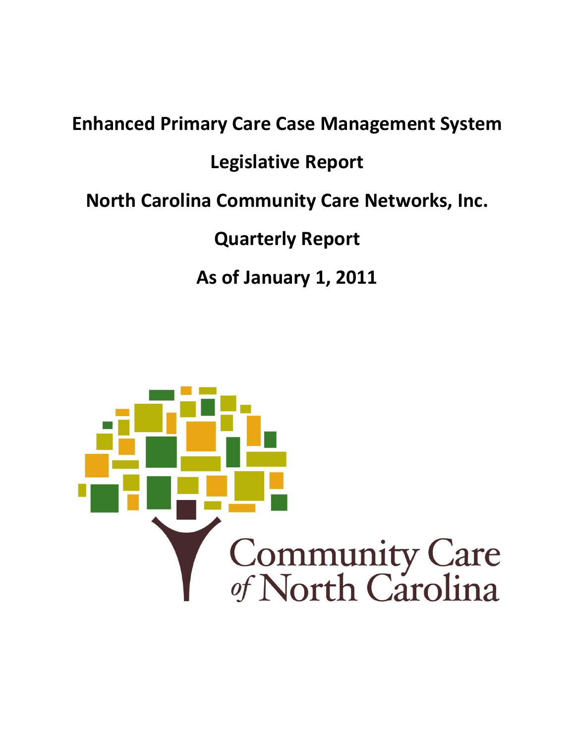# Enhanced Primary Care Case Management System

## Legislative Report

## North Carolina Community Care Networks, Inc.

## Quarterly Report

## As of January 1, 2011

Community Care of North Carolina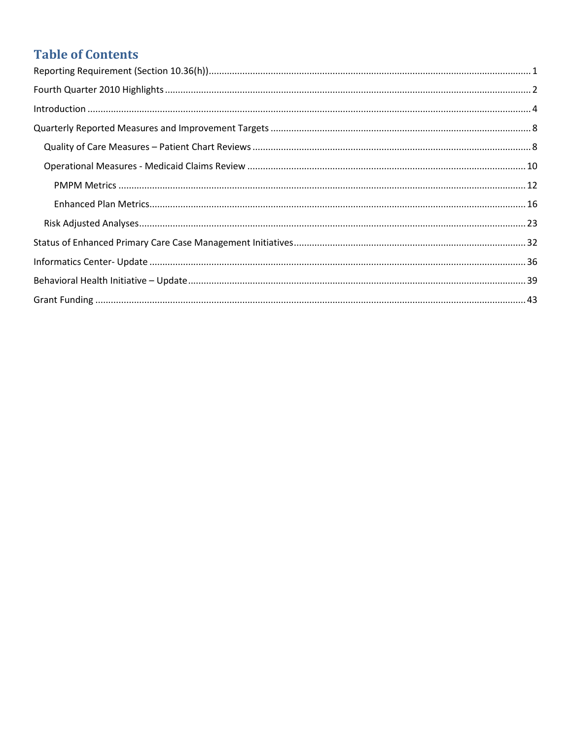# Table of Contents

Reporting Requirement (Section 10.36(h)) ... 1

Fourth Quarter 2010 Highlights ... 2

Introduction ... 4

Quarterly Reported Measures and Improvement Targets ... 8

- Quality of Care Measures – Patient Chart Reviews ... 8
- Operational Measures - Medicaid Claims Review ... 10
  - PMPM Metrics ... 12
  - Enhanced Plan Metrics ... 16
- Risk Adjusted Analyses ... 23

Status of Enhanced Primary Care Case Management Initiatives ... 32

Informatics Center- Update ... 36

Behavioral Health Initiative – Update ... 39

Grant Funding ... 43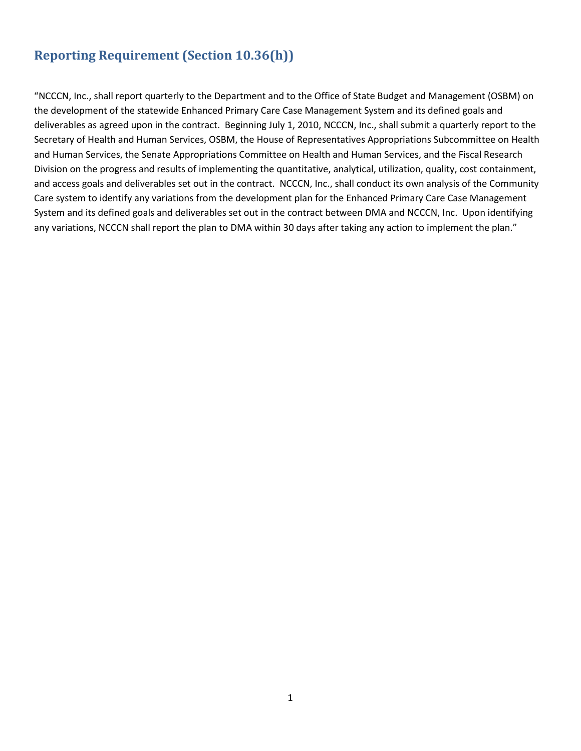## Reporting Requirement (Section 10.36(h))

"NCCCN, Inc., shall report quarterly to the Department and to the Office of State Budget and Management (OSBM) on the development of the statewide Enhanced Primary Care Case Management System and its defined goals and deliverables as agreed upon in the contract. Beginning July 1, 2010, NCCCN, Inc., shall submit a quarterly report to the Secretary of Health and Human Services, OSBM, the House of Representatives Appropriations Subcommittee on Health and Human Services, the Senate Appropriations Committee on Health and Human Services, and the Fiscal Research Division on the progress and results of implementing the quantitative, analytical, utilization, quality, cost containment, and access goals and deliverables set out in the contract. NCCCN, Inc., shall conduct its own analysis of the Community Care system to identify any variations from the development plan for the Enhanced Primary Care Case Management System and its defined goals and deliverables set out in the contract between DMA and NCCCN, Inc. Upon identifying any variations, NCCCN shall report the plan to DMA within 30 days after taking any action to implement the plan."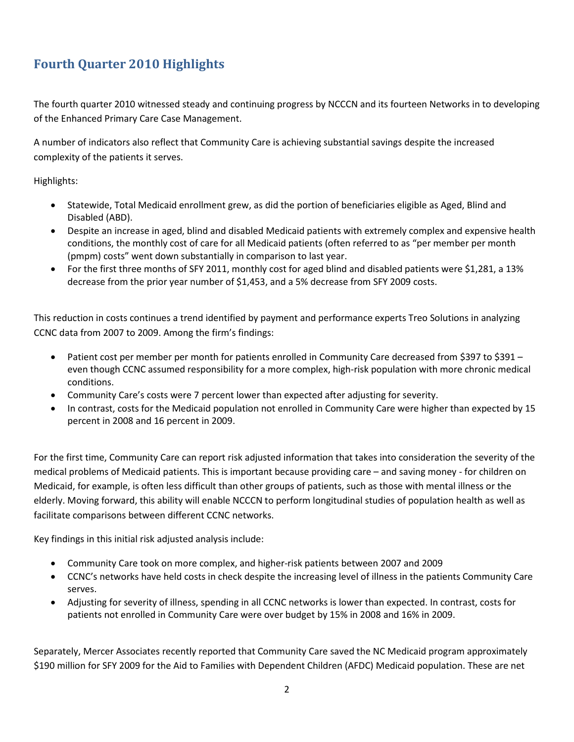## Fourth Quarter 2010 Highlights

The fourth quarter 2010 witnessed steady and continuing progress by NCCCN and its fourteen Networks in to developing of the Enhanced Primary Care Case Management.

A number of indicators also reflect that Community Care is achieving substantial savings despite the increased complexity of the patients it serves.

Highlights:

- Statewide, Total Medicaid enrollment grew, as did the portion of beneficiaries eligible as Aged, Blind and Disabled (ABD).
- Despite an increase in aged, blind and disabled Medicaid patients with extremely complex and expensive health conditions, the monthly cost of care for all Medicaid patients (often referred to as "per member per month (pmpm) costs" went down substantially in comparison to last year.
- For the first three months of SFY 2011, monthly cost for aged blind and disabled patients were $1,281, a 13% decrease from the prior year number of $1,453, and a 5% decrease from SFY 2009 costs.

This reduction in costs continues a trend identified by payment and performance experts Treo Solutions in analyzing CCNC data from 2007 to 2009. Among the firm's findings:

- Patient cost per member per month for patients enrolled in Community Care decreased from $397 to $391 – even though CCNC assumed responsibility for a more complex, high-risk population with more chronic medical conditions.
- Community Care's costs were 7 percent lower than expected after adjusting for severity.
- In contrast, costs for the Medicaid population not enrolled in Community Care were higher than expected by 15 percent in 2008 and 16 percent in 2009.

For the first time, Community Care can report risk adjusted information that takes into consideration the severity of the medical problems of Medicaid patients. This is important because providing care – and saving money - for children on Medicaid, for example, is often less difficult than other groups of patients, such as those with mental illness or the elderly. Moving forward, this ability will enable NCCCN to perform longitudinal studies of population health as well as facilitate comparisons between different CCNC networks.

Key findings in this initial risk adjusted analysis include:

- Community Care took on more complex, and higher-risk patients between 2007 and 2009
- CCNC's networks have held costs in check despite the increasing level of illness in the patients Community Care serves.
- Adjusting for severity of illness, spending in all CCNC networks is lower than expected. In contrast, costs for patients not enrolled in Community Care were over budget by 15% in 2008 and 16% in 2009.

Separately, Mercer Associates recently reported that Community Care saved the NC Medicaid program approximately $190 million for SFY 2009 for the Aid to Families with Dependent Children (AFDC) Medicaid population. These are net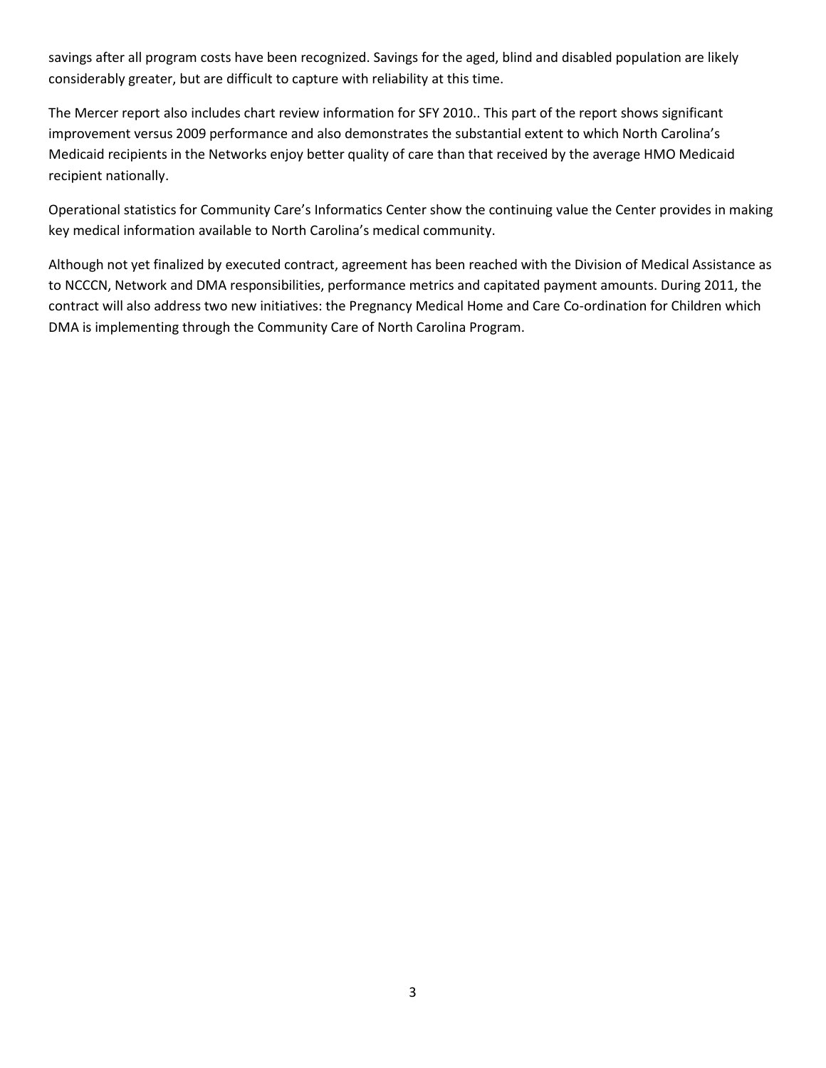savings after all program costs have been recognized. Savings for the aged, blind and disabled population are likely considerably greater, but are difficult to capture with reliability at this time.

The Mercer report also includes chart review information for SFY 2010.. This part of the report shows significant improvement versus 2009 performance and also demonstrates the substantial extent to which North Carolina's Medicaid recipients in the Networks enjoy better quality of care than that received by the average HMO Medicaid recipient nationally.

Operational statistics for Community Care's Informatics Center show the continuing value the Center provides in making key medical information available to North Carolina's medical community.

Although not yet finalized by executed contract, agreement has been reached with the Division of Medical Assistance as to NCCCN, Network and DMA responsibilities, performance metrics and capitated payment amounts. During 2011, the contract will also address two new initiatives: the Pregnancy Medical Home and Care Co-ordination for Children which DMA is implementing through the Community Care of North Carolina Program.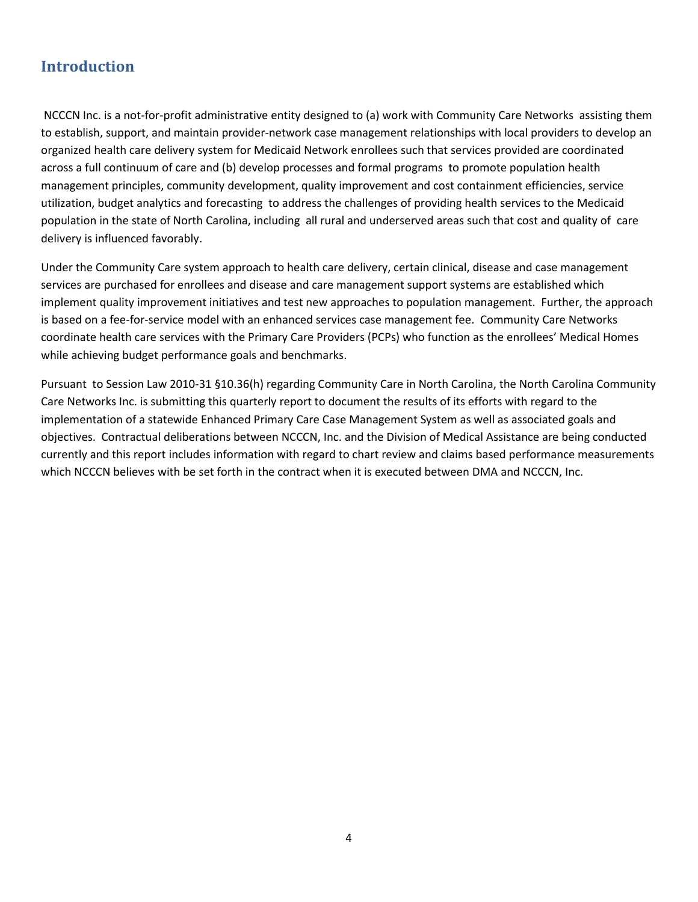## Introduction

NCCCN Inc. is a not-for-profit administrative entity designed to (a) work with Community Care Networks assisting them to establish, support, and maintain provider-network case management relationships with local providers to develop an organized health care delivery system for Medicaid Network enrollees such that services provided are coordinated across a full continuum of care and (b) develop processes and formal programs to promote population health management principles, community development, quality improvement and cost containment efficiencies, service utilization, budget analytics and forecasting to address the challenges of providing health services to the Medicaid population in the state of North Carolina, including all rural and underserved areas such that cost and quality of care delivery is influenced favorably.

Under the Community Care system approach to health care delivery, certain clinical, disease and case management services are purchased for enrollees and disease and care management support systems are established which implement quality improvement initiatives and test new approaches to population management. Further, the approach is based on a fee-for-service model with an enhanced services case management fee. Community Care Networks coordinate health care services with the Primary Care Providers (PCPs) who function as the enrollees' Medical Homes while achieving budget performance goals and benchmarks.

Pursuant to Session Law 2010-31 §10.36(h) regarding Community Care in North Carolina, the North Carolina Community Care Networks Inc. is submitting this quarterly report to document the results of its efforts with regard to the implementation of a statewide Enhanced Primary Care Case Management System as well as associated goals and objectives. Contractual deliberations between NCCCN, Inc. and the Division of Medical Assistance are being conducted currently and this report includes information with regard to chart review and claims based performance measurements which NCCCN believes with be set forth in the contract when it is executed between DMA and NCCCN, Inc.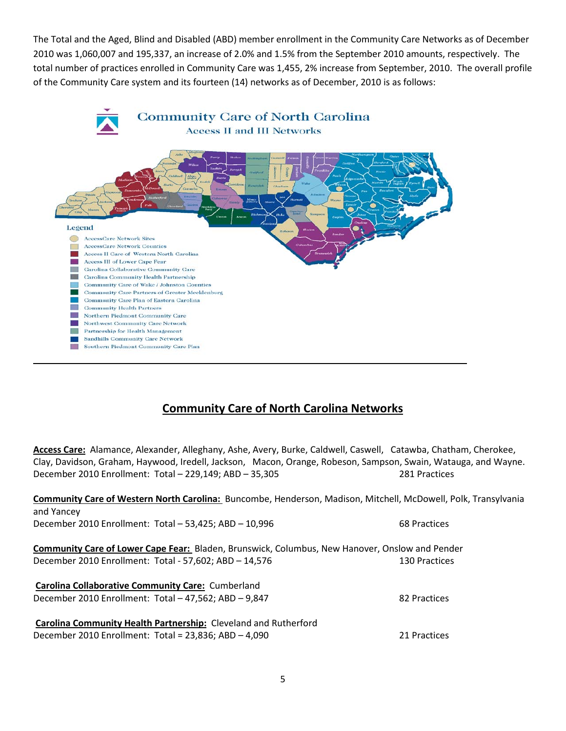The Total and the Aged, Blind and Disabled (ABD) member enrollment in the Community Care Networks as of December 2010 was 1,060,007 and 195,337, an increase of 2.0% and 1.5% from the September 2010 amounts, respectively. The total number of practices enrolled in Community Care was 1,455, 2% increase from September, 2010. The overall profile of the Community Care system and its fourteen (14) networks as of December, 2010 is as follows:

Community Care of North Carolina
Access II and III Networks

Legend
- AccessCare Network Sites
- AccessCare Network Counties
- Access II Care of Western North Carolina
- Access III of Lower Cape Fear
- Carolina Collaborative Community Care
- Carolina Community Health Partnership
- Community Care of Wake / Johnston Counties
- Community Care Partners of Greater Mecklenburg
- Community Care Plan of Eastern Carolina
- Community Health Partners
- Northern Piedmont Community Care
- Northwest Community Care Network
- Partnership for Health Management
- Sandhills Community Care Network
- Southern Piedmont Community Care Plan

## Community Care of North Carolina Networks

**Access Care:** Alamance, Alexander, Alleghany, Ashe, Avery, Burke, Caldwell, Caswell, Catawba, Chatham, Cherokee, Clay, Davidson, Graham, Haywood, Iredell, Jackson, Macon, Orange, Robeson, Sampson, Swain, Watauga, and Wayne.
December 2010 Enrollment: Total – 229,149; ABD – 35,305 — 281 Practices

**Community Care of Western North Carolina:** Buncombe, Henderson, Madison, Mitchell, McDowell, Polk, Transylvania and Yancey
December 2010 Enrollment: Total – 53,425; ABD – 10,996 — 68 Practices

**Community Care of Lower Cape Fear:** Bladen, Brunswick, Columbus, New Hanover, Onslow and Pender
December 2010 Enrollment: Total - 57,602; ABD – 14,576 — 130 Practices

**Carolina Collaborative Community Care:** Cumberland
December 2010 Enrollment: Total – 47,562; ABD – 9,847 — 82 Practices

**Carolina Community Health Partnership:** Cleveland and Rutherford
December 2010 Enrollment: Total = 23,836; ABD – 4,090 — 21 Practices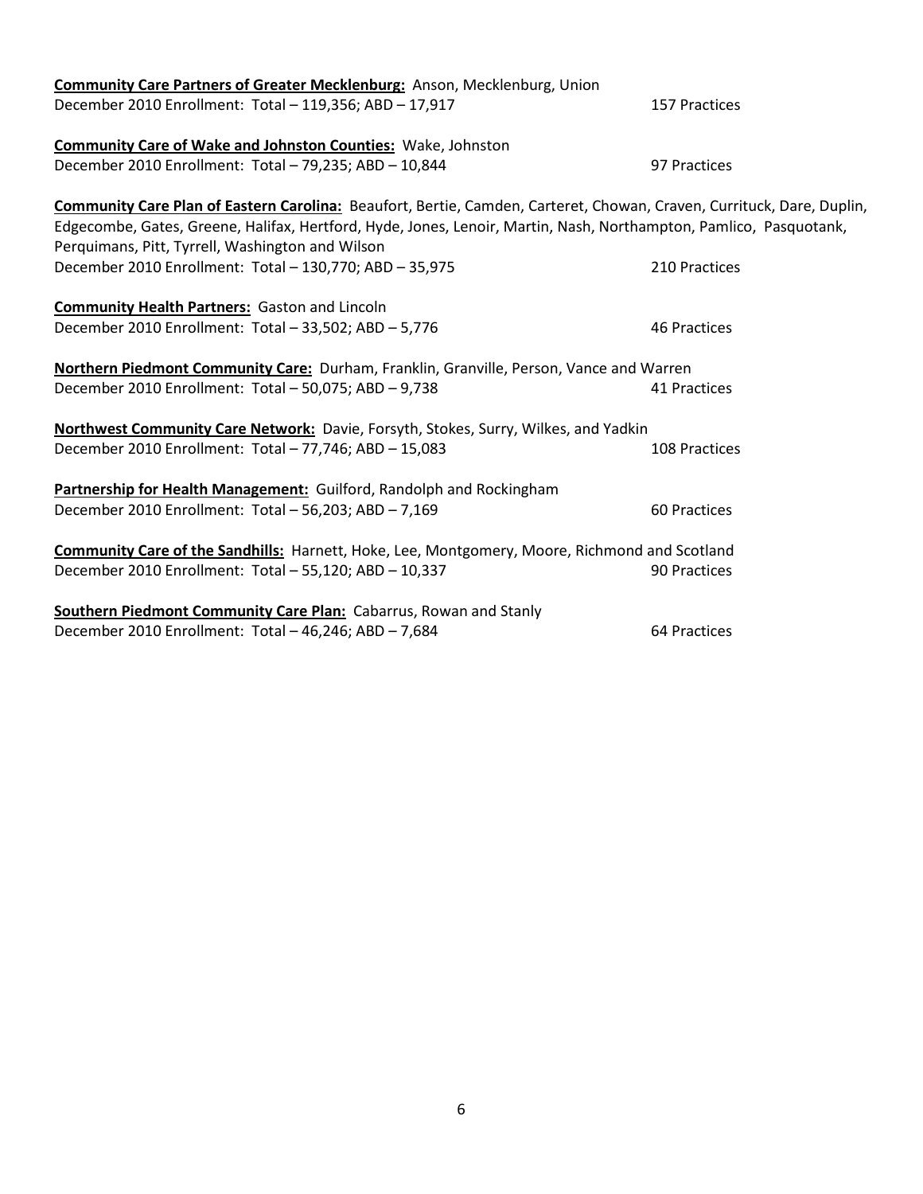**Community Care Partners of Greater Mecklenburg:** Anson, Mecklenburg, Union
December 2010 Enrollment: Total – 119,356; ABD – 17,917 — 157 Practices

**Community Care of Wake and Johnston Counties:** Wake, Johnston
December 2010 Enrollment: Total – 79,235; ABD – 10,844 — 97 Practices

**Community Care Plan of Eastern Carolina:** Beaufort, Bertie, Camden, Carteret, Chowan, Craven, Currituck, Dare, Duplin, Edgecombe, Gates, Greene, Halifax, Hertford, Hyde, Jones, Lenoir, Martin, Nash, Northampton, Pamlico, Pasquotank, Perquimans, Pitt, Tyrrell, Washington and Wilson
December 2010 Enrollment: Total – 130,770; ABD – 35,975 — 210 Practices

**Community Health Partners:** Gaston and Lincoln
December 2010 Enrollment: Total – 33,502; ABD – 5,776 — 46 Practices

**Northern Piedmont Community Care:** Durham, Franklin, Granville, Person, Vance and Warren
December 2010 Enrollment: Total – 50,075; ABD – 9,738 — 41 Practices

**Northwest Community Care Network:** Davie, Forsyth, Stokes, Surry, Wilkes, and Yadkin
December 2010 Enrollment: Total – 77,746; ABD – 15,083 — 108 Practices

**Partnership for Health Management:** Guilford, Randolph and Rockingham
December 2010 Enrollment: Total – 56,203; ABD – 7,169 — 60 Practices

**Community Care of the Sandhills:** Harnett, Hoke, Lee, Montgomery, Moore, Richmond and Scotland
December 2010 Enrollment: Total – 55,120; ABD – 10,337 — 90 Practices

**Southern Piedmont Community Care Plan:** Cabarrus, Rowan and Stanly
December 2010 Enrollment: Total – 46,246; ABD – 7,684 — 64 Practices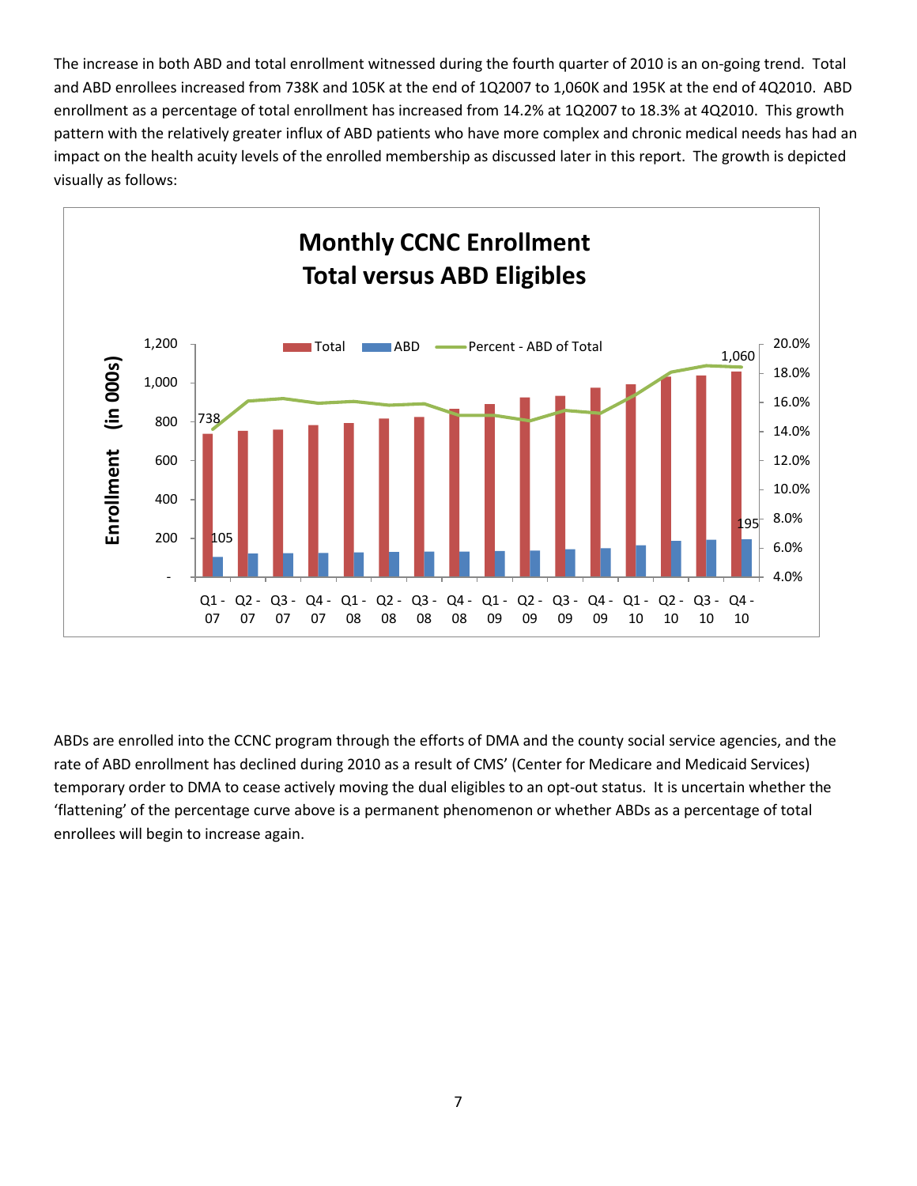The increase in both ABD and total enrollment witnessed during the fourth quarter of 2010 is an on-going trend. Total and ABD enrollees increased from 738K and 105K at the end of 1Q2007 to 1,060K and 195K at the end of 4Q2010. ABD enrollment as a percentage of total enrollment has increased from 14.2% at 1Q2007 to 18.3% at 4Q2010. This growth pattern with the relatively greater influx of ABD patients who have more complex and chronic medical needs has had an impact on the health acuity levels of the enrolled membership as discussed later in this report. The growth is depicted visually as follows:

**Monthly CCNC Enrollment**
**Total versus ABD Eligibles**

Enrollment (in 000s)

Legend: Total, ABD, Percent - ABD of Total

Labeled values: Total Q1 - 07: 738; ABD Q1 - 07: 105; Total Q4 - 10: 1,060; ABD Q4 - 10: 195

Quarters: Q1 - 07, Q2 - 07, Q3 - 07, Q4 - 07, Q1 - 08, Q2 - 08, Q3 - 08, Q4 - 08, Q1 - 09, Q2 - 09, Q3 - 09, Q4 - 09, Q1 - 10, Q2 - 10, Q3 - 10, Q4 - 10

ABDs are enrolled into the CCNC program through the efforts of DMA and the county social service agencies, and the rate of ABD enrollment has declined during 2010 as a result of CMS' (Center for Medicare and Medicaid Services) temporary order to DMA to cease actively moving the dual eligibles to an opt-out status. It is uncertain whether the 'flattening' of the percentage curve above is a permanent phenomenon or whether ABDs as a percentage of total enrollees will begin to increase again.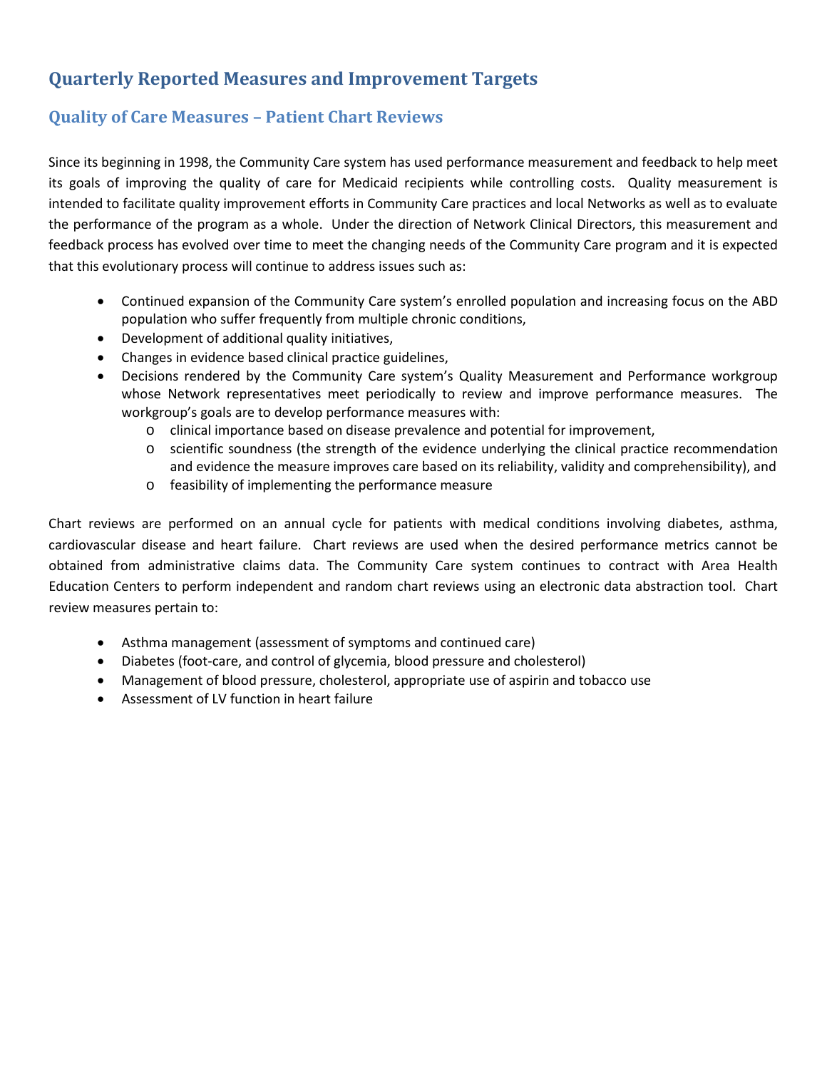## Quarterly Reported Measures and Improvement Targets

### Quality of Care Measures – Patient Chart Reviews

Since its beginning in 1998, the Community Care system has used performance measurement and feedback to help meet its goals of improving the quality of care for Medicaid recipients while controlling costs. Quality measurement is intended to facilitate quality improvement efforts in Community Care practices and local Networks as well as to evaluate the performance of the program as a whole. Under the direction of Network Clinical Directors, this measurement and feedback process has evolved over time to meet the changing needs of the Community Care program and it is expected that this evolutionary process will continue to address issues such as:

- Continued expansion of the Community Care system's enrolled population and increasing focus on the ABD population who suffer frequently from multiple chronic conditions,
- Development of additional quality initiatives,
- Changes in evidence based clinical practice guidelines,
- Decisions rendered by the Community Care system's Quality Measurement and Performance workgroup whose Network representatives meet periodically to review and improve performance measures. The workgroup's goals are to develop performance measures with:
  - clinical importance based on disease prevalence and potential for improvement,
  - scientific soundness (the strength of the evidence underlying the clinical practice recommendation and evidence the measure improves care based on its reliability, validity and comprehensibility), and
  - feasibility of implementing the performance measure

Chart reviews are performed on an annual cycle for patients with medical conditions involving diabetes, asthma, cardiovascular disease and heart failure. Chart reviews are used when the desired performance metrics cannot be obtained from administrative claims data. The Community Care system continues to contract with Area Health Education Centers to perform independent and random chart reviews using an electronic data abstraction tool. Chart review measures pertain to:

- Asthma management (assessment of symptoms and continued care)
- Diabetes (foot-care, and control of glycemia, blood pressure and cholesterol)
- Management of blood pressure, cholesterol, appropriate use of aspirin and tobacco use
- Assessment of LV function in heart failure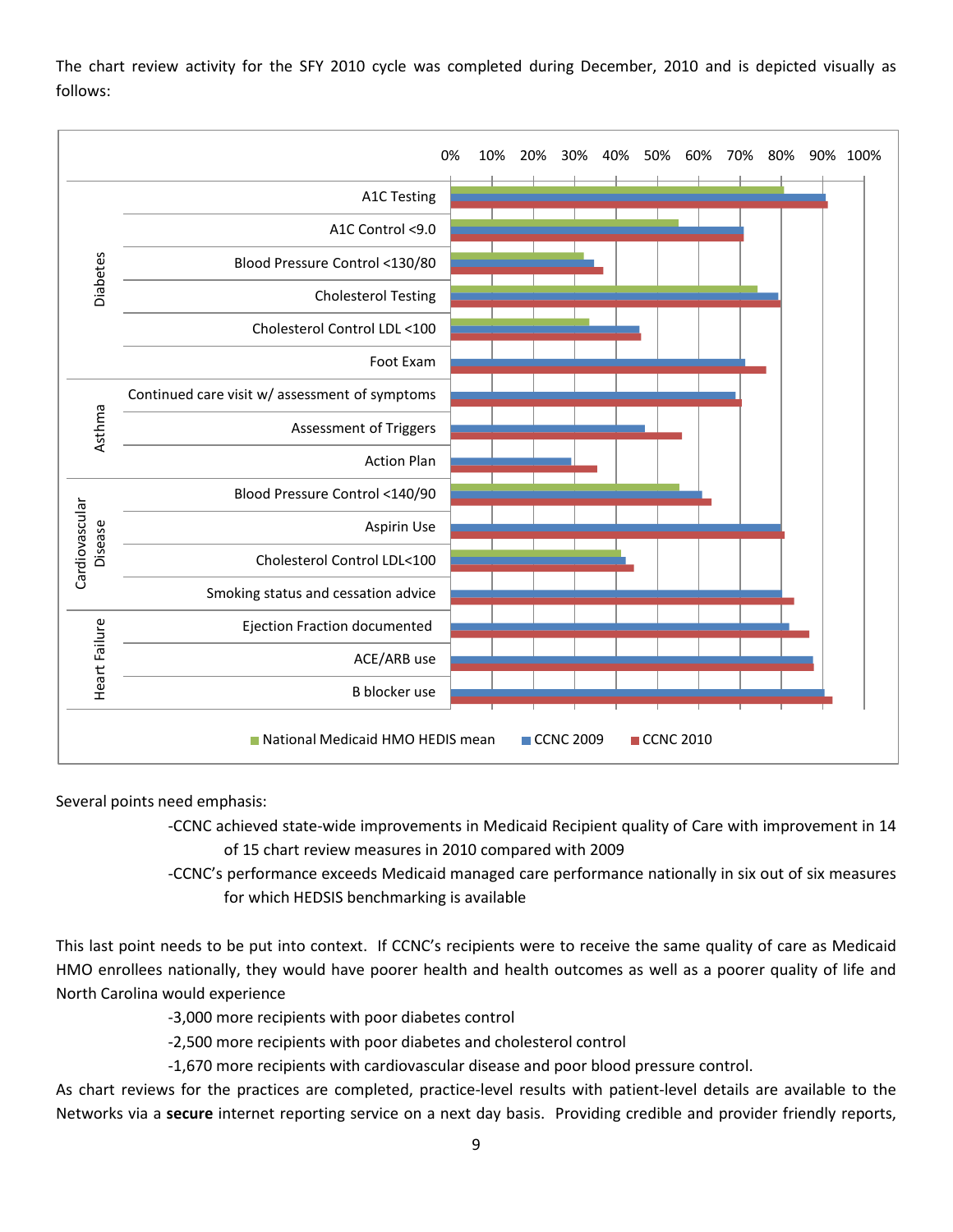The chart review activity for the SFY 2010 cycle was completed during December, 2010 and is depicted visually as follows:

Several points need emphasis:

-CCNC achieved state-wide improvements in Medicaid Recipient quality of Care with improvement in 14 of 15 chart review measures in 2010 compared with 2009

-CCNC's performance exceeds Medicaid managed care performance nationally in six out of six measures for which HEDSIS benchmarking is available

This last point needs to be put into context. If CCNC's recipients were to receive the same quality of care as Medicaid HMO enrollees nationally, they would have poorer health and health outcomes as well as a poorer quality of life and North Carolina would experience

-3,000 more recipients with poor diabetes control

-2,500 more recipients with poor diabetes and cholesterol control

-1,670 more recipients with cardiovascular disease and poor blood pressure control.

As chart reviews for the practices are completed, practice-level results with patient-level details are available to the Networks via a **secure** internet reporting service on a next day basis. Providing credible and provider friendly reports,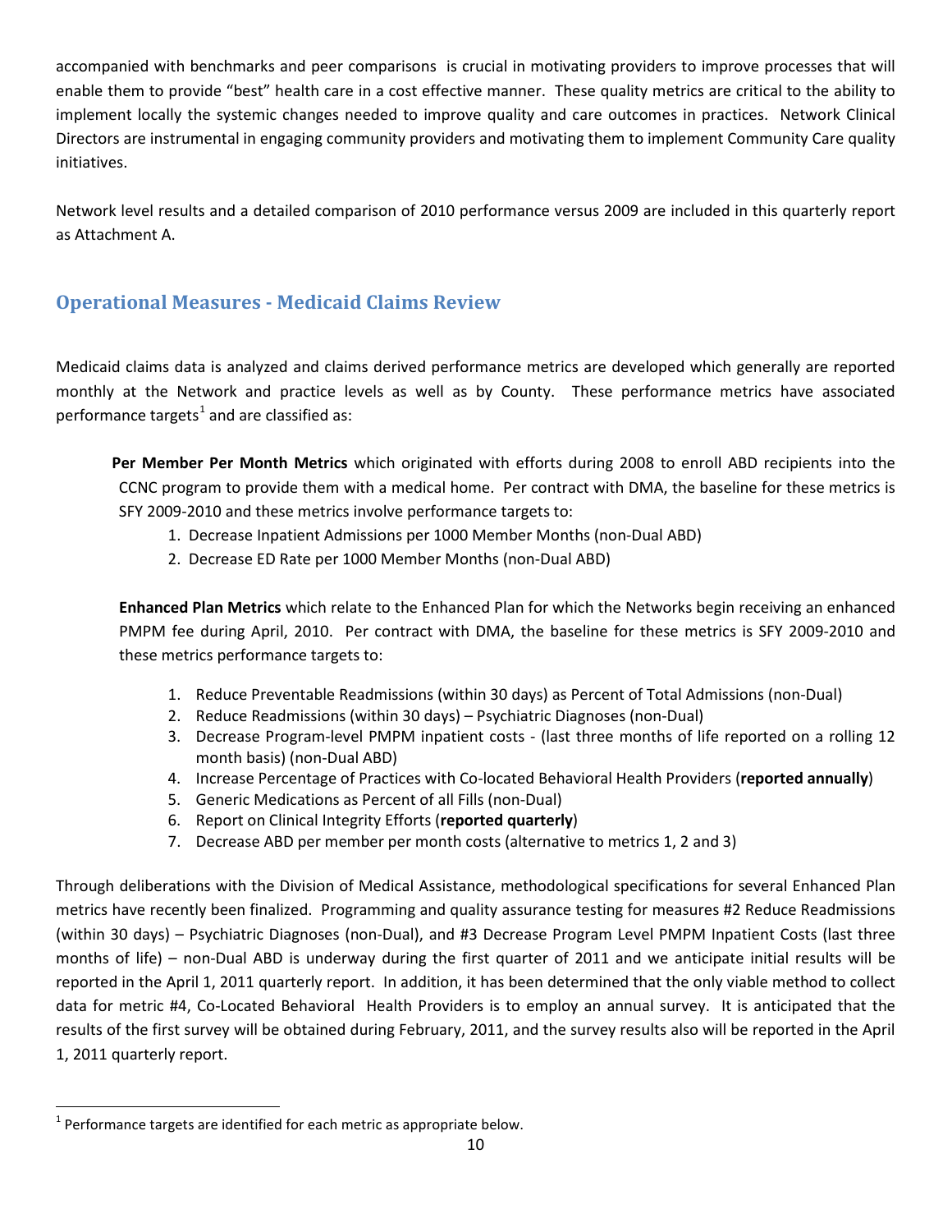accompanied with benchmarks and peer comparisons is crucial in motivating providers to improve processes that will enable them to provide "best" health care in a cost effective manner. These quality metrics are critical to the ability to implement locally the systemic changes needed to improve quality and care outcomes in practices. Network Clinical Directors are instrumental in engaging community providers and motivating them to implement Community Care quality initiatives.

Network level results and a detailed comparison of 2010 performance versus 2009 are included in this quarterly report as Attachment A.

## Operational Measures - Medicaid Claims Review

Medicaid claims data is analyzed and claims derived performance metrics are developed which generally are reported monthly at the Network and practice levels as well as by County. These performance metrics have associated performance targets[1] and are classified as:

**Per Member Per Month Metrics** which originated with efforts during 2008 to enroll ABD recipients into the CCNC program to provide them with a medical home. Per contract with DMA, the baseline for these metrics is SFY 2009-2010 and these metrics involve performance targets to:

1. Decrease Inpatient Admissions per 1000 Member Months (non-Dual ABD)
2. Decrease ED Rate per 1000 Member Months (non-Dual ABD)

**Enhanced Plan Metrics** which relate to the Enhanced Plan for which the Networks begin receiving an enhanced PMPM fee during April, 2010. Per contract with DMA, the baseline for these metrics is SFY 2009-2010 and these metrics performance targets to:

1. Reduce Preventable Readmissions (within 30 days) as Percent of Total Admissions (non-Dual)
2. Reduce Readmissions (within 30 days) – Psychiatric Diagnoses (non-Dual)
3. Decrease Program-level PMPM inpatient costs - (last three months of life reported on a rolling 12 month basis) (non-Dual ABD)
4. Increase Percentage of Practices with Co-located Behavioral Health Providers (**reported annually**)
5. Generic Medications as Percent of all Fills (non-Dual)
6. Report on Clinical Integrity Efforts (**reported quarterly**)
7. Decrease ABD per member per month costs (alternative to metrics 1, 2 and 3)

Through deliberations with the Division of Medical Assistance, methodological specifications for several Enhanced Plan metrics have recently been finalized. Programming and quality assurance testing for measures #2 Reduce Readmissions (within 30 days) – Psychiatric Diagnoses (non-Dual), and #3 Decrease Program Level PMPM Inpatient Costs (last three months of life) – non-Dual ABD is underway during the first quarter of 2011 and we anticipate initial results will be reported in the April 1, 2011 quarterly report. In addition, it has been determined that the only viable method to collect data for metric #4, Co-Located Behavioral Health Providers is to employ an annual survey. It is anticipated that the results of the first survey will be obtained during February, 2011, and the survey results also will be reported in the April 1, 2011 quarterly report.

[1] Performance targets are identified for each metric as appropriate below.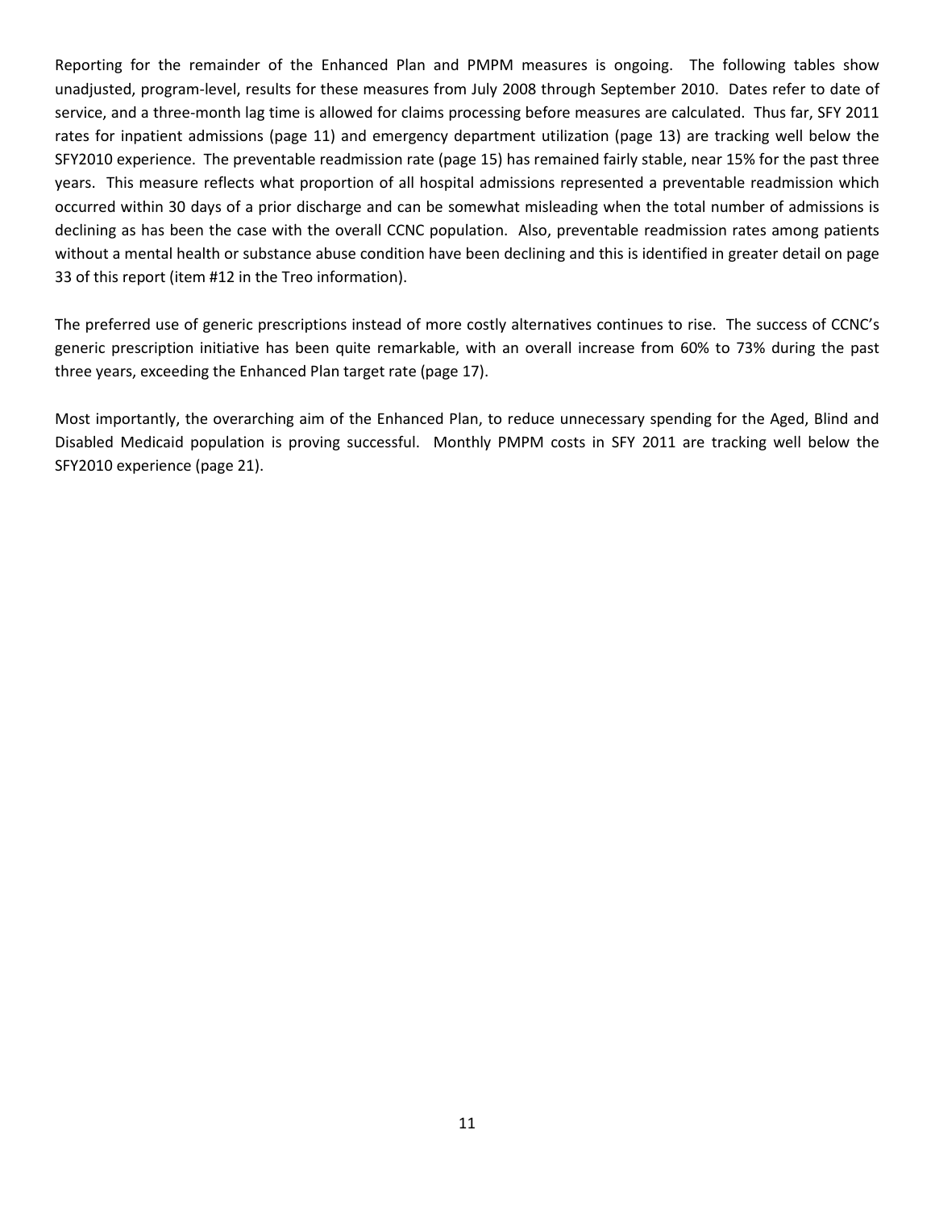Reporting for the remainder of the Enhanced Plan and PMPM measures is ongoing. The following tables show unadjusted, program-level, results for these measures from July 2008 through September 2010. Dates refer to date of service, and a three-month lag time is allowed for claims processing before measures are calculated. Thus far, SFY 2011 rates for inpatient admissions (page 11) and emergency department utilization (page 13) are tracking well below the SFY2010 experience. The preventable readmission rate (page 15) has remained fairly stable, near 15% for the past three years. This measure reflects what proportion of all hospital admissions represented a preventable readmission which occurred within 30 days of a prior discharge and can be somewhat misleading when the total number of admissions is declining as has been the case with the overall CCNC population. Also, preventable readmission rates among patients without a mental health or substance abuse condition have been declining and this is identified in greater detail on page 33 of this report (item #12 in the Treo information).

The preferred use of generic prescriptions instead of more costly alternatives continues to rise. The success of CCNC's generic prescription initiative has been quite remarkable, with an overall increase from 60% to 73% during the past three years, exceeding the Enhanced Plan target rate (page 17).

Most importantly, the overarching aim of the Enhanced Plan, to reduce unnecessary spending for the Aged, Blind and Disabled Medicaid population is proving successful. Monthly PMPM costs in SFY 2011 are tracking well below the SFY2010 experience (page 21).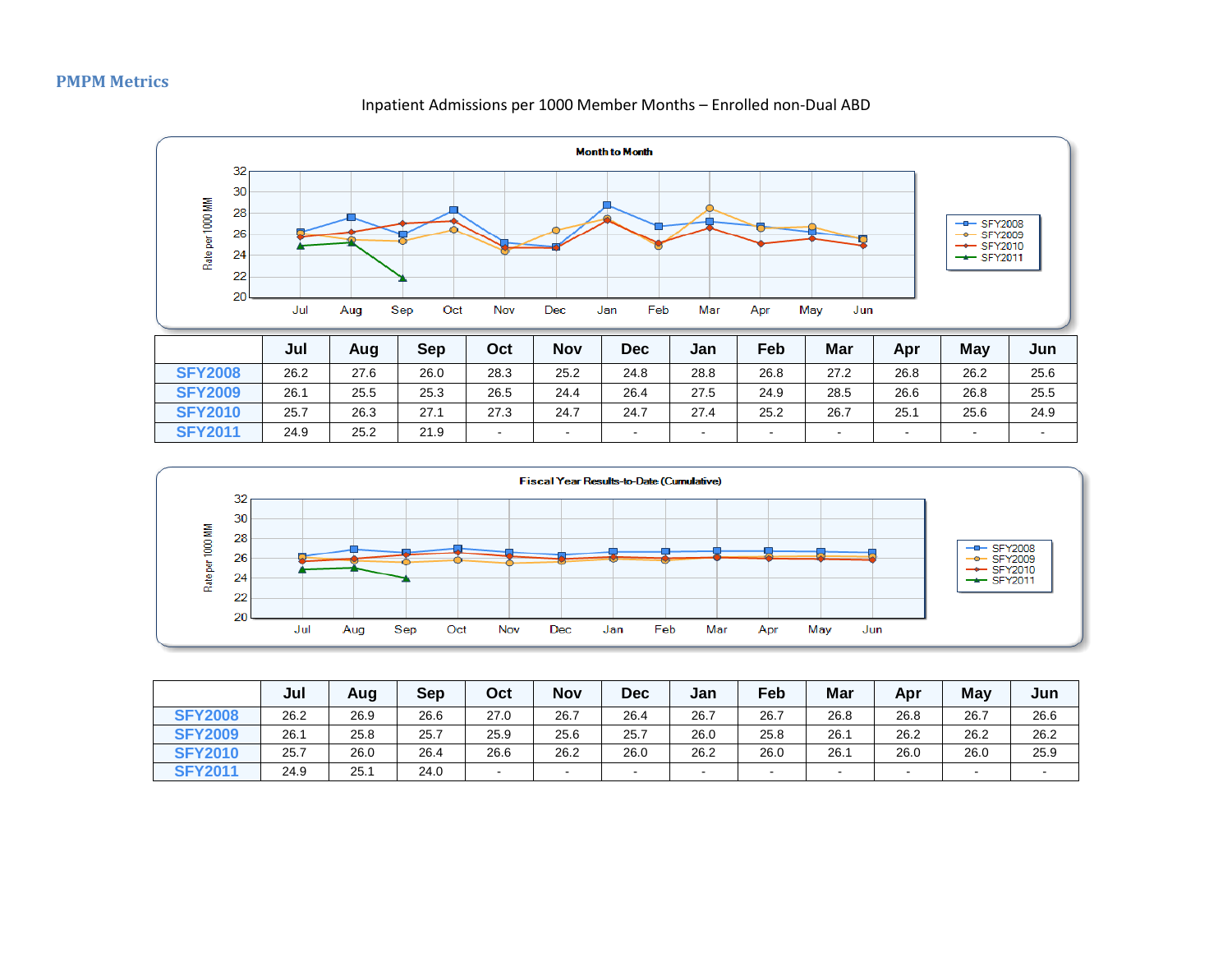## PMPM Metrics

Inpatient Admissions per 1000 Member Months – Enrolled non-Dual ABD

**Month to Month**

| | Jul | Aug | Sep | Oct | Nov | Dec | Jan | Feb | Mar | Apr | May | Jun |
|---|---|---|---|---|---|---|---|---|---|---|---|---|
| SFY2008 | 26.2 | 27.6 | 26.0 | 28.3 | 25.2 | 24.8 | 28.8 | 26.8 | 27.2 | 26.8 | 26.2 | 25.6 |
| SFY2009 | 26.1 | 25.5 | 25.3 | 26.5 | 24.4 | 26.4 | 27.5 | 24.9 | 28.5 | 26.6 | 26.8 | 25.5 |
| SFY2010 | 25.7 | 26.3 | 27.1 | 27.3 | 24.7 | 24.7 | 27.4 | 25.2 | 26.7 | 25.1 | 25.6 | 24.9 |
| SFY2011 | 24.9 | 25.2 | 21.9 | - | - | - | - | - | - | - | - | - |

**Fiscal Year Results-to-Date (Cumulative)**

| | Jul | Aug | Sep | Oct | Nov | Dec | Jan | Feb | Mar | Apr | May | Jun |
|---|---|---|---|---|---|---|---|---|---|---|---|---|
| SFY2008 | 26.2 | 26.9 | 26.6 | 27.0 | 26.7 | 26.4 | 26.7 | 26.7 | 26.8 | 26.8 | 26.7 | 26.6 |
| SFY2009 | 26.1 | 25.8 | 25.7 | 25.9 | 25.6 | 25.7 | 26.0 | 25.8 | 26.1 | 26.2 | 26.2 | 26.2 |
| SFY2010 | 25.7 | 26.0 | 26.4 | 26.6 | 26.2 | 26.0 | 26.2 | 26.0 | 26.1 | 26.0 | 26.0 | 25.9 |
| SFY2011 | 24.9 | 25.1 | 24.0 | - | - | - | - | - | - | - | - | - |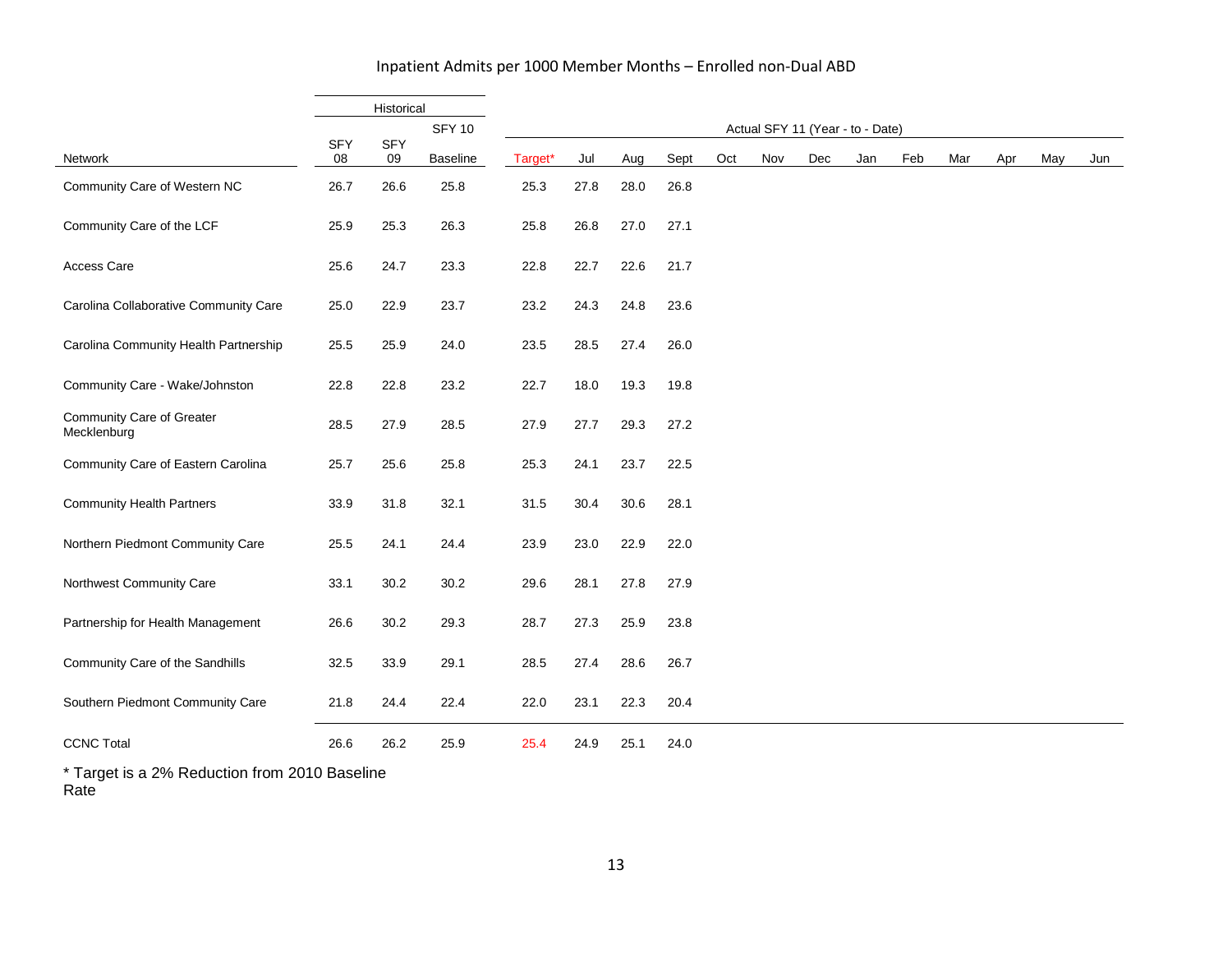# Inpatient Admits per 1000 Member Months – Enrolled non-Dual ABD

| Network | Historical | | | Actual SFY 11 (Year - to - Date) | | | | | | | | | | | | |
|---|---|---|---|---|---|---|---|---|---|---|---|---|---|---|---|---|
| | SFY 08 | SFY 09 | SFY 10 Baseline | Target* | Jul | Aug | Sept | Oct | Nov | Dec | Jan | Feb | Mar | Apr | May | Jun |
| Community Care of Western NC | 26.7 | 26.6 | 25.8 | 25.3 | 27.8 | 28.0 | 26.8 | | | | | | | | | |
| Community Care of the LCF | 25.9 | 25.3 | 26.3 | 25.8 | 26.8 | 27.0 | 27.1 | | | | | | | | | |
| Access Care | 25.6 | 24.7 | 23.3 | 22.8 | 22.7 | 22.6 | 21.7 | | | | | | | | | |
| Carolina Collaborative Community Care | 25.0 | 22.9 | 23.7 | 23.2 | 24.3 | 24.8 | 23.6 | | | | | | | | | |
| Carolina Community Health Partnership | 25.5 | 25.9 | 24.0 | 23.5 | 28.5 | 27.4 | 26.0 | | | | | | | | | |
| Community Care - Wake/Johnston | 22.8 | 22.8 | 23.2 | 22.7 | 18.0 | 19.3 | 19.8 | | | | | | | | | |
| Community Care of Greater Mecklenburg | 28.5 | 27.9 | 28.5 | 27.9 | 27.7 | 29.3 | 27.2 | | | | | | | | | |
| Community Care of Eastern Carolina | 25.7 | 25.6 | 25.8 | 25.3 | 24.1 | 23.7 | 22.5 | | | | | | | | | |
| Community Health Partners | 33.9 | 31.8 | 32.1 | 31.5 | 30.4 | 30.6 | 28.1 | | | | | | | | | |
| Northern Piedmont Community Care | 25.5 | 24.1 | 24.4 | 23.9 | 23.0 | 22.9 | 22.0 | | | | | | | | | |
| Northwest Community Care | 33.1 | 30.2 | 30.2 | 29.6 | 28.1 | 27.8 | 27.9 | | | | | | | | | |
| Partnership for Health Management | 26.6 | 30.2 | 29.3 | 28.7 | 27.3 | 25.9 | 23.8 | | | | | | | | | |
| Community Care of the Sandhills | 32.5 | 33.9 | 29.1 | 28.5 | 27.4 | 28.6 | 26.7 | | | | | | | | | |
| Southern Piedmont Community Care | 21.8 | 24.4 | 22.4 | 22.0 | 23.1 | 22.3 | 20.4 | | | | | | | | | |
| CCNC Total | 26.6 | 26.2 | 25.9 | 25.4 | 24.9 | 25.1 | 24.0 | | | | | | | | | |

* Target is a 2% Reduction from 2010 Baseline Rate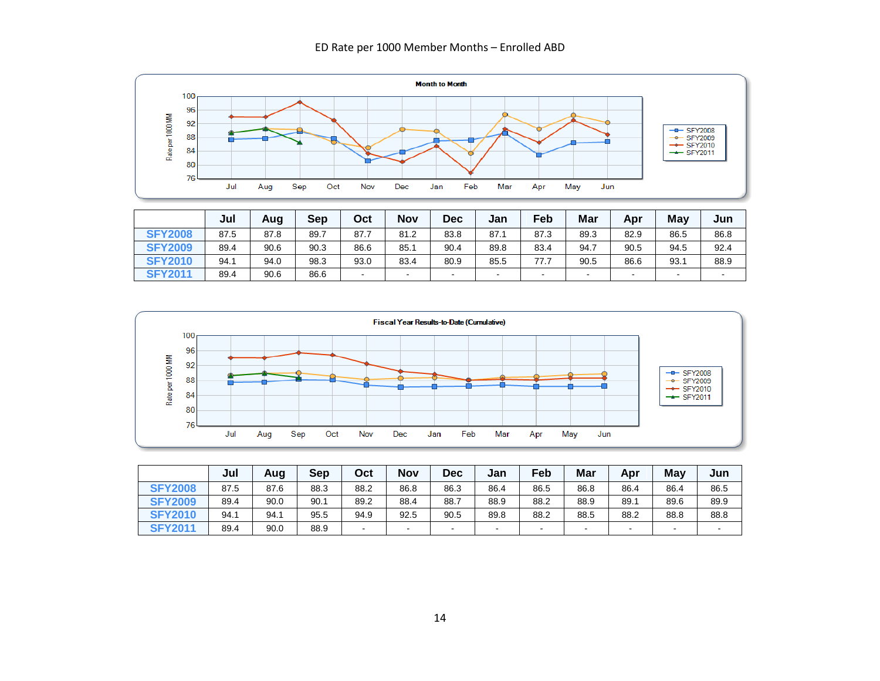ED Rate per 1000 Member Months – Enrolled ABD

**Month to Month**

|  | Jul | Aug | Sep | Oct | Nov | Dec | Jan | Feb | Mar | Apr | May | Jun |
|---|---|---|---|---|---|---|---|---|---|---|---|---|
| SFY2008 | 87.5 | 87.8 | 89.7 | 87.7 | 81.2 | 83.8 | 87.1 | 87.3 | 89.3 | 82.9 | 86.5 | 86.8 |
| SFY2009 | 89.4 | 90.6 | 90.3 | 86.6 | 85.1 | 90.4 | 89.8 | 83.4 | 94.7 | 90.5 | 94.5 | 92.4 |
| SFY2010 | 94.1 | 94.0 | 98.3 | 93.0 | 83.4 | 80.9 | 85.5 | 77.7 | 90.5 | 86.6 | 93.1 | 88.9 |
| SFY2011 | 89.4 | 90.6 | 86.6 | - | - | - | - | - | - | - | - | - |

**Fiscal Year Results-to-Date (Cumulative)**

|  | Jul | Aug | Sep | Oct | Nov | Dec | Jan | Feb | Mar | Apr | May | Jun |
|---|---|---|---|---|---|---|---|---|---|---|---|---|
| SFY2008 | 87.5 | 87.6 | 88.3 | 88.2 | 86.8 | 86.3 | 86.4 | 86.5 | 86.8 | 86.4 | 86.4 | 86.5 |
| SFY2009 | 89.4 | 90.0 | 90.1 | 89.2 | 88.4 | 88.7 | 88.9 | 88.2 | 88.9 | 89.1 | 89.6 | 89.9 |
| SFY2010 | 94.1 | 94.1 | 95.5 | 94.9 | 92.5 | 90.5 | 89.8 | 88.2 | 88.5 | 88.2 | 88.8 | 88.8 |
| SFY2011 | 89.4 | 90.0 | 88.9 | - | - | - | - | - | - | - | - | - |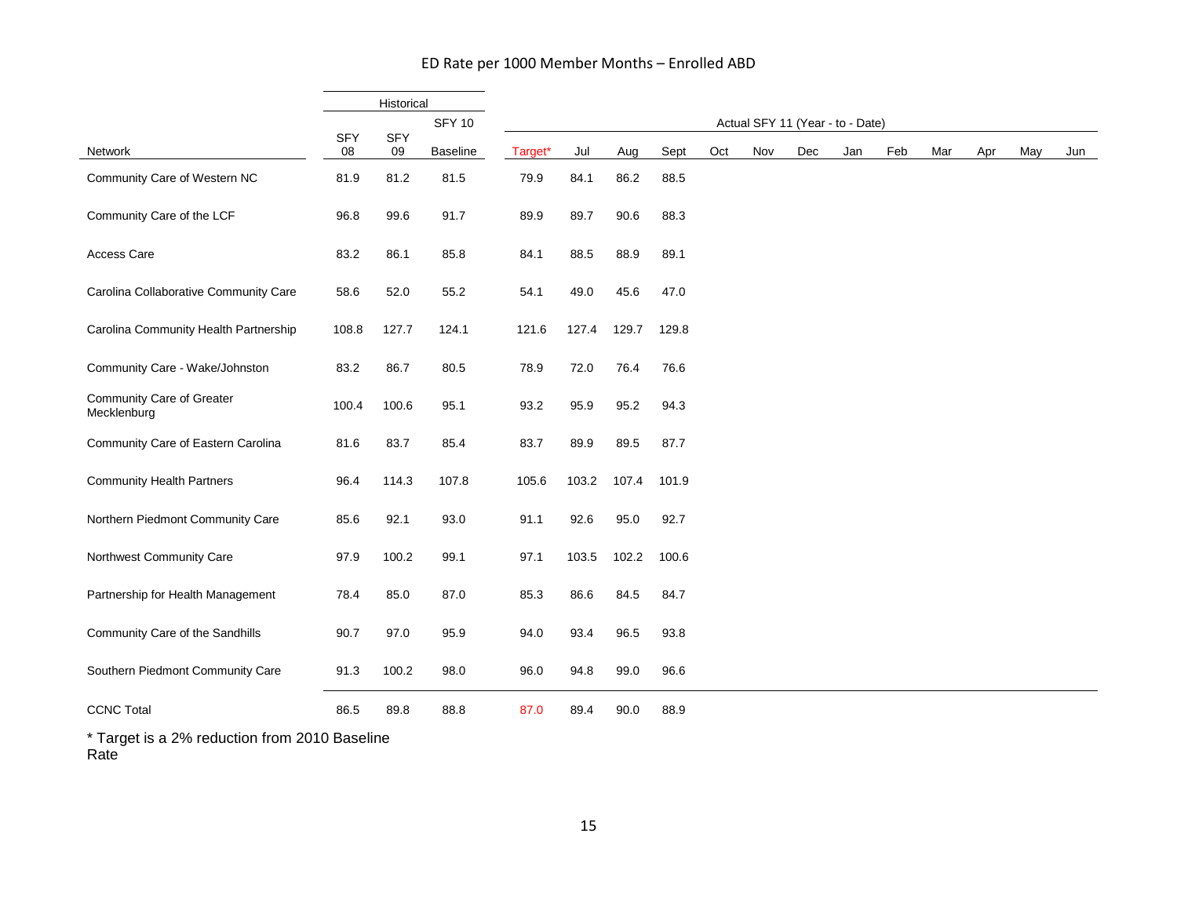## ED Rate per 1000 Member Months – Enrolled ABD

| Network | Historical | | | Actual SFY 11 (Year - to - Date) | | | | | | | | | | | | | |
|---|---|---|---|---|---|---|---|---|---|---|---|---|---|---|---|---|---|
| | SFY 08 | SFY 09 | SFY 10 Baseline | Target* | Jul | Aug | Sept | Oct | Nov | Dec | Jan | Feb | Mar | Apr | May | Jun |
| Community Care of Western NC | 81.9 | 81.2 | 81.5 | 79.9 | 84.1 | 86.2 | 88.5 | | | | | | | | | |
| Community Care of the LCF | 96.8 | 99.6 | 91.7 | 89.9 | 89.7 | 90.6 | 88.3 | | | | | | | | | |
| Access Care | 83.2 | 86.1 | 85.8 | 84.1 | 88.5 | 88.9 | 89.1 | | | | | | | | | |
| Carolina Collaborative Community Care | 58.6 | 52.0 | 55.2 | 54.1 | 49.0 | 45.6 | 47.0 | | | | | | | | | |
| Carolina Community Health Partnership | 108.8 | 127.7 | 124.1 | 121.6 | 127.4 | 129.7 | 129.8 | | | | | | | | | |
| Community Care - Wake/Johnston | 83.2 | 86.7 | 80.5 | 78.9 | 72.0 | 76.4 | 76.6 | | | | | | | | | |
| Community Care of Greater Mecklenburg | 100.4 | 100.6 | 95.1 | 93.2 | 95.9 | 95.2 | 94.3 | | | | | | | | | |
| Community Care of Eastern Carolina | 81.6 | 83.7 | 85.4 | 83.7 | 89.9 | 89.5 | 87.7 | | | | | | | | | |
| Community Health Partners | 96.4 | 114.3 | 107.8 | 105.6 | 103.2 | 107.4 | 101.9 | | | | | | | | | |
| Northern Piedmont Community Care | 85.6 | 92.1 | 93.0 | 91.1 | 92.6 | 95.0 | 92.7 | | | | | | | | | |
| Northwest Community Care | 97.9 | 100.2 | 99.1 | 97.1 | 103.5 | 102.2 | 100.6 | | | | | | | | | |
| Partnership for Health Management | 78.4 | 85.0 | 87.0 | 85.3 | 86.6 | 84.5 | 84.7 | | | | | | | | | |
| Community Care of the Sandhills | 90.7 | 97.0 | 95.9 | 94.0 | 93.4 | 96.5 | 93.8 | | | | | | | | | |
| Southern Piedmont Community Care | 91.3 | 100.2 | 98.0 | 96.0 | 94.8 | 99.0 | 96.6 | | | | | | | | | |
| CCNC Total | 86.5 | 89.8 | 88.8 | 87.0 | 89.4 | 90.0 | 88.9 | | | | | | | | | |

* Target is a 2% reduction from 2010 Baseline Rate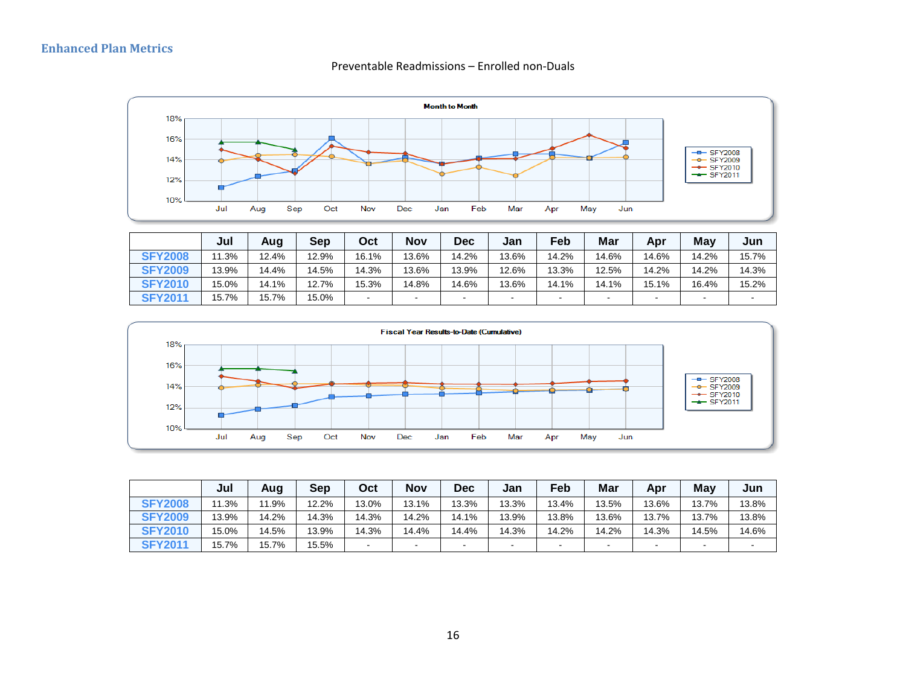## Enhanced Plan Metrics

Preventable Readmissions – Enrolled non-Duals

|  | Jul | Aug | Sep | Oct | Nov | Dec | Jan | Feb | Mar | Apr | May | Jun |
|---|---|---|---|---|---|---|---|---|---|---|---|---|
| SFY2008 | 11.3% | 12.4% | 12.9% | 16.1% | 13.6% | 14.2% | 13.6% | 14.2% | 14.6% | 14.6% | 14.2% | 15.7% |
| SFY2009 | 13.9% | 14.4% | 14.5% | 14.3% | 13.6% | 13.9% | 12.6% | 13.3% | 12.5% | 14.2% | 14.2% | 14.3% |
| SFY2010 | 15.0% | 14.1% | 12.7% | 15.3% | 14.8% | 14.6% | 13.6% | 14.1% | 14.1% | 15.1% | 16.4% | 15.2% |
| SFY2011 | 15.7% | 15.7% | 15.0% | - | - | - | - | - | - | - | - | - |

|  | Jul | Aug | Sep | Oct | Nov | Dec | Jan | Feb | Mar | Apr | May | Jun |
|---|---|---|---|---|---|---|---|---|---|---|---|---|
| SFY2008 | 11.3% | 11.9% | 12.2% | 13.0% | 13.1% | 13.3% | 13.3% | 13.4% | 13.5% | 13.6% | 13.7% | 13.8% |
| SFY2009 | 13.9% | 14.2% | 14.3% | 14.3% | 14.2% | 14.1% | 13.9% | 13.8% | 13.6% | 13.7% | 13.7% | 13.8% |
| SFY2010 | 15.0% | 14.5% | 13.9% | 14.3% | 14.4% | 14.4% | 14.3% | 14.2% | 14.2% | 14.3% | 14.5% | 14.6% |
| SFY2011 | 15.7% | 15.7% | 15.5% | - | - | - | - | - | - | - | - | - |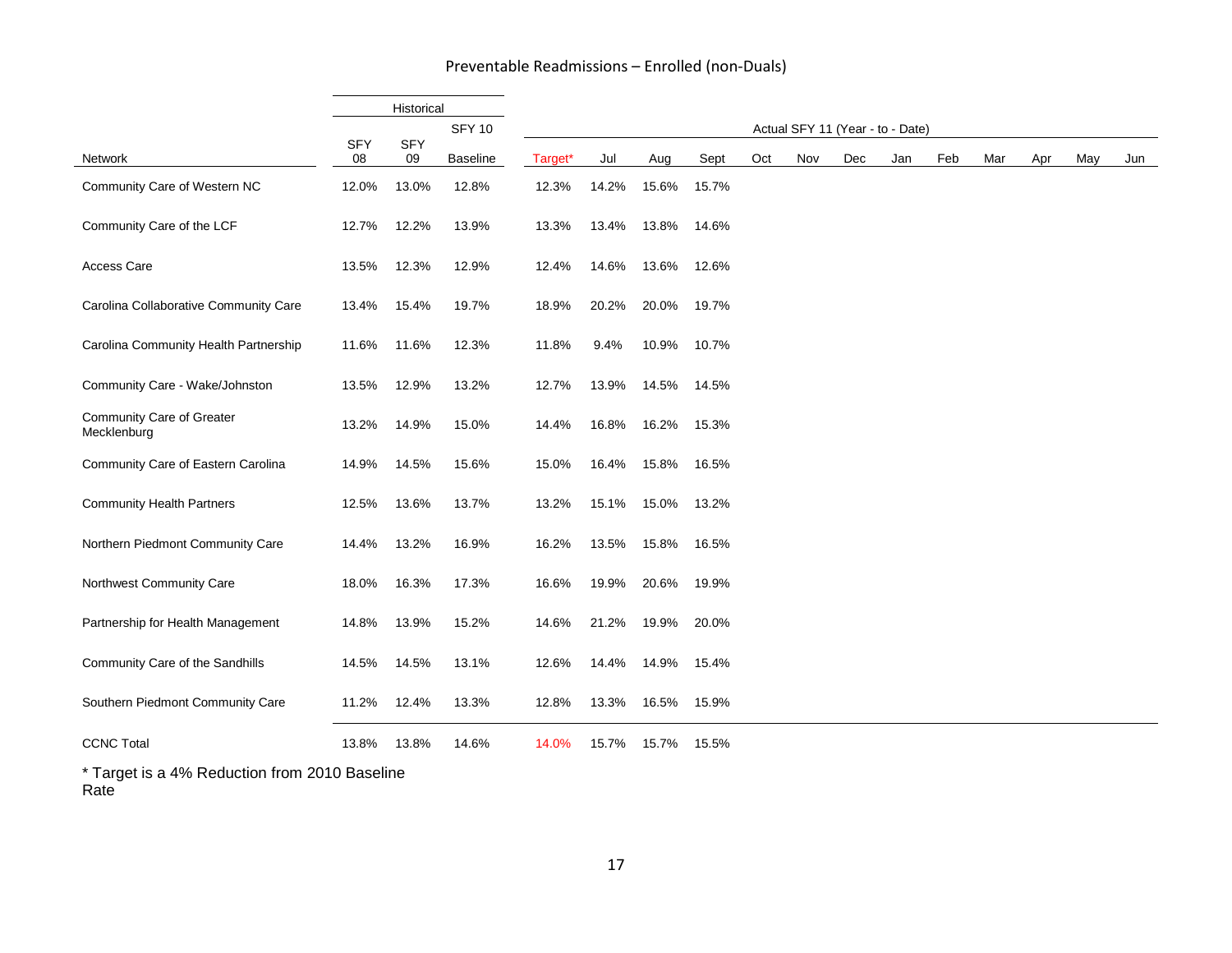# Preventable Readmissions – Enrolled (non-Duals)

| Network | Historical | | | | Actual SFY 11 (Year - to - Date) | | | | | | | | | | | |
|---|---|---|---|---|---|---|---|---|---|---|---|---|---|---|---|---|
| | SFY 08 | SFY 09 | SFY 10 Baseline | Target* | Jul | Aug | Sept | Oct | Nov | Dec | Jan | Feb | Mar | Apr | May | Jun |
| Community Care of Western NC | 12.0% | 13.0% | 12.8% | 12.3% | 14.2% | 15.6% | 15.7% | | | | | | | | | |
| Community Care of the LCF | 12.7% | 12.2% | 13.9% | 13.3% | 13.4% | 13.8% | 14.6% | | | | | | | | | |
| Access Care | 13.5% | 12.3% | 12.9% | 12.4% | 14.6% | 13.6% | 12.6% | | | | | | | | | |
| Carolina Collaborative Community Care | 13.4% | 15.4% | 19.7% | 18.9% | 20.2% | 20.0% | 19.7% | | | | | | | | | |
| Carolina Community Health Partnership | 11.6% | 11.6% | 12.3% | 11.8% | 9.4% | 10.9% | 10.7% | | | | | | | | | |
| Community Care - Wake/Johnston | 13.5% | 12.9% | 13.2% | 12.7% | 13.9% | 14.5% | 14.5% | | | | | | | | | |
| Community Care of Greater Mecklenburg | 13.2% | 14.9% | 15.0% | 14.4% | 16.8% | 16.2% | 15.3% | | | | | | | | | |
| Community Care of Eastern Carolina | 14.9% | 14.5% | 15.6% | 15.0% | 16.4% | 15.8% | 16.5% | | | | | | | | | |
| Community Health Partners | 12.5% | 13.6% | 13.7% | 13.2% | 15.1% | 15.0% | 13.2% | | | | | | | | | |
| Northern Piedmont Community Care | 14.4% | 13.2% | 16.9% | 16.2% | 13.5% | 15.8% | 16.5% | | | | | | | | | |
| Northwest Community Care | 18.0% | 16.3% | 17.3% | 16.6% | 19.9% | 20.6% | 19.9% | | | | | | | | | |
| Partnership for Health Management | 14.8% | 13.9% | 15.2% | 14.6% | 21.2% | 19.9% | 20.0% | | | | | | | | | |
| Community Care of the Sandhills | 14.5% | 14.5% | 13.1% | 12.6% | 14.4% | 14.9% | 15.4% | | | | | | | | | |
| Southern Piedmont Community Care | 11.2% | 12.4% | 13.3% | 12.8% | 13.3% | 16.5% | 15.9% | | | | | | | | | |
| CCNC Total | 13.8% | 13.8% | 14.6% | 14.0% | 15.7% | 15.7% | 15.5% | | | | | | | | | |

* Target is a 4% Reduction from 2010 Baseline Rate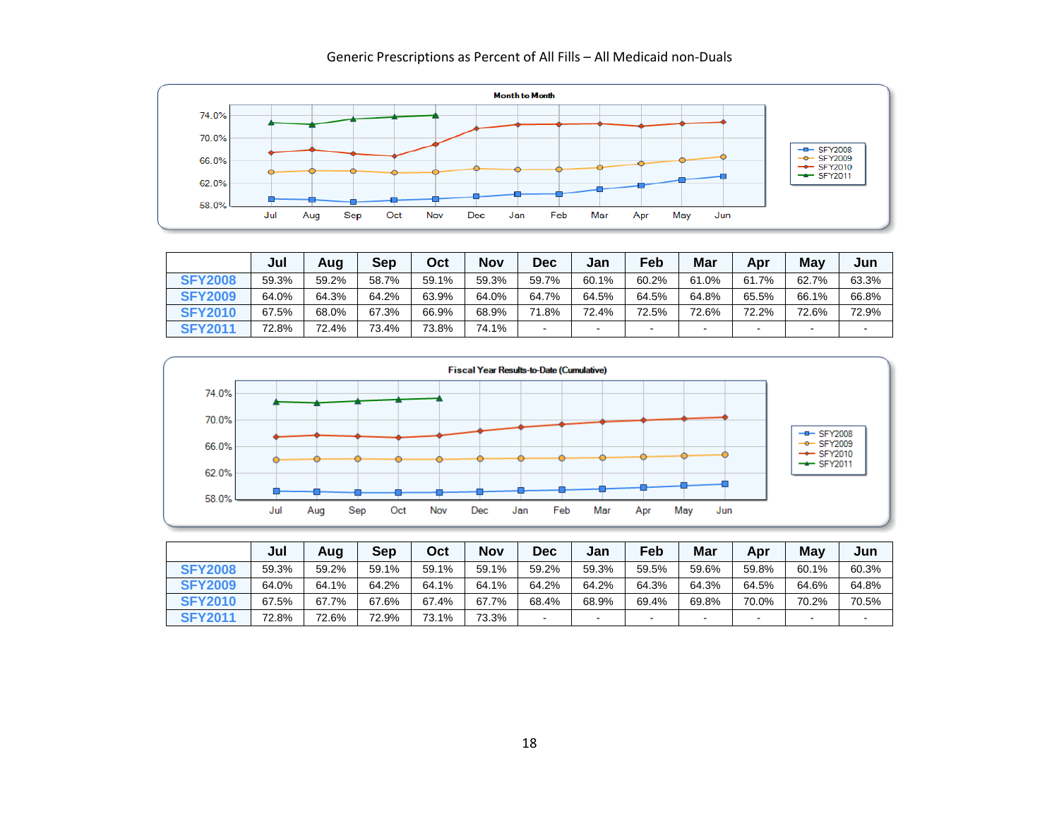Generic Prescriptions as Percent of All Fills – All Medicaid non-Duals

Month to Month

| | Jul | Aug | Sep | Oct | Nov | Dec | Jan | Feb | Mar | Apr | May | Jun |
|---|---|---|---|---|---|---|---|---|---|---|---|---|
| SFY2008 | 59.3% | 59.2% | 58.7% | 59.1% | 59.3% | 59.7% | 60.1% | 60.2% | 61.0% | 61.7% | 62.7% | 63.3% |
| SFY2009 | 64.0% | 64.3% | 64.2% | 63.9% | 64.0% | 64.7% | 64.5% | 64.5% | 64.8% | 65.5% | 66.1% | 66.8% |
| SFY2010 | 67.5% | 68.0% | 67.3% | 66.9% | 68.9% | 71.8% | 72.4% | 72.5% | 72.6% | 72.2% | 72.6% | 72.9% |
| SFY2011 | 72.8% | 72.4% | 73.4% | 73.8% | 74.1% | - | - | - | - | - | - | - |

Fiscal Year Results-to-Date (Cumulative)

| | Jul | Aug | Sep | Oct | Nov | Dec | Jan | Feb | Mar | Apr | May | Jun |
|---|---|---|---|---|---|---|---|---|---|---|---|---|
| SFY2008 | 59.3% | 59.2% | 59.1% | 59.1% | 59.1% | 59.2% | 59.3% | 59.5% | 59.6% | 59.8% | 60.1% | 60.3% |
| SFY2009 | 64.0% | 64.1% | 64.2% | 64.1% | 64.1% | 64.2% | 64.2% | 64.3% | 64.3% | 64.5% | 64.6% | 64.8% |
| SFY2010 | 67.5% | 67.7% | 67.6% | 67.4% | 67.7% | 68.4% | 68.9% | 69.4% | 69.8% | 70.0% | 70.2% | 70.5% |
| SFY2011 | 72.8% | 72.6% | 72.9% | 73.1% | 73.3% | - | - | - | - | - | - | - |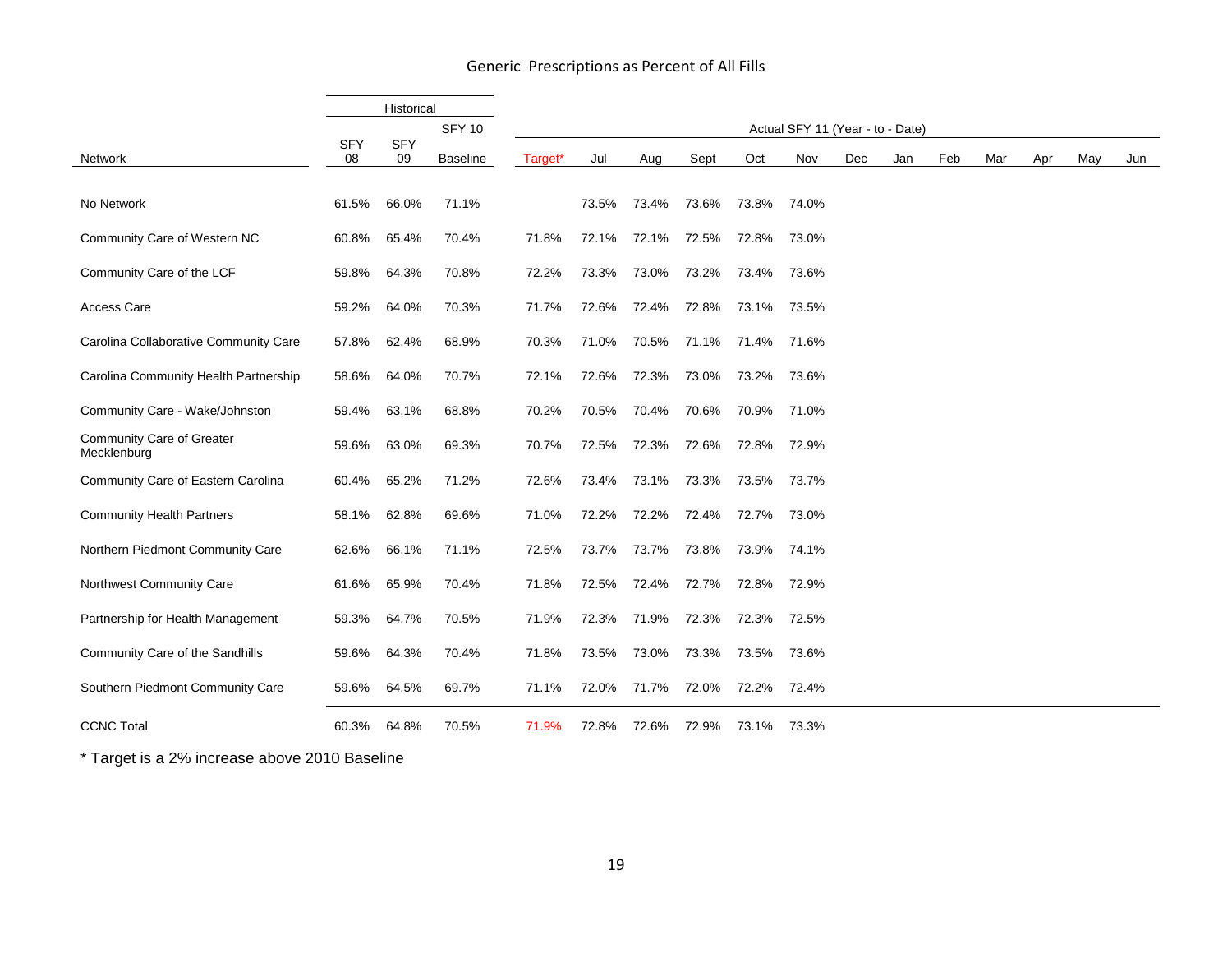## Generic Prescriptions as Percent of All Fills

| Network | Historical | | | | Actual SFY 11 (Year - to - Date) | | | | | | | | | | | |
|---|---|---|---|---|---|---|---|---|---|---|---|---|---|---|---|---|
| | SFY 08 | SFY 09 | SFY 10 Baseline | Target* | Jul | Aug | Sept | Oct | Nov | Dec | Jan | Feb | Mar | Apr | May | Jun |
| No Network | 61.5% | 66.0% | 71.1% | | 73.5% | 73.4% | 73.6% | 73.8% | 74.0% | | | | | | | |
| Community Care of Western NC | 60.8% | 65.4% | 70.4% | 71.8% | 72.1% | 72.1% | 72.5% | 72.8% | 73.0% | | | | | | | |
| Community Care of the LCF | 59.8% | 64.3% | 70.8% | 72.2% | 73.3% | 73.0% | 73.2% | 73.4% | 73.6% | | | | | | | |
| Access Care | 59.2% | 64.0% | 70.3% | 71.7% | 72.6% | 72.4% | 72.8% | 73.1% | 73.5% | | | | | | | |
| Carolina Collaborative Community Care | 57.8% | 62.4% | 68.9% | 70.3% | 71.0% | 70.5% | 71.1% | 71.4% | 71.6% | | | | | | | |
| Carolina Community Health Partnership | 58.6% | 64.0% | 70.7% | 72.1% | 72.6% | 72.3% | 73.0% | 73.2% | 73.6% | | | | | | | |
| Community Care - Wake/Johnston | 59.4% | 63.1% | 68.8% | 70.2% | 70.5% | 70.4% | 70.6% | 70.9% | 71.0% | | | | | | | |
| Community Care of Greater Mecklenburg | 59.6% | 63.0% | 69.3% | 70.7% | 72.5% | 72.3% | 72.6% | 72.8% | 72.9% | | | | | | | |
| Community Care of Eastern Carolina | 60.4% | 65.2% | 71.2% | 72.6% | 73.4% | 73.1% | 73.3% | 73.5% | 73.7% | | | | | | | |
| Community Health Partners | 58.1% | 62.8% | 69.6% | 71.0% | 72.2% | 72.2% | 72.4% | 72.7% | 73.0% | | | | | | | |
| Northern Piedmont Community Care | 62.6% | 66.1% | 71.1% | 72.5% | 73.7% | 73.7% | 73.8% | 73.9% | 74.1% | | | | | | | |
| Northwest Community Care | 61.6% | 65.9% | 70.4% | 71.8% | 72.5% | 72.4% | 72.7% | 72.8% | 72.9% | | | | | | | |
| Partnership for Health Management | 59.3% | 64.7% | 70.5% | 71.9% | 72.3% | 71.9% | 72.3% | 72.3% | 72.5% | | | | | | | |
| Community Care of the Sandhills | 59.6% | 64.3% | 70.4% | 71.8% | 73.5% | 73.0% | 73.3% | 73.5% | 73.6% | | | | | | | |
| Southern Piedmont Community Care | 59.6% | 64.5% | 69.7% | 71.1% | 72.0% | 71.7% | 72.0% | 72.2% | 72.4% | | | | | | | |
| CCNC Total | 60.3% | 64.8% | 70.5% | 71.9% | 72.8% | 72.6% | 72.9% | 73.1% | 73.3% | | | | | | | |

\* Target is a 2% increase above 2010 Baseline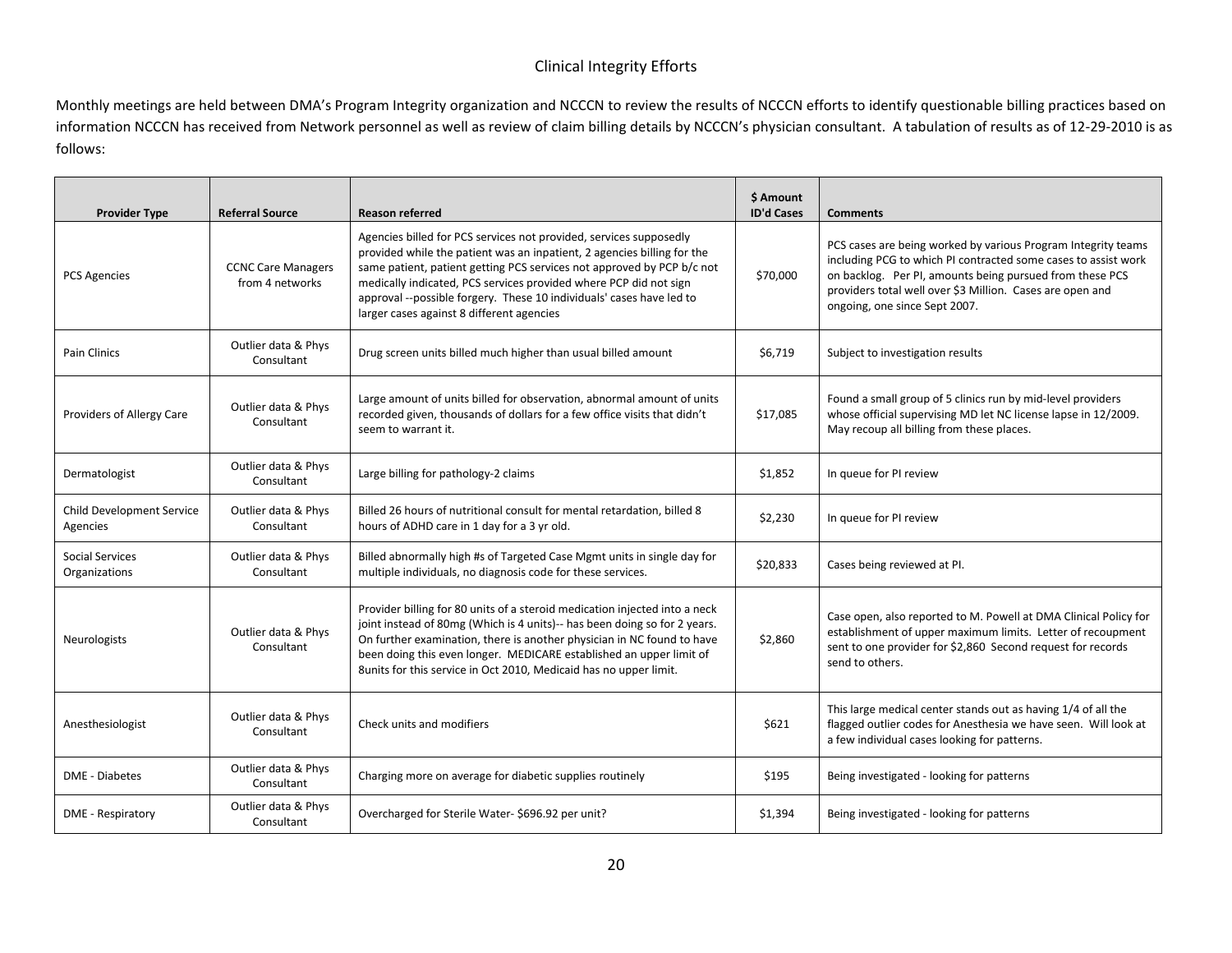## Clinical Integrity Efforts

Monthly meetings are held between DMA's Program Integrity organization and NCCCN to review the results of NCCCN efforts to identify questionable billing practices based on information NCCCN has received from Network personnel as well as review of claim billing details by NCCCN's physician consultant. A tabulation of results as of 12-29-2010 is as follows:

| Provider Type | Referral Source | Reason referred | $ Amount ID'd Cases | Comments |
|---|---|---|---|---|
| PCS Agencies | CCNC Care Managers from 4 networks | Agencies billed for PCS services not provided, services supposedly provided while the patient was an inpatient, 2 agencies billing for the same patient, patient getting PCS services not approved by PCP b/c not medically indicated, PCS services provided where PCP did not sign approval --possible forgery. These 10 individuals' cases have led to larger cases against 8 different agencies | $70,000 | PCS cases are being worked by various Program Integrity teams including PCG to which PI contracted some cases to assist work on backlog. Per PI, amounts being pursued from these PCS providers total well over $3 Million. Cases are open and ongoing, one since Sept 2007. |
| Pain Clinics | Outlier data & Phys Consultant | Drug screen units billed much higher than usual billed amount | $6,719 | Subject to investigation results |
| Providers of Allergy Care | Outlier data & Phys Consultant | Large amount of units billed for observation, abnormal amount of units recorded given, thousands of dollars for a few office visits that didn't seem to warrant it. | $17,085 | Found a small group of 5 clinics run by mid-level providers whose official supervising MD let NC license lapse in 12/2009. May recoup all billing from these places. |
| Dermatologist | Outlier data & Phys Consultant | Large billing for pathology-2 claims | $1,852 | In queue for PI review |
| Child Development Service Agencies | Outlier data & Phys Consultant | Billed 26 hours of nutritional consult for mental retardation, billed 8 hours of ADHD care in 1 day for a 3 yr old. | $2,230 | In queue for PI review |
| Social Services Organizations | Outlier data & Phys Consultant | Billed abnormally high #s of Targeted Case Mgmt units in single day for multiple individuals, no diagnosis code for these services. | $20,833 | Cases being reviewed at PI. |
| Neurologists | Outlier data & Phys Consultant | Provider billing for 80 units of a steroid medication injected into a neck joint instead of 80mg (Which is 4 units)-- has been doing so for 2 years. On further examination, there is another physician in NC found to have been doing this even longer. MEDICARE established an upper limit of 8units for this service in Oct 2010, Medicaid has no upper limit. | $2,860 | Case open, also reported to M. Powell at DMA Clinical Policy for establishment of upper maximum limits. Letter of recoupment sent to one provider for $2,860 Second request for records send to others. |
| Anesthesiologist | Outlier data & Phys Consultant | Check units and modifiers | $621 | This large medical center stands out as having 1/4 of all the flagged outlier codes for Anesthesia we have seen. Will look at a few individual cases looking for patterns. |
| DME - Diabetes | Outlier data & Phys Consultant | Charging more on average for diabetic supplies routinely | $195 | Being investigated - looking for patterns |
| DME - Respiratory | Outlier data & Phys Consultant | Overcharged for Sterile Water- $696.92 per unit? | $1,394 | Being investigated - looking for patterns |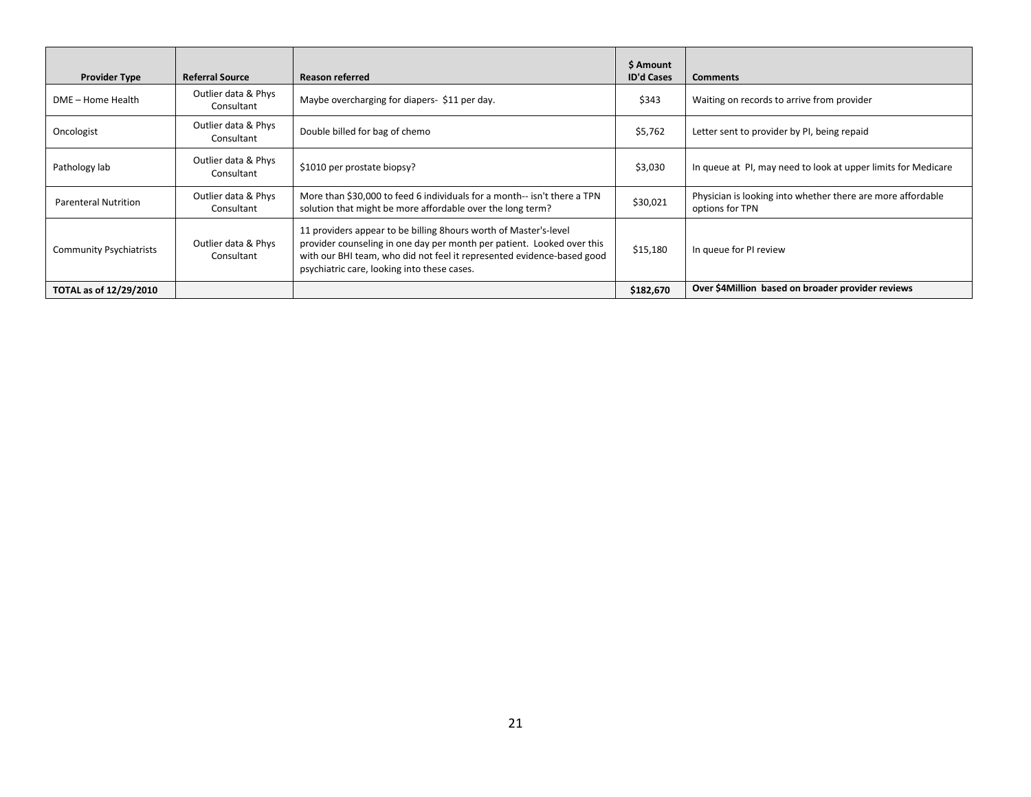| Provider Type | Referral Source | Reason referred | $ Amount ID'd Cases | Comments |
|---|---|---|---|---|
| DME – Home Health | Outlier data & Phys Consultant | Maybe overcharging for diapers- $11 per day. | $343 | Waiting on records to arrive from provider |
| Oncologist | Outlier data & Phys Consultant | Double billed for bag of chemo | $5,762 | Letter sent to provider by PI, being repaid |
| Pathology lab | Outlier data & Phys Consultant | $1010 per prostate biopsy? | $3,030 | In queue at PI, may need to look at upper limits for Medicare |
| Parenteral Nutrition | Outlier data & Phys Consultant | More than $30,000 to feed 6 individuals for a month-- isn't there a TPN solution that might be more affordable over the long term? | $30,021 | Physician is looking into whether there are more affordable options for TPN |
| Community Psychiatrists | Outlier data & Phys Consultant | 11 providers appear to be billing 8hours worth of Master's-level provider counseling in one day per month per patient. Looked over this with our BHI team, who did not feel it represented evidence-based good psychiatric care, looking into these cases. | $15,180 | In queue for PI review |
| **TOTAL as of 12/29/2010** | | | **$182,670** | **Over $4Million based on broader provider reviews** |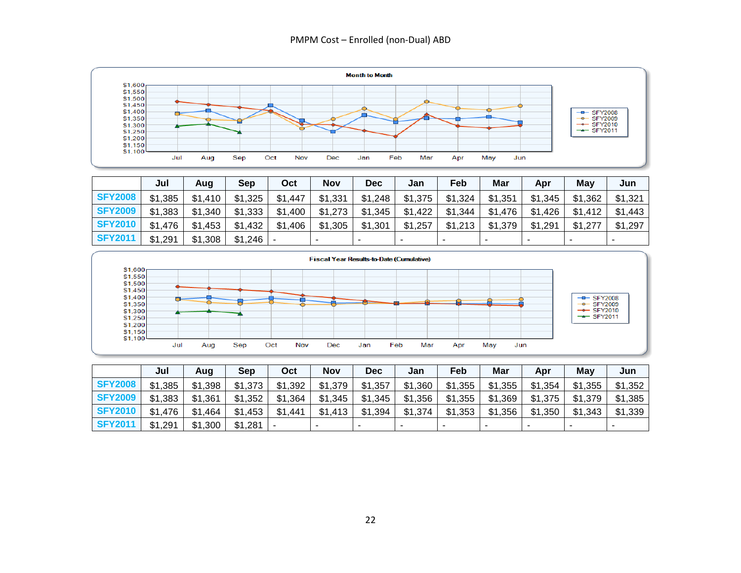PMPM Cost – Enrolled (non-Dual) ABD

Month to Month

| | Jul | Aug | Sep | Oct | Nov | Dec | Jan | Feb | Mar | Apr | May | Jun |
|---|---|---|---|---|---|---|---|---|---|---|---|---|
| SFY2008 | $1,385 | $1,410 | $1,325 | $1,447 | $1,331 | $1,248 | $1,375 | $1,324 | $1,351 | $1,345 | $1,362 | $1,321 |
| SFY2009 | $1,383 | $1,340 | $1,333 | $1,400 | $1,273 | $1,345 | $1,422 | $1,344 | $1,476 | $1,426 | $1,412 | $1,443 |
| SFY2010 | $1,476 | $1,453 | $1,432 | $1,406 | $1,305 | $1,301 | $1,257 | $1,213 | $1,379 | $1,291 | $1,277 | $1,297 |
| SFY2011 | $1,291 | $1,308 | $1,246 | - | - | - | - | - | - | - | - | - |

Fiscal Year Results-to-Date (Cumulative)

| | Jul | Aug | Sep | Oct | Nov | Dec | Jan | Feb | Mar | Apr | May | Jun |
|---|---|---|---|---|---|---|---|---|---|---|---|---|
| SFY2008 | $1,385 | $1,398 | $1,373 | $1,392 | $1,379 | $1,357 | $1,360 | $1,355 | $1,355 | $1,354 | $1,355 | $1,352 |
| SFY2009 | $1,383 | $1,361 | $1,352 | $1,364 | $1,345 | $1,345 | $1,356 | $1,355 | $1,369 | $1,375 | $1,379 | $1,385 |
| SFY2010 | $1,476 | $1,464 | $1,453 | $1,441 | $1,413 | $1,394 | $1,374 | $1,353 | $1,356 | $1,350 | $1,343 | $1,339 |
| SFY2011 | $1,291 | $1,300 | $1,281 | - | - | - | - | - | - | - | - | - |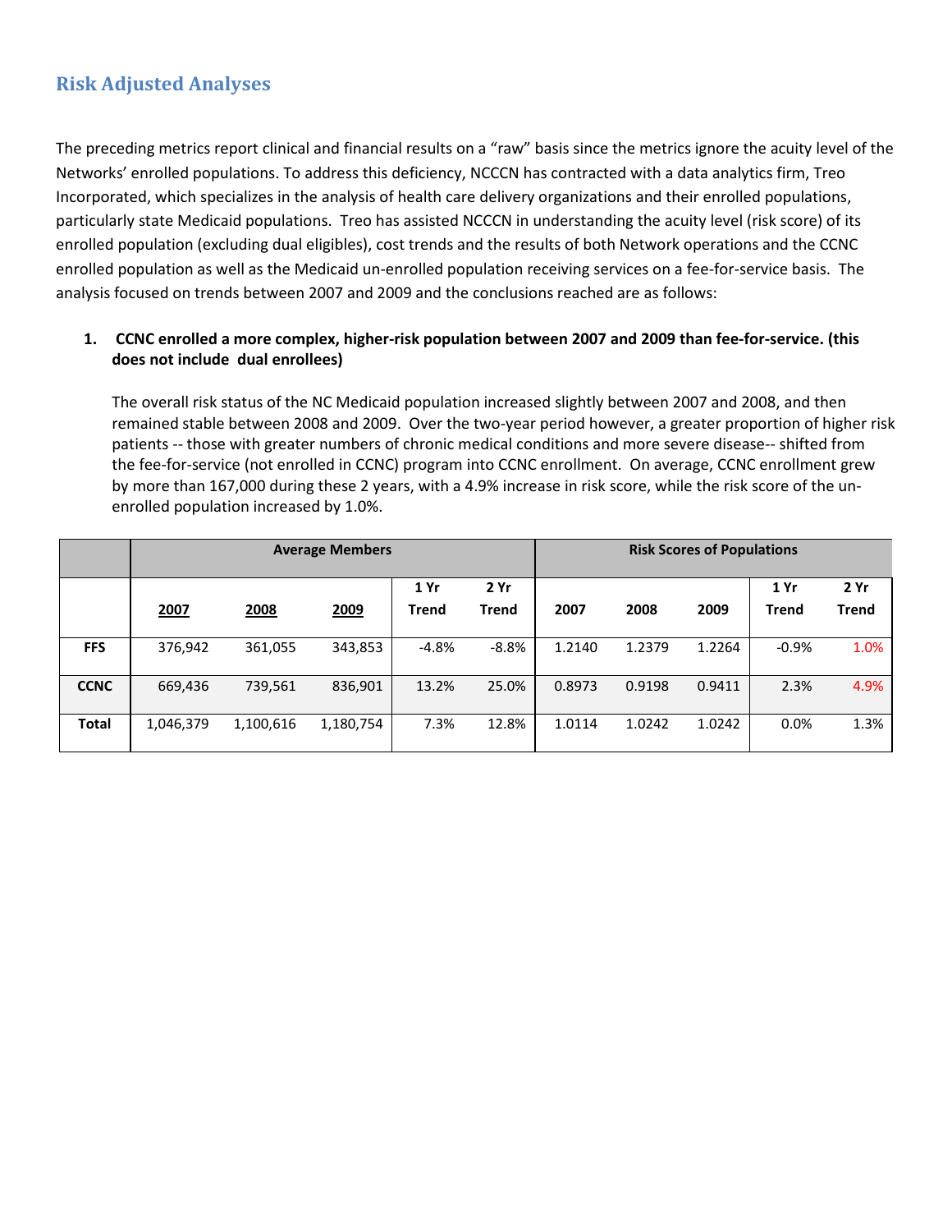## Risk Adjusted Analyses

The preceding metrics report clinical and financial results on a "raw" basis since the metrics ignore the acuity level of the Networks' enrolled populations. To address this deficiency, NCCCN has contracted with a data analytics firm, Treo Incorporated, which specializes in the analysis of health care delivery organizations and their enrolled populations, particularly state Medicaid populations. Treo has assisted NCCCN in understanding the acuity level (risk score) of its enrolled population (excluding dual eligibles), cost trends and the results of both Network operations and the CCNC enrolled population as well as the Medicaid un-enrolled population receiving services on a fee-for-service basis. The analysis focused on trends between 2007 and 2009 and the conclusions reached are as follows:

1. **CCNC enrolled a more complex, higher-risk population between 2007 and 2009 than fee-for-service. (this does not include dual enrollees)**

   The overall risk status of the NC Medicaid population increased slightly between 2007 and 2008, and then remained stable between 2008 and 2009. Over the two-year period however, a greater proportion of higher risk patients -- those with greater numbers of chronic medical conditions and more severe disease-- shifted from the fee-for-service (not enrolled in CCNC) program into CCNC enrollment. On average, CCNC enrollment grew by more than 167,000 during these 2 years, with a 4.9% increase in risk score, while the risk score of the un-enrolled population increased by 1.0%.

| | Average Members | | | | | Risk Scores of Populations | | | | |
|---|---|---|---|---|---|---|---|---|---|---|
| | 2007 | 2008 | 2009 | 1 Yr Trend | 2 Yr Trend | 2007 | 2008 | 2009 | 1 Yr Trend | 2 Yr Trend |
| **FFS** | 376,942 | 361,055 | 343,853 | -4.8% | -8.8% | 1.2140 | 1.2379 | 1.2264 | -0.9% | 1.0% |
| **CCNC** | 669,436 | 739,561 | 836,901 | 13.2% | 25.0% | 0.8973 | 0.9198 | 0.9411 | 2.3% | 4.9% |
| **Total** | 1,046,379 | 1,100,616 | 1,180,754 | 7.3% | 12.8% | 1.0114 | 1.0242 | 1.0242 | 0.0% | 1.3% |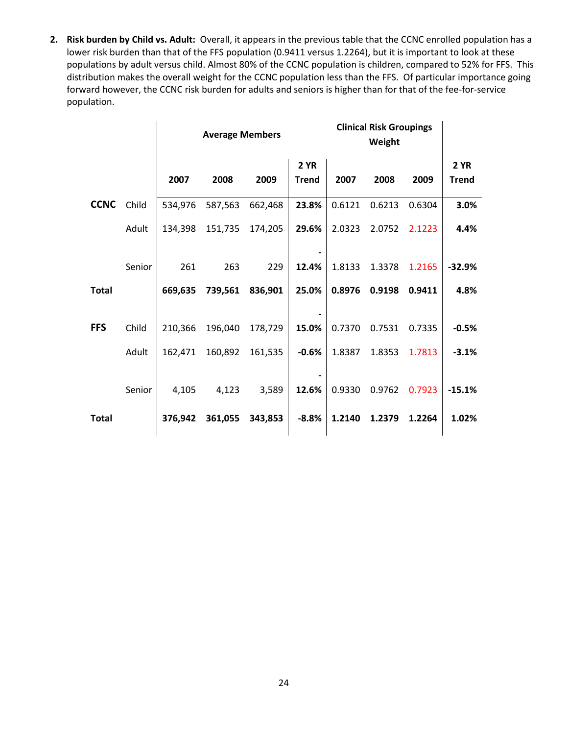2. **Risk burden by Child vs. Adult:** Overall, it appears in the previous table that the CCNC enrolled population has a lower risk burden than that of the FFS population (0.9411 versus 1.2264), but it is important to look at these populations by adult versus child. Almost 80% of the CCNC population is children, compared to 52% for FFS. This distribution makes the overall weight for the CCNC population less than the FFS. Of particular importance going forward however, the CCNC risk burden for adults and seniors is higher than for that of the fee-for-service population.

| | | Average Members | | | | Clinical Risk Groupings Weight | | | |
|---|---|---|---|---|---|---|---|---|---|
| | | 2007 | 2008 | 2009 | 2 YR Trend | 2007 | 2008 | 2009 | 2 YR Trend |
| **CCNC** | Child | 534,976 | 587,563 | 662,468 | **23.8%** | 0.6121 | 0.6213 | 0.6304 | **3.0%** |
| | Adult | 134,398 | 151,735 | 174,205 | **29.6%** | 2.0323 | 2.0752 | 2.1223 | **4.4%** |
| | Senior | 261 | 263 | 229 | **-12.4%** | 1.8133 | 1.3378 | 1.2165 | **-32.9%** |
| **Total** | | **669,635** | **739,561** | **836,901** | **25.0%** | **0.8976** | **0.9198** | **0.9411** | **4.8%** |
| **FFS** | Child | 210,366 | 196,040 | 178,729 | **-15.0%** | 0.7370 | 0.7531 | 0.7335 | **-0.5%** |
| | Adult | 162,471 | 160,892 | 161,535 | **-0.6%** | 1.8387 | 1.8353 | 1.7813 | **-3.1%** |
| | Senior | 4,105 | 4,123 | 3,589 | **-12.6%** | 0.9330 | 0.9762 | 0.7923 | **-15.1%** |
| **Total** | | **376,942** | **361,055** | **343,853** | **-8.8%** | **1.2140** | **1.2379** | **1.2264** | **1.02%** |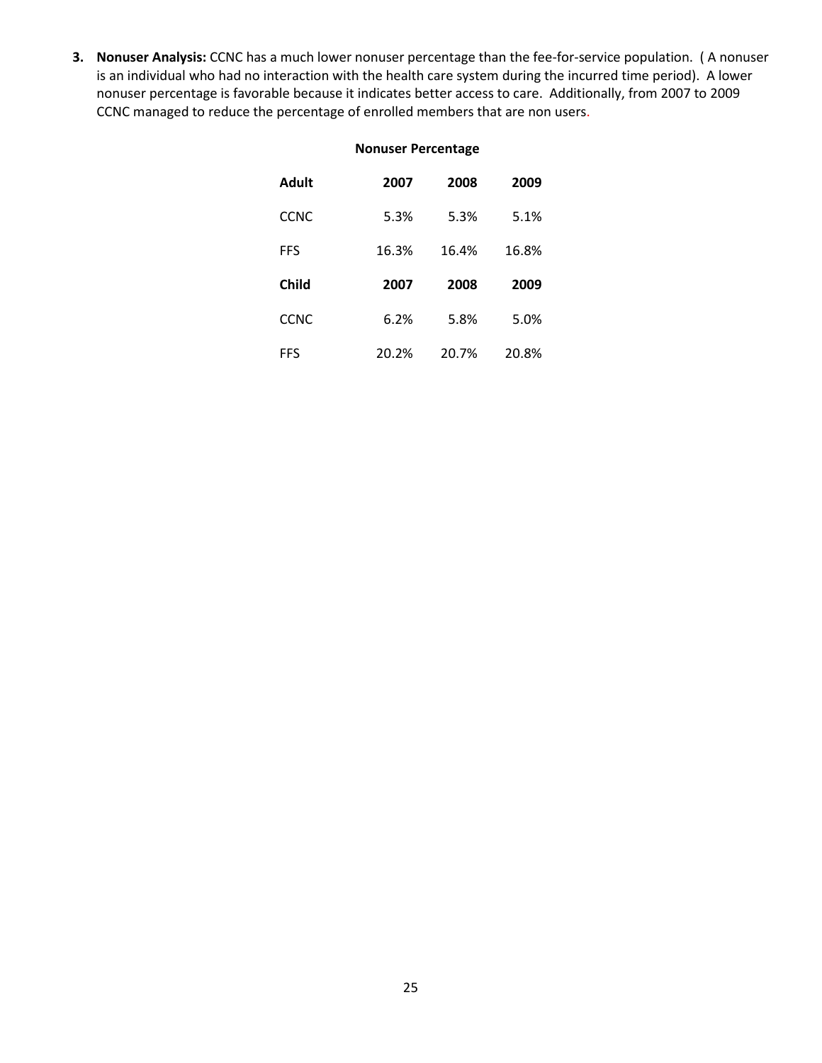3. **Nonuser Analysis:** CCNC has a much lower nonuser percentage than the fee-for-service population. ( A nonuser is an individual who had no interaction with the health care system during the incurred time period). A lower nonuser percentage is favorable because it indicates better access to care. Additionally, from 2007 to 2009 CCNC managed to reduce the percentage of enrolled members that are non users.

**Nonuser Percentage**

| **Adult** | **2007** | **2008** | **2009** |
|---|---|---|---|
| CCNC | 5.3% | 5.3% | 5.1% |
| FFS | 16.3% | 16.4% | 16.8% |
| **Child** | **2007** | **2008** | **2009** |
| CCNC | 6.2% | 5.8% | 5.0% |
| FFS | 20.2% | 20.7% | 20.8% |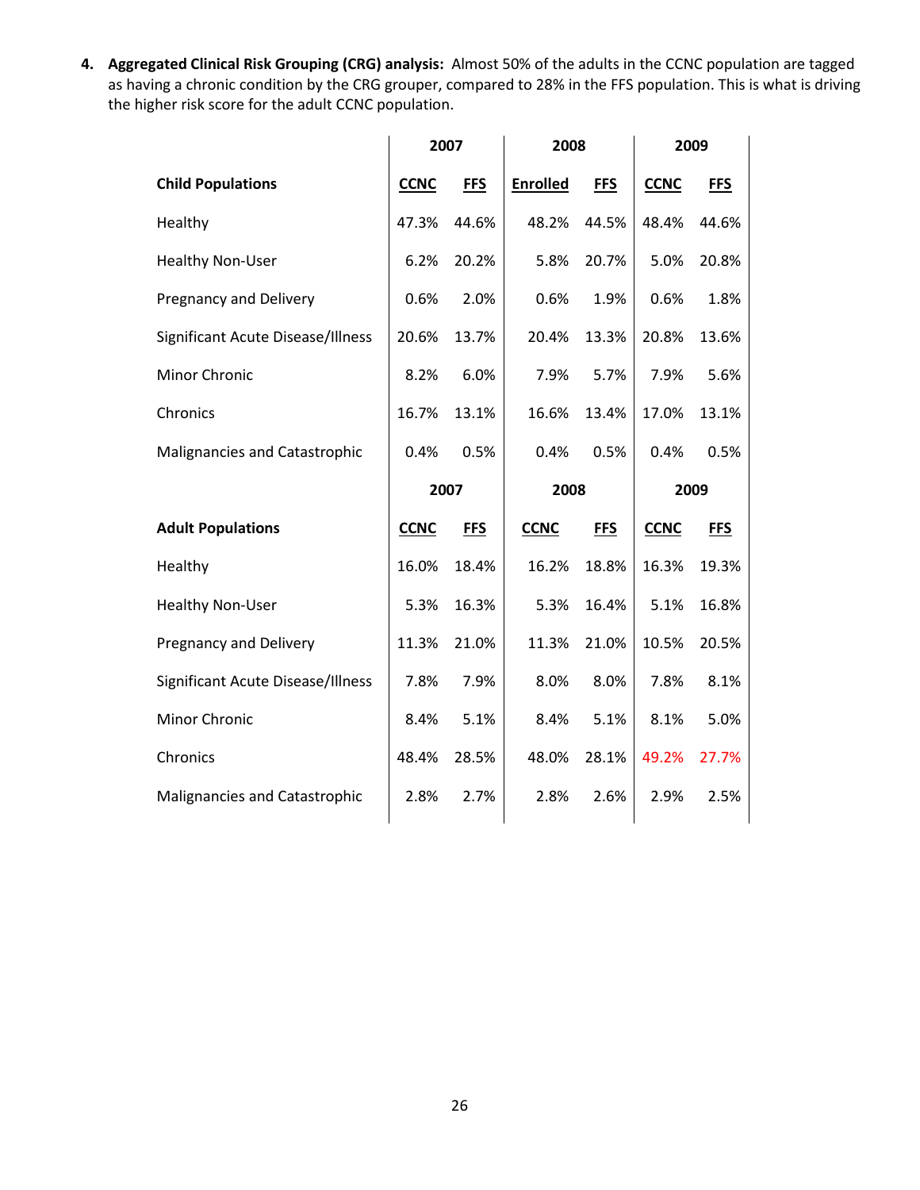4. **Aggregated Clinical Risk Grouping (CRG) analysis:** Almost 50% of the adults in the CCNC population are tagged as having a chronic condition by the CRG grouper, compared to 28% in the FFS population. This is what is driving the higher risk score for the adult CCNC population.

| | 2007 | | 2008 | | 2009 | |
|---|---|---|---|---|---|---|
| **Child Populations** | **CCNC** | **FFS** | **Enrolled** | **FFS** | **CCNC** | **FFS** |
| Healthy | 47.3% | 44.6% | 48.2% | 44.5% | 48.4% | 44.6% |
| Healthy Non-User | 6.2% | 20.2% | 5.8% | 20.7% | 5.0% | 20.8% |
| Pregnancy and Delivery | 0.6% | 2.0% | 0.6% | 1.9% | 0.6% | 1.8% |
| Significant Acute Disease/Illness | 20.6% | 13.7% | 20.4% | 13.3% | 20.8% | 13.6% |
| Minor Chronic | 8.2% | 6.0% | 7.9% | 5.7% | 7.9% | 5.6% |
| Chronics | 16.7% | 13.1% | 16.6% | 13.4% | 17.0% | 13.1% |
| Malignancies and Catastrophic | 0.4% | 0.5% | 0.4% | 0.5% | 0.4% | 0.5% |
| | **2007** | | **2008** | | **2009** | |
| **Adult Populations** | **CCNC** | **FFS** | **CCNC** | **FFS** | **CCNC** | **FFS** |
| Healthy | 16.0% | 18.4% | 16.2% | 18.8% | 16.3% | 19.3% |
| Healthy Non-User | 5.3% | 16.3% | 5.3% | 16.4% | 5.1% | 16.8% |
| Pregnancy and Delivery | 11.3% | 21.0% | 11.3% | 21.0% | 10.5% | 20.5% |
| Significant Acute Disease/Illness | 7.8% | 7.9% | 8.0% | 8.0% | 7.8% | 8.1% |
| Minor Chronic | 8.4% | 5.1% | 8.4% | 5.1% | 8.1% | 5.0% |
| Chronics | 48.4% | 28.5% | 48.0% | 28.1% | 49.2% | 27.7% |
| Malignancies and Catastrophic | 2.8% | 2.7% | 2.8% | 2.6% | 2.9% | 2.5% |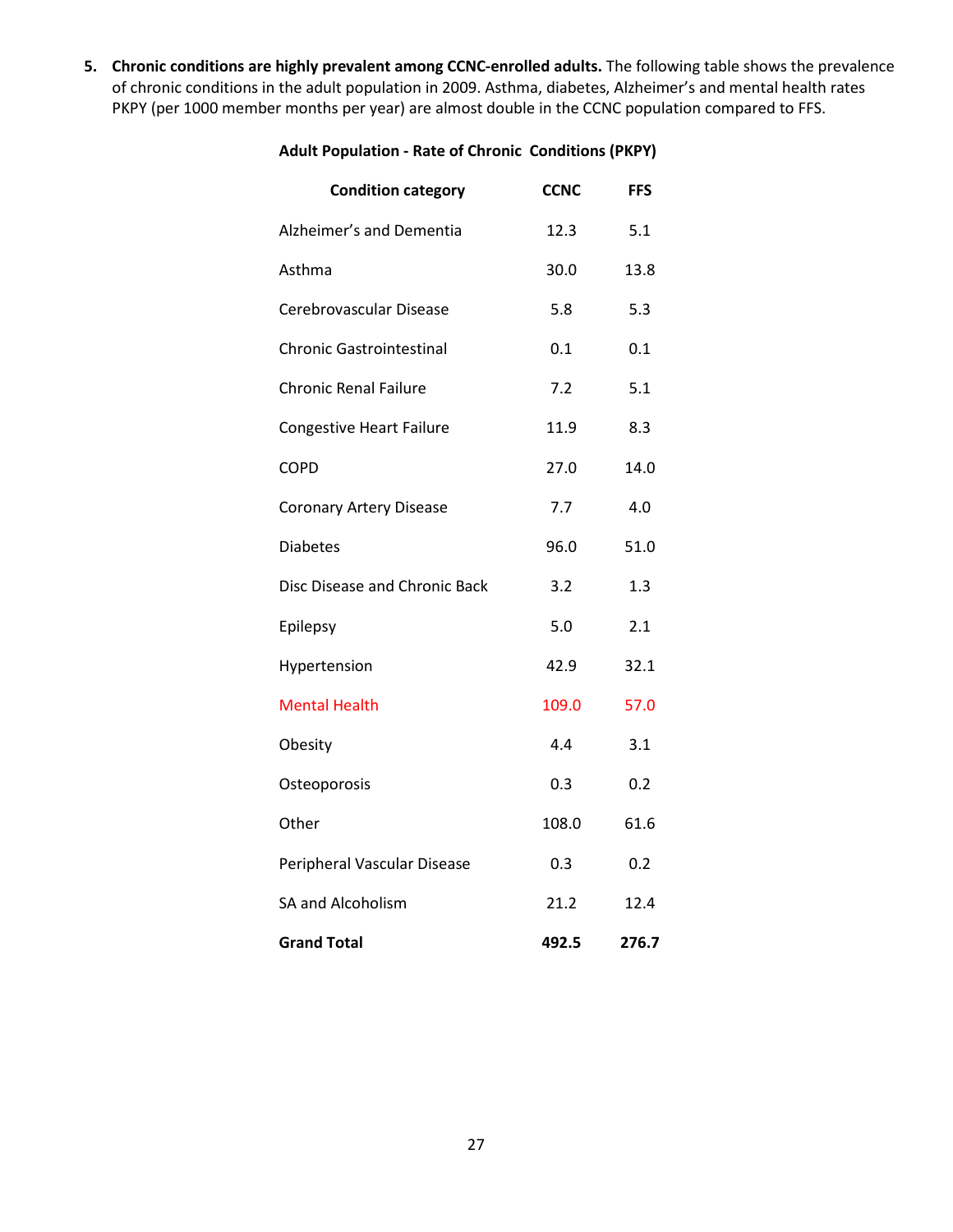5. **Chronic conditions are highly prevalent among CCNC-enrolled adults.** The following table shows the prevalence of chronic conditions in the adult population in 2009. Asthma, diabetes, Alzheimer's and mental health rates PKPY (per 1000 member months per year) are almost double in the CCNC population compared to FFS.

**Adult Population - Rate of Chronic Conditions (PKPY)**

| Condition category | CCNC | FFS |
|---|---|---|
| Alzheimer's and Dementia | 12.3 | 5.1 |
| Asthma | 30.0 | 13.8 |
| Cerebrovascular Disease | 5.8 | 5.3 |
| Chronic Gastrointestinal | 0.1 | 0.1 |
| Chronic Renal Failure | 7.2 | 5.1 |
| Congestive Heart Failure | 11.9 | 8.3 |
| COPD | 27.0 | 14.0 |
| Coronary Artery Disease | 7.7 | 4.0 |
| Diabetes | 96.0 | 51.0 |
| Disc Disease and Chronic Back | 3.2 | 1.3 |
| Epilepsy | 5.0 | 2.1 |
| Hypertension | 42.9 | 32.1 |
| Mental Health | 109.0 | 57.0 |
| Obesity | 4.4 | 3.1 |
| Osteoporosis | 0.3 | 0.2 |
| Other | 108.0 | 61.6 |
| Peripheral Vascular Disease | 0.3 | 0.2 |
| SA and Alcoholism | 21.2 | 12.4 |
| **Grand Total** | **492.5** | **276.7** |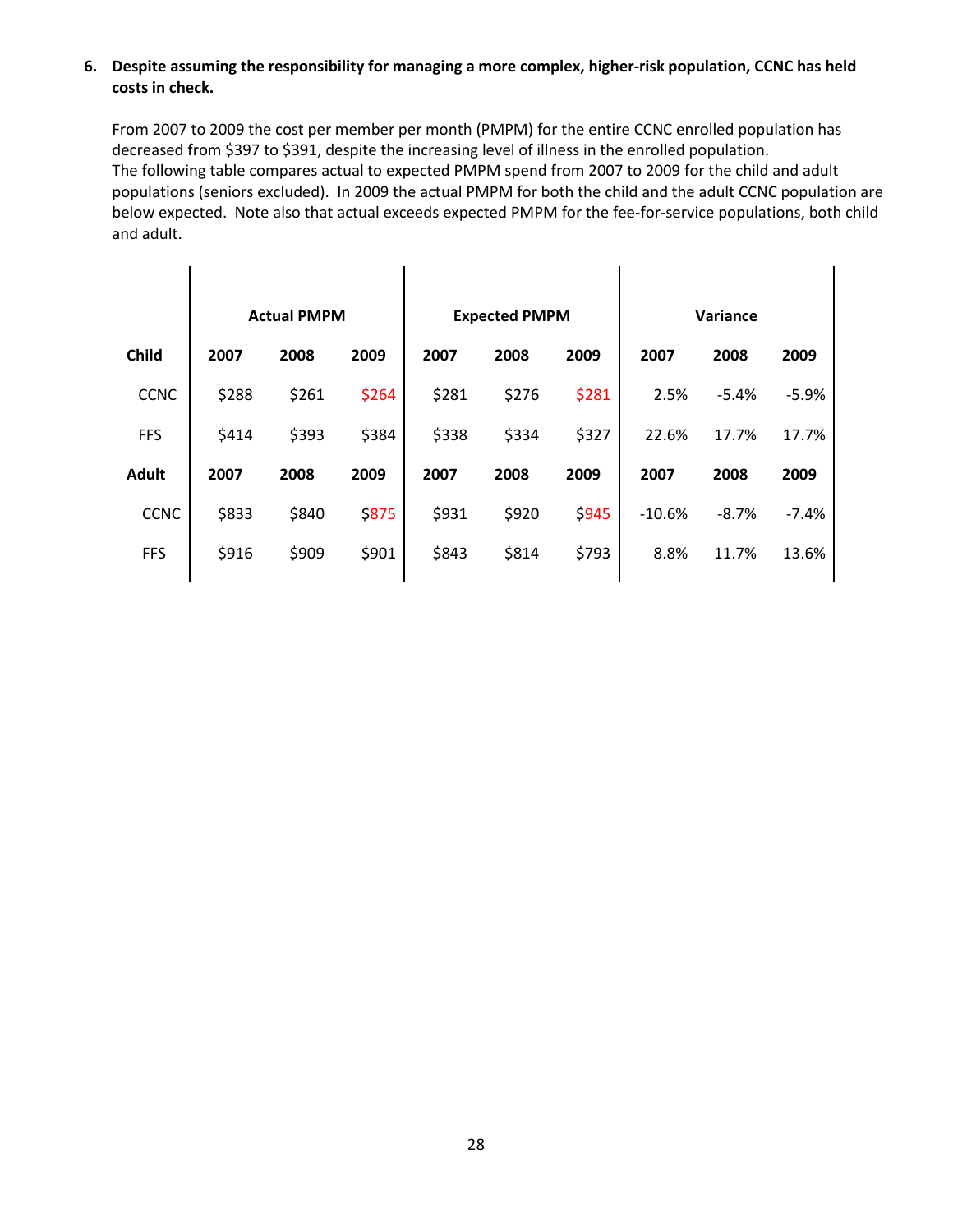6. **Despite assuming the responsibility for managing a more complex, higher-risk population, CCNC has held costs in check.**

From 2007 to 2009 the cost per member per month (PMPM) for the entire CCNC enrolled population has decreased from $397 to $391, despite the increasing level of illness in the enrolled population. The following table compares actual to expected PMPM spend from 2007 to 2009 for the child and adult populations (seniors excluded). In 2009 the actual PMPM for both the child and the adult CCNC population are below expected. Note also that actual exceeds expected PMPM for the fee-for-service populations, both child and adult.

| | Actual PMPM | | | Expected PMPM | | | Variance | | |
|---|---|---|---|---|---|---|---|---|---|
| **Child** | **2007** | **2008** | **2009** | **2007** | **2008** | **2009** | **2007** | **2008** | **2009** |
| CCNC | $288 | $261 | $264 | $281 | $276 | $281 | 2.5% | -5.4% | -5.9% |
| FFS | $414 | $393 | $384 | $338 | $334 | $327 | 22.6% | 17.7% | 17.7% |
| **Adult** | **2007** | **2008** | **2009** | **2007** | **2008** | **2009** | **2007** | **2008** | **2009** |
| CCNC | $833 | $840 | $875 | $931 | $920 | $945 | -10.6% | -8.7% | -7.4% |
| FFS | $916 | $909 | $901 | $843 | $814 | $793 | 8.8% | 11.7% | 13.6% |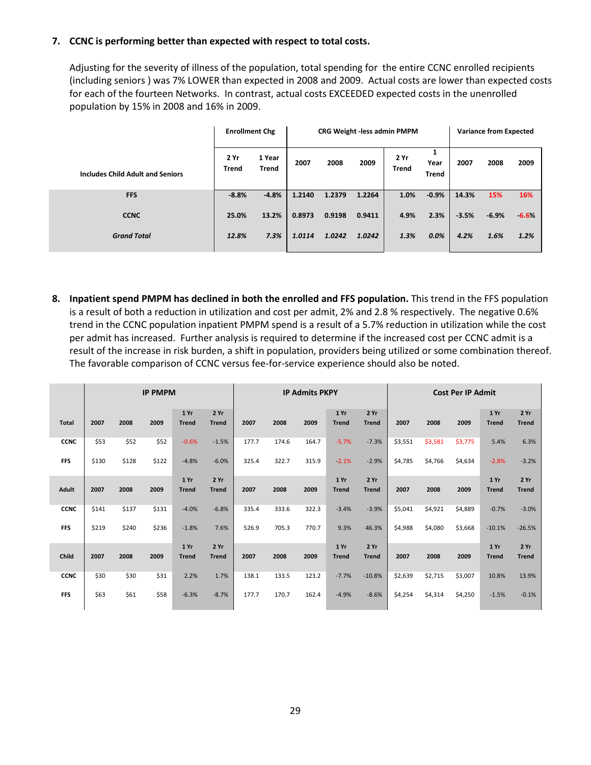7. **CCNC is performing better than expected with respect to total costs.**

   Adjusting for the severity of illness of the population, total spending for the entire CCNC enrolled recipients (including seniors ) was 7% LOWER than expected in 2008 and 2009. Actual costs are lower than expected costs for each of the fourteen Networks. In contrast, actual costs EXCEEDED expected costs in the unenrolled population by 15% in 2008 and 16% in 2009.

| Includes Child Adult and Seniors | Enrollment Chg | | CRG Weight -less admin PMPM | | | | | Variance from Expected | | |
|---|---|---|---|---|---|---|---|---|---|---|
| | 2 Yr Trend | 1 Year Trend | 2007 | 2008 | 2009 | 2 Yr Trend | 1 Year Trend | 2007 | 2008 | 2009 |
| FFS | -8.8% | -4.8% | 1.2140 | 1.2379 | 1.2264 | 1.0% | -0.9% | 14.3% | 15% | 16% |
| CCNC | 25.0% | 13.2% | 0.8973 | 0.9198 | 0.9411 | 4.9% | 2.3% | -3.5% | -6.9% | -6.6% |
| *Grand Total* | *12.8%* | *7.3%* | *1.0114* | *1.0242* | *1.0242* | *1.3%* | *0.0%* | *4.2%* | *1.6%* | *1.2%* |

8. **Inpatient spend PMPM has declined in both the enrolled and FFS population.** This trend in the FFS population is a result of both a reduction in utilization and cost per admit, 2% and 2.8 % respectively. The negative 0.6% trend in the CCNC population inpatient PMPM spend is a result of a 5.7% reduction in utilization while the cost per admit has increased. Further analysis is required to determine if the increased cost per CCNC admit is a result of the increase in risk burden, a shift in population, providers being utilized or some combination thereof. The favorable comparison of CCNC versus fee-for-service experience should also be noted.

| | IP PMPM | | | | | IP Admits PKPY | | | | | Cost Per IP Admit | | | | |
|---|---|---|---|---|---|---|---|---|---|---|---|---|---|---|---|
| **Total** | 2007 | 2008 | 2009 | 1 Yr Trend | 2 Yr Trend | 2007 | 2008 | 2009 | 1 Yr Trend | 2 Yr Trend | 2007 | 2008 | 2009 | 1 Yr Trend | 2 Yr Trend |
| CCNC | $53 | $52 | $52 | -0.6% | -1.5% | 177.7 | 174.6 | 164.7 | -5.7% | -7.3% | $3,551 | $3,581 | $3,775 | 5.4% | 6.3% |
| FFS | $130 | $128 | $122 | -4.8% | -6.0% | 325.4 | 322.7 | 315.9 | -2.1% | -2.9% | $4,785 | $4,766 | $4,634 | -2.8% | -3.2% |
| **Adult** | 2007 | 2008 | 2009 | 1 Yr Trend | 2 Yr Trend | 2007 | 2008 | 2009 | 1 Yr Trend | 2 Yr Trend | 2007 | 2008 | 2009 | 1 Yr Trend | 2 Yr Trend |
| CCNC | $141 | $137 | $131 | -4.0% | -6.8% | 335.4 | 333.6 | 322.3 | -3.4% | -3.9% | $5,041 | $4,921 | $4,889 | -0.7% | -3.0% |
| FFS | $219 | $240 | $236 | -1.8% | 7.6% | 526.9 | 705.3 | 770.7 | 9.3% | 46.3% | $4,988 | $4,080 | $3,668 | -10.1% | -26.5% |
| **Child** | 2007 | 2008 | 2009 | 1 Yr Trend | 2 Yr Trend | 2007 | 2008 | 2009 | 1 Yr Trend | 2 Yr Trend | 2007 | 2008 | 2009 | 1 Yr Trend | 2 Yr Trend |
| CCNC | $30 | $30 | $31 | 2.2% | 1.7% | 138.1 | 133.5 | 123.2 | -7.7% | -10.8% | $2,639 | $2,715 | $3,007 | 10.8% | 13.9% |
| FFS | $63 | $61 | $58 | -6.3% | -8.7% | 177.7 | 170.7 | 162.4 | -4.9% | -8.6% | $4,254 | $4,314 | $4,250 | -1.5% | -0.1% |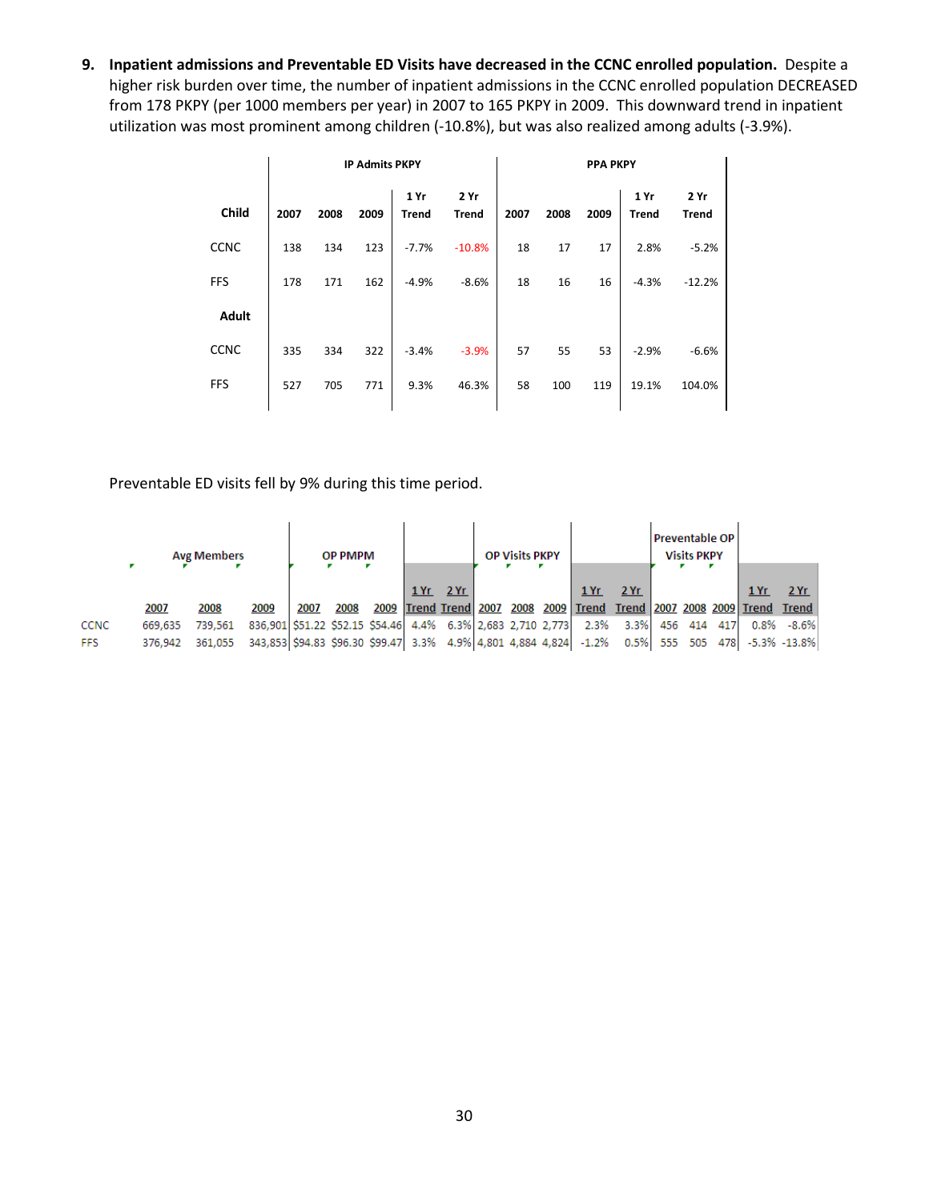9. **Inpatient admissions and Preventable ED Visits have decreased in the CCNC enrolled population.** Despite a higher risk burden over time, the number of inpatient admissions in the CCNC enrolled population DECREASED from 178 PKPY (per 1000 members per year) in 2007 to 165 PKPY in 2009. This downward trend in inpatient utilization was most prominent among children (-10.8%), but was also realized among adults (-3.9%).

| | IP Admits PKPY | | | | | PPA PKPY | | | | |
|---|---|---|---|---|---|---|---|---|---|---|
| **Child** | **2007** | **2008** | **2009** | **1 Yr Trend** | **2 Yr Trend** | **2007** | **2008** | **2009** | **1 Yr Trend** | **2 Yr Trend** |
| CCNC | 138 | 134 | 123 | -7.7% | -10.8% | 18 | 17 | 17 | 2.8% | -5.2% |
| FFS | 178 | 171 | 162 | -4.9% | -8.6% | 18 | 16 | 16 | -4.3% | -12.2% |
| **Adult** | | | | | | | | | | |
| CCNC | 335 | 334 | 322 | -3.4% | -3.9% | 57 | 55 | 53 | -2.9% | -6.6% |
| FFS | 527 | 705 | 771 | 9.3% | 46.3% | 58 | 100 | 119 | 19.1% | 104.0% |

Preventable ED visits fell by 9% during this time period.

| | Avg Members | | | OP PMPM | | | | | OP Visits PKPY | | | | | Preventable OP Visits PKPY | | | | |
|---|---|---|---|---|---|---|---|---|---|---|---|---|---|---|---|---|---|---|
| | 2007 | 2008 | 2009 | 2007 | 2008 | 2009 | 1 Yr Trend | 2 Yr Trend | 2007 | 2008 | 2009 | 1 Yr Trend | 2 Yr Trend | 2007 | 2008 | 2009 | 1 Yr Trend | 2 Yr Trend |
| CCNC | 669,635 | 739,561 | 836,901 | $51.22 | $52.15 | $54.46 | 4.4% | 6.3% | 2,683 | 2,710 | 2,773 | 2.3% | 3.3% | 456 | 414 | 417 | 0.8% | -8.6% |
| FFS | 376,942 | 361,055 | 343,853 | $94.83 | $96.30 | $99.47 | 3.3% | 4.9% | 4,801 | 4,884 | 4,824 | -1.2% | 0.5% | 555 | 505 | 478 | -5.3% | -13.8% |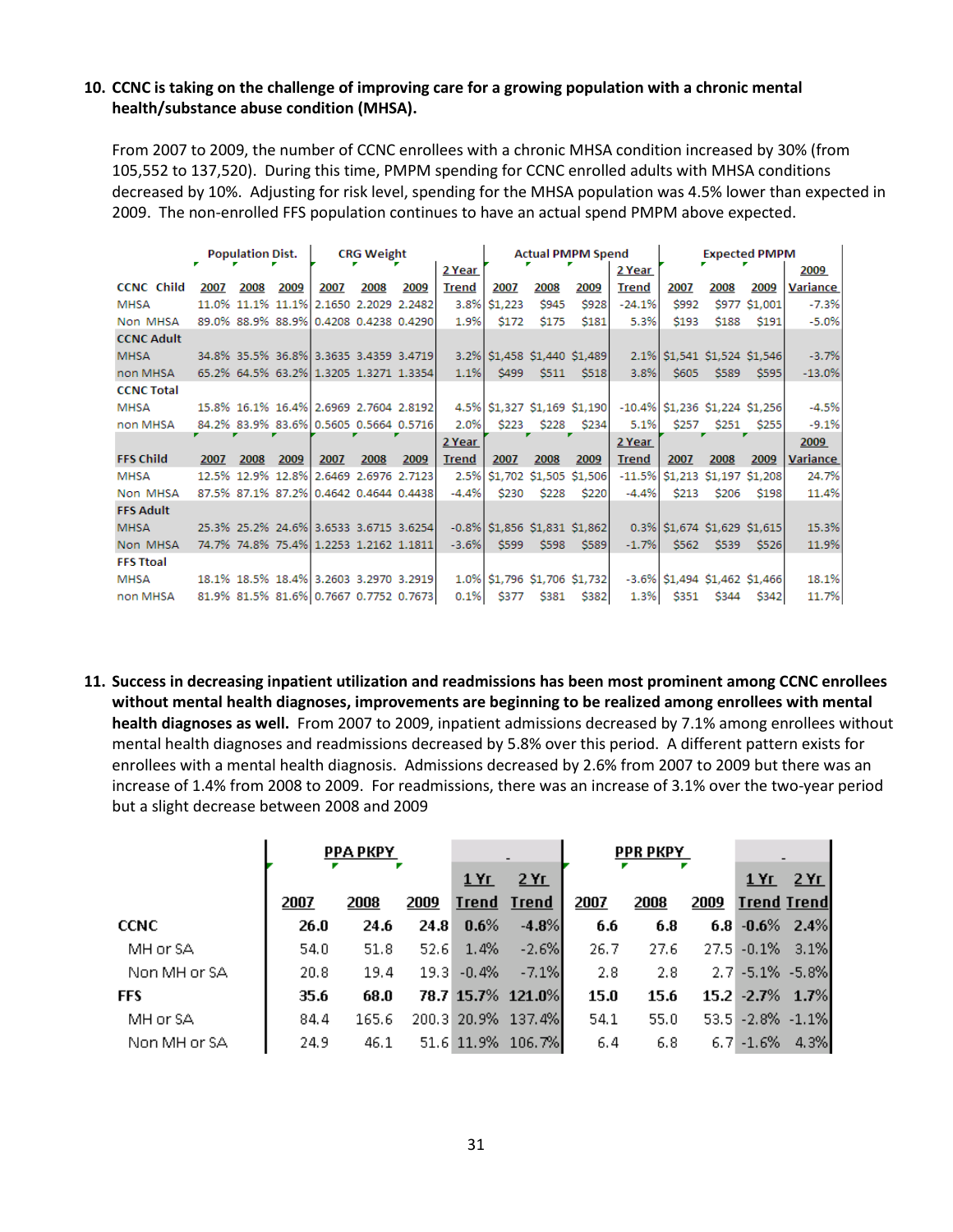10. **CCNC is taking on the challenge of improving care for a growing population with a chronic mental health/substance abuse condition (MHSA).**

From 2007 to 2009, the number of CCNC enrollees with a chronic MHSA condition increased by 30% (from 105,552 to 137,520). During this time, PMPM spending for CCNC enrolled adults with MHSA conditions decreased by 10%. Adjusting for risk level, spending for the MHSA population was 4.5% lower than expected in 2009. The non-enrolled FFS population continues to have an actual spend PMPM above expected.

| | Population Dist. | | | CRG Weight | | | | Actual PMPM Spend | | | | Expected PMPM | | | |
|---|---|---|---|---|---|---|---|---|---|---|---|---|---|---|---|
| **CCNC Child** | 2007 | 2008 | 2009 | 2007 | 2008 | 2009 | 2 Year Trend | 2007 | 2008 | 2009 | 2 Year Trend | 2007 | 2008 | 2009 | 2009 Variance |
| MHSA | 11.0% | 11.1% | 11.1% | 2.1650 | 2.2029 | 2.2482 | 3.8% | $1,223 | $945 | $928 | -24.1% | $992 | $977 | $1,001 | -7.3% |
| Non MHSA | 89.0% | 88.9% | 88.9% | 0.4208 | 0.4238 | 0.4290 | 1.9% | $172 | $175 | $181 | 5.3% | $193 | $188 | $191 | -5.0% |
| **CCNC Adult** | | | | | | | | | | | | | | | |
| MHSA | 34.8% | 35.5% | 36.8% | 3.3635 | 3.4359 | 3.4719 | 3.2% | $1,458 | $1,440 | $1,489 | 2.1% | $1,541 | $1,524 | $1,546 | -3.7% |
| non MHSA | 65.2% | 64.5% | 63.2% | 1.3205 | 1.3271 | 1.3354 | 1.1% | $499 | $511 | $518 | 3.8% | $605 | $589 | $595 | -13.0% |
| **CCNC Total** | | | | | | | | | | | | | | | |
| MHSA | 15.8% | 16.1% | 16.4% | 2.6969 | 2.7604 | 2.8192 | 4.5% | $1,327 | $1,169 | $1,190 | -10.4% | $1,236 | $1,224 | $1,256 | -4.5% |
| non MHSA | 84.2% | 83.9% | 83.6% | 0.5605 | 0.5664 | 0.5716 | 2.0% | $223 | $228 | $234 | 5.1% | $257 | $251 | $255 | -9.1% |
| **FFS Child** | 2007 | 2008 | 2009 | 2007 | 2008 | 2009 | 2 Year Trend | 2007 | 2008 | 2009 | 2 Year Trend | 2007 | 2008 | 2009 | 2009 Variance |
| MHSA | 12.5% | 12.9% | 12.8% | 2.6469 | 2.6976 | 2.7123 | 2.5% | $1,702 | $1,505 | $1,506 | -11.5% | $1,213 | $1,197 | $1,208 | 24.7% |
| Non MHSA | 87.5% | 87.1% | 87.2% | 0.4642 | 0.4644 | 0.4438 | -4.4% | $230 | $228 | $220 | -4.4% | $213 | $206 | $198 | 11.4% |
| **FFS Adult** | | | | | | | | | | | | | | | |
| MHSA | 25.3% | 25.2% | 24.6% | 3.6533 | 3.6715 | 3.6254 | -0.8% | $1,856 | $1,831 | $1,862 | 0.3% | $1,674 | $1,629 | $1,615 | 15.3% |
| Non MHSA | 74.7% | 74.8% | 75.4% | 1.2253 | 1.2162 | 1.1811 | -3.6% | $599 | $598 | $589 | -1.7% | $562 | $539 | $526 | 11.9% |
| **FFS Ttoal** | | | | | | | | | | | | | | | |
| MHSA | 18.1% | 18.5% | 18.4% | 3.2603 | 3.2970 | 3.2919 | 1.0% | $1,796 | $1,706 | $1,732 | -3.6% | $1,494 | $1,462 | $1,466 | 18.1% |
| non MHSA | 81.9% | 81.5% | 81.6% | 0.7667 | 0.7752 | 0.7673 | 0.1% | $377 | $381 | $382 | 1.3% | $351 | $344 | $342 | 11.7% |

11. **Success in decreasing inpatient utilization and readmissions has been most prominent among CCNC enrollees without mental health diagnoses, improvements are beginning to be realized among enrollees with mental health diagnoses as well.** From 2007 to 2009, inpatient admissions decreased by 7.1% among enrollees without mental health diagnoses and readmissions decreased by 5.8% over this period. A different pattern exists for enrollees with a mental health diagnosis. Admissions decreased by 2.6% from 2007 to 2009 but there was an increase of 1.4% from 2008 to 2009. For readmissions, there was an increase of 3.1% over the two-year period but a slight decrease between 2008 and 2009

| | PPA PKPY | | | | | PPR PKPY | | | | |
|---|---|---|---|---|---|---|---|---|---|---|
| | 2007 | 2008 | 2009 | 1 Yr Trend | 2 Yr Trend | 2007 | 2008 | 2009 | 1 Yr Trend | 2 Yr Trend |
| **CCNC** | **26.0** | **24.6** | **24.8** | **0.6%** | **-4.8%** | **6.6** | **6.8** | **6.8** | **-0.6%** | **2.4%** |
| MH or SA | 54.0 | 51.8 | 52.6 | 1.4% | -2.6% | 26.7 | 27.6 | 27.5 | -0.1% | 3.1% |
| Non MH or SA | 20.8 | 19.4 | 19.3 | -0.4% | -7.1% | 2.8 | 2.8 | 2.7 | -5.1% | -5.8% |
| **FFS** | **35.6** | **68.0** | **78.7** | **15.7%** | **121.0%** | **15.0** | **15.6** | **15.2** | **-2.7%** | **1.7%** |
| MH or SA | 84.4 | 165.6 | 200.3 | 20.9% | 137.4% | 54.1 | 55.0 | 53.5 | -2.8% | -1.1% |
| Non MH or SA | 24.9 | 46.1 | 51.6 | 11.9% | 106.7% | 6.4 | 6.8 | 6.7 | -1.6% | 4.3% |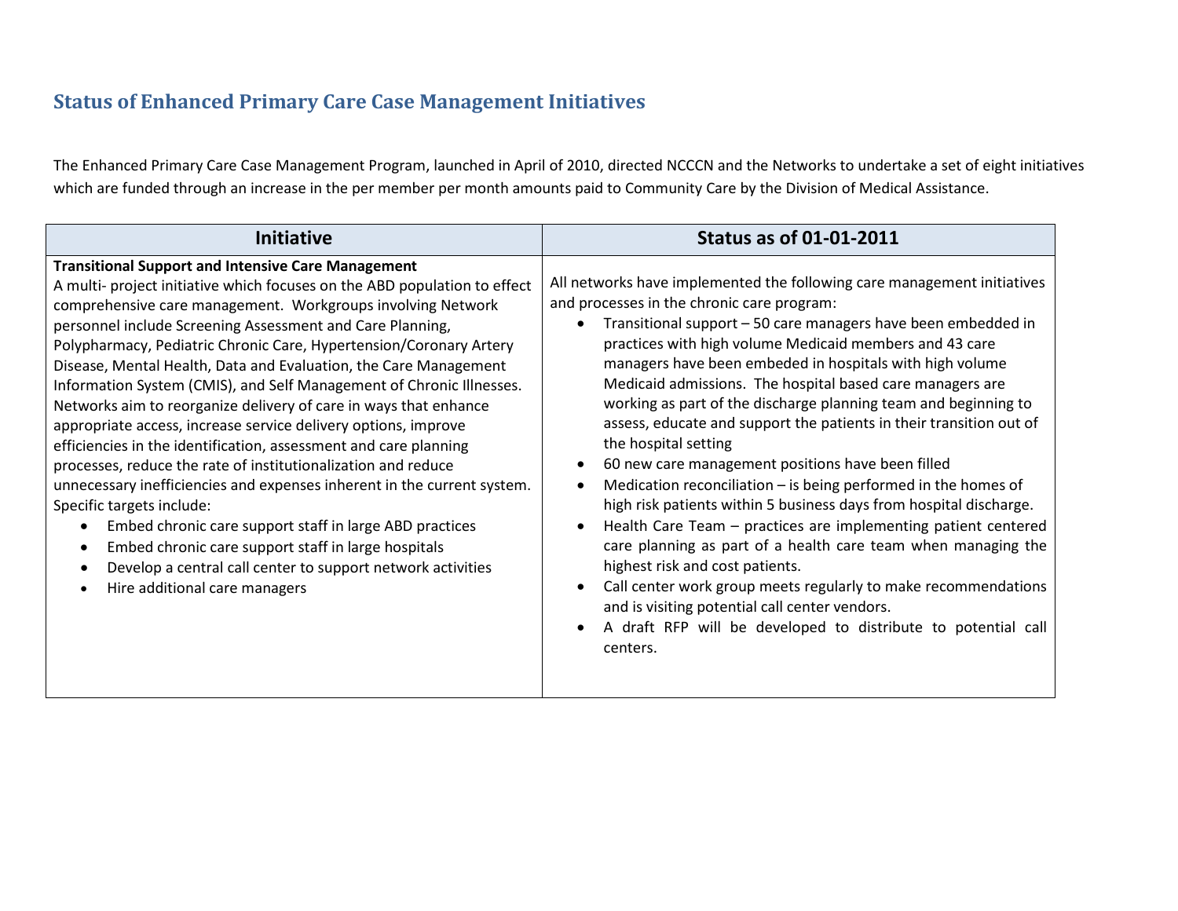## Status of Enhanced Primary Care Case Management Initiatives

The Enhanced Primary Care Case Management Program, launched in April of 2010, directed NCCCN and the Networks to undertake a set of eight initiatives which are funded through an increase in the per member per month amounts paid to Community Care by the Division of Medical Assistance.

| Initiative | Status as of 01-01-2011 |
|---|---|
| **Transitional Support and Intensive Care Management**<br>A multi- project initiative which focuses on the ABD population to effect comprehensive care management. Workgroups involving Network personnel include Screening Assessment and Care Planning, Polypharmacy, Pediatric Chronic Care, Hypertension/Coronary Artery Disease, Mental Health, Data and Evaluation, the Care Management Information System (CMIS), and Self Management of Chronic Illnesses. Networks aim to reorganize delivery of care in ways that enhance appropriate access, increase service delivery options, improve efficiencies in the identification, assessment and care planning processes, reduce the rate of institutionalization and reduce unnecessary inefficiencies and expenses inherent in the current system. Specific targets include:<br>• Embed chronic care support staff in large ABD practices<br>• Embed chronic care support staff in large hospitals<br>• Develop a central call center to support network activities<br>• Hire additional care managers | All networks have implemented the following care management initiatives and processes in the chronic care program:<br>• Transitional support – 50 care managers have been embedded in practices with high volume Medicaid members and 43 care managers have been embeded in hospitals with high volume Medicaid admissions. The hospital based care managers are working as part of the discharge planning team and beginning to assess, educate and support the patients in their transition out of the hospital setting<br>• 60 new care management positions have been filled<br>• Medication reconciliation – is being performed in the homes of high risk patients within 5 business days from hospital discharge.<br>• Health Care Team – practices are implementing patient centered care planning as part of a health care team when managing the highest risk and cost patients.<br>• Call center work group meets regularly to make recommendations and is visiting potential call center vendors.<br>• A draft RFP will be developed to distribute to potential call centers. |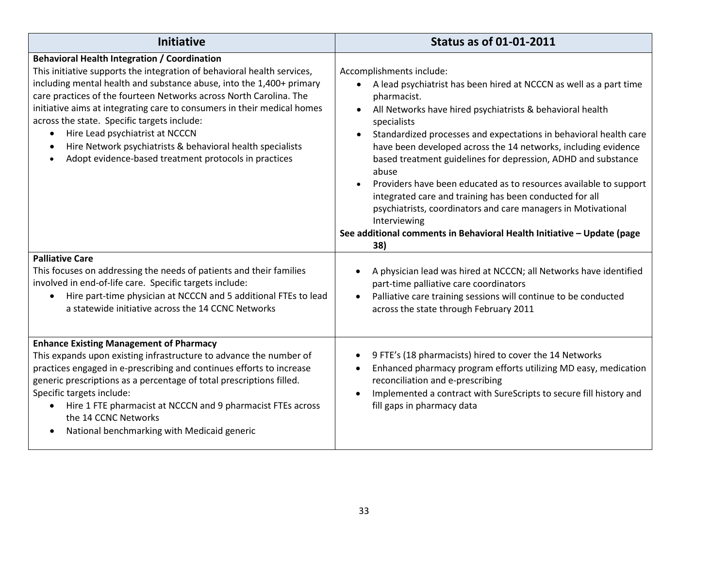| Initiative | Status as of 01-01-2011 |
|---|---|
| **Behavioral Health Integration / Coordination**<br>This initiative supports the integration of behavioral health services, including mental health and substance abuse, into the 1,400+ primary care practices of the fourteen Networks across North Carolina. The initiative aims at integrating care to consumers in their medical homes across the state. Specific targets include:<br>• Hire Lead psychiatrist at NCCCN<br>• Hire Network psychiatrists & behavioral health specialists<br>• Adopt evidence-based treatment protocols in practices | Accomplishments include:<br>• A lead psychiatrist has been hired at NCCCN as well as a part time pharmacist.<br>• All Networks have hired psychiatrists & behavioral health specialists<br>• Standardized processes and expectations in behavioral health care have been developed across the 14 networks, including evidence based treatment guidelines for depression, ADHD and substance abuse<br>• Providers have been educated as to resources available to support integrated care and training has been conducted for all psychiatrists, coordinators and care managers in Motivational Interviewing<br>**See additional comments in Behavioral Health Initiative – Update (page 38)** |
| **Palliative Care**<br>This focuses on addressing the needs of patients and their families involved in end-of-life care. Specific targets include:<br>• Hire part-time physician at NCCCN and 5 additional FTEs to lead a statewide initiative across the 14 CCNC Networks | • A physician lead was hired at NCCCN; all Networks have identified part-time palliative care coordinators<br>• Palliative care training sessions will continue to be conducted across the state through February 2011 |
| **Enhance Existing Management of Pharmacy**<br>This expands upon existing infrastructure to advance the number of practices engaged in e-prescribing and continues efforts to increase generic prescriptions as a percentage of total prescriptions filled. Specific targets include:<br>• Hire 1 FTE pharmacist at NCCCN and 9 pharmacist FTEs across the 14 CCNC Networks<br>• National benchmarking with Medicaid generic | • 9 FTE's (18 pharmacists) hired to cover the 14 Networks<br>• Enhanced pharmacy program efforts utilizing MD easy, medication reconciliation and e-prescribing<br>• Implemented a contract with SureScripts to secure fill history and fill gaps in pharmacy data |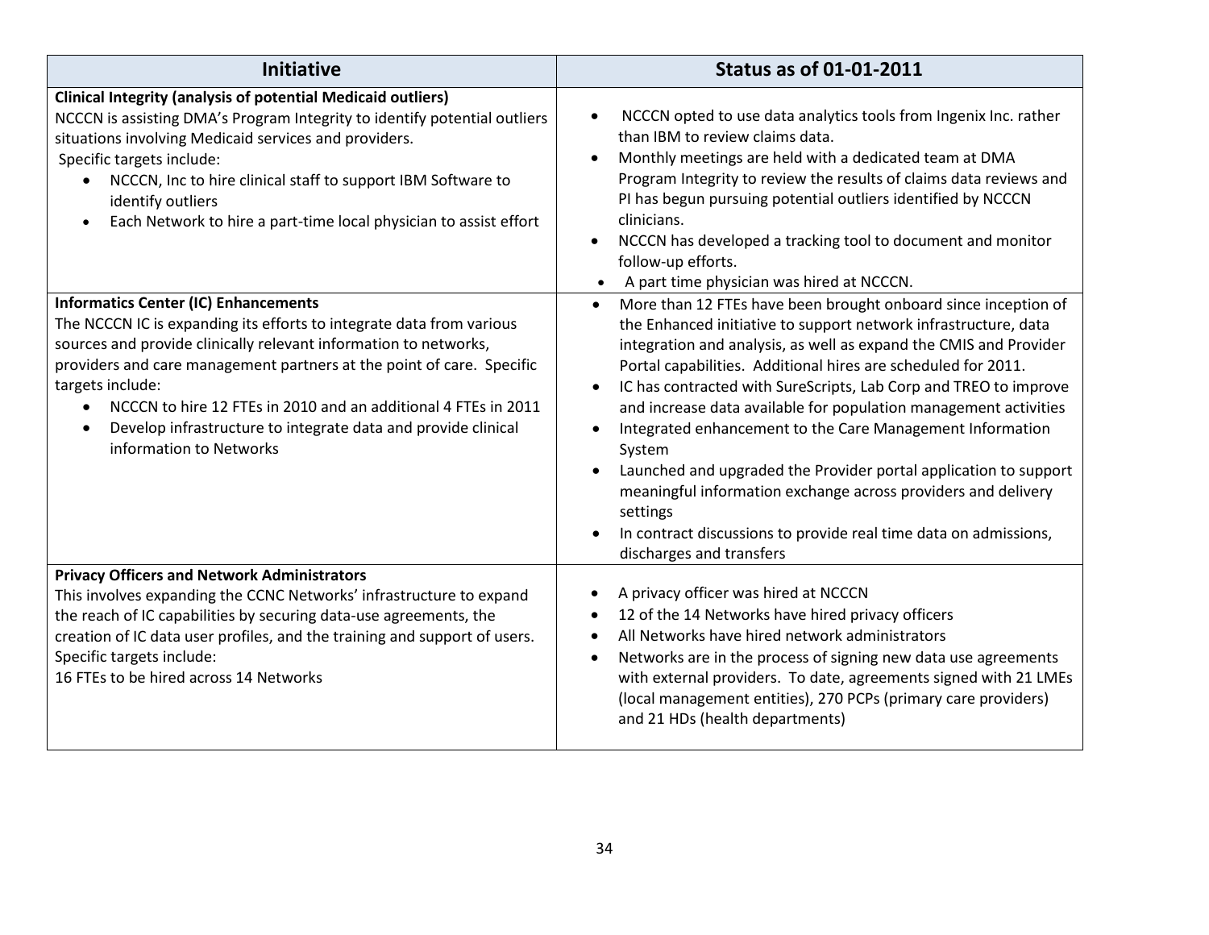| Initiative | Status as of 01-01-2011 |
| --- | --- |
| **Clinical Integrity (analysis of potential Medicaid outliers)**<br>NCCCN is assisting DMA's Program Integrity to identify potential outliers situations involving Medicaid services and providers.<br>Specific targets include:<br>• NCCCN, Inc to hire clinical staff to support IBM Software to identify outliers<br>• Each Network to hire a part-time local physician to assist effort | • NCCCN opted to use data analytics tools from Ingenix Inc. rather than IBM to review claims data.<br>• Monthly meetings are held with a dedicated team at DMA Program Integrity to review the results of claims data reviews and PI has begun pursuing potential outliers identified by NCCCN clinicians.<br>• NCCCN has developed a tracking tool to document and monitor follow-up efforts.<br>• A part time physician was hired at NCCCN. |
| **Informatics Center (IC) Enhancements**<br>The NCCCN IC is expanding its efforts to integrate data from various sources and provide clinically relevant information to networks, providers and care management partners at the point of care. Specific targets include:<br>• NCCCN to hire 12 FTEs in 2010 and an additional 4 FTEs in 2011<br>• Develop infrastructure to integrate data and provide clinical information to Networks | • More than 12 FTEs have been brought onboard since inception of the Enhanced initiative to support network infrastructure, data integration and analysis, as well as expand the CMIS and Provider Portal capabilities. Additional hires are scheduled for 2011.<br>• IC has contracted with SureScripts, Lab Corp and TREO to improve and increase data available for population management activities<br>• Integrated enhancement to the Care Management Information System<br>• Launched and upgraded the Provider portal application to support meaningful information exchange across providers and delivery settings<br>• In contract discussions to provide real time data on admissions, discharges and transfers |
| **Privacy Officers and Network Administrators**<br>This involves expanding the CCNC Networks' infrastructure to expand the reach of IC capabilities by securing data-use agreements, the creation of IC data user profiles, and the training and support of users. Specific targets include:<br>16 FTEs to be hired across 14 Networks | • A privacy officer was hired at NCCCN<br>• 12 of the 14 Networks have hired privacy officers<br>• All Networks have hired network administrators<br>• Networks are in the process of signing new data use agreements with external providers. To date, agreements signed with 21 LMEs (local management entities), 270 PCPs (primary care providers) and 21 HDs (health departments) |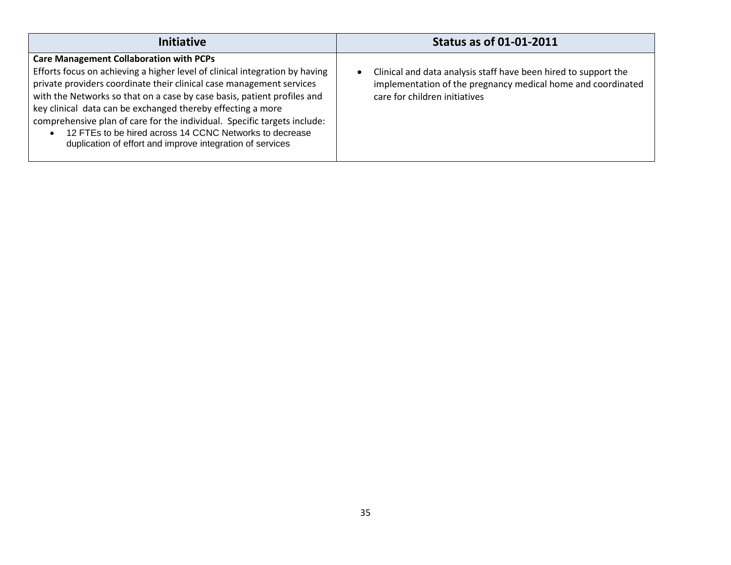| Initiative | Status as of 01-01-2011 |
| --- | --- |
| **Care Management Collaboration with PCPs**<br>Efforts focus on achieving a higher level of clinical integration by having private providers coordinate their clinical case management services with the Networks so that on a case by case basis, patient profiles and key clinical data can be exchanged thereby effecting a more comprehensive plan of care for the individual. Specific targets include:<br>• 12 FTEs to be hired across 14 CCNC Networks to decrease duplication of effort and improve integration of services | • Clinical and data analysis staff have been hired to support the implementation of the pregnancy medical home and coordinated care for children initiatives |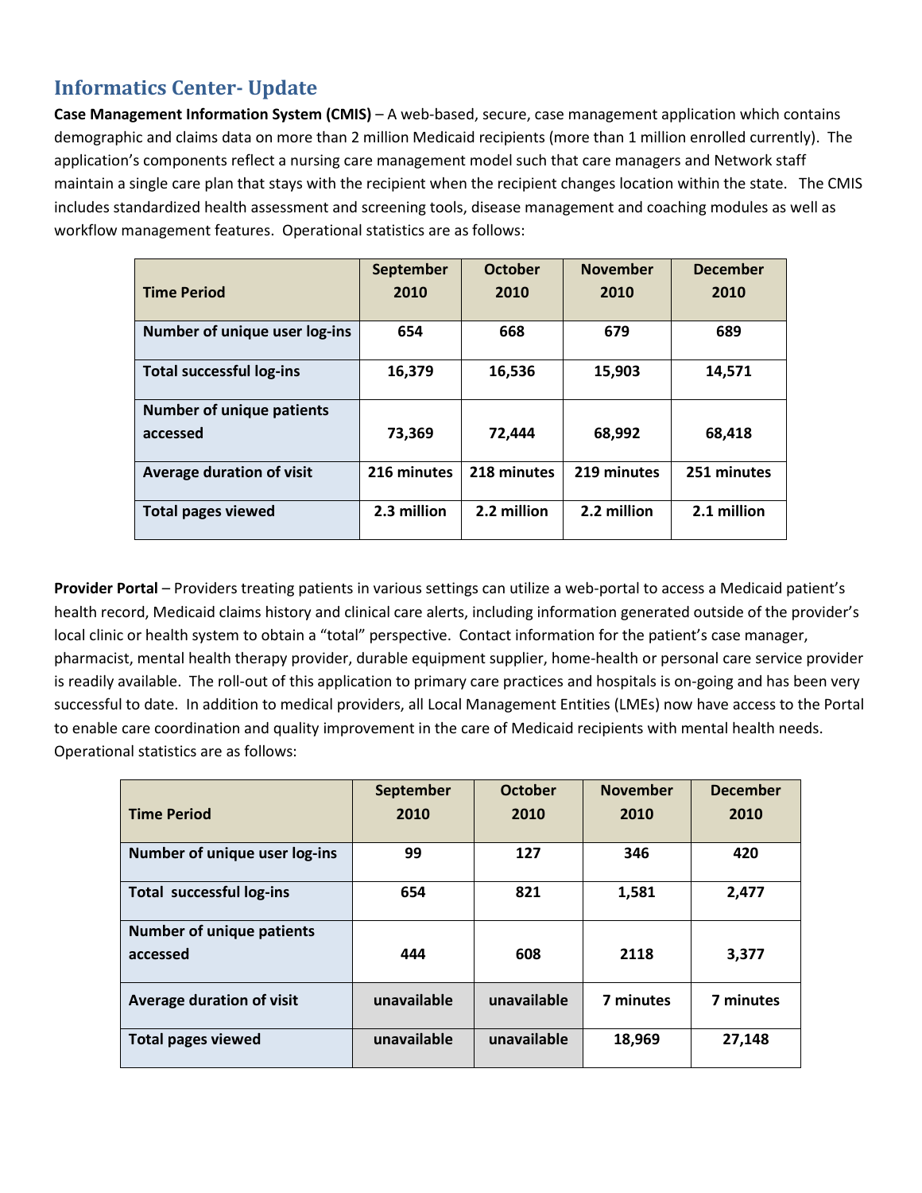## Informatics Center- Update

**Case Management Information System (CMIS)** – A web-based, secure, case management application which contains demographic and claims data on more than 2 million Medicaid recipients (more than 1 million enrolled currently). The application's components reflect a nursing care management model such that care managers and Network staff maintain a single care plan that stays with the recipient when the recipient changes location within the state. The CMIS includes standardized health assessment and screening tools, disease management and coaching modules as well as workflow management features. Operational statistics are as follows:

| Time Period | September 2010 | October 2010 | November 2010 | December 2010 |
|---|---|---|---|---|
| Number of unique user log-ins | 654 | 668 | 679 | 689 |
| Total successful log-ins | 16,379 | 16,536 | 15,903 | 14,571 |
| Number of unique patients accessed | 73,369 | 72,444 | 68,992 | 68,418 |
| Average duration of visit | 216 minutes | 218 minutes | 219 minutes | 251 minutes |
| Total pages viewed | 2.3 million | 2.2 million | 2.2 million | 2.1 million |

**Provider Portal** – Providers treating patients in various settings can utilize a web-portal to access a Medicaid patient's health record, Medicaid claims history and clinical care alerts, including information generated outside of the provider's local clinic or health system to obtain a "total" perspective. Contact information for the patient's case manager, pharmacist, mental health therapy provider, durable equipment supplier, home-health or personal care service provider is readily available. The roll-out of this application to primary care practices and hospitals is on-going and has been very successful to date. In addition to medical providers, all Local Management Entities (LMEs) now have access to the Portal to enable care coordination and quality improvement in the care of Medicaid recipients with mental health needs. Operational statistics are as follows:

| Time Period | September 2010 | October 2010 | November 2010 | December 2010 |
|---|---|---|---|---|
| Number of unique user log-ins | 99 | 127 | 346 | 420 |
| Total successful log-ins | 654 | 821 | 1,581 | 2,477 |
| Number of unique patients accessed | 444 | 608 | 2118 | 3,377 |
| Average duration of visit | unavailable | unavailable | 7 minutes | 7 minutes |
| Total pages viewed | unavailable | unavailable | 18,969 | 27,148 |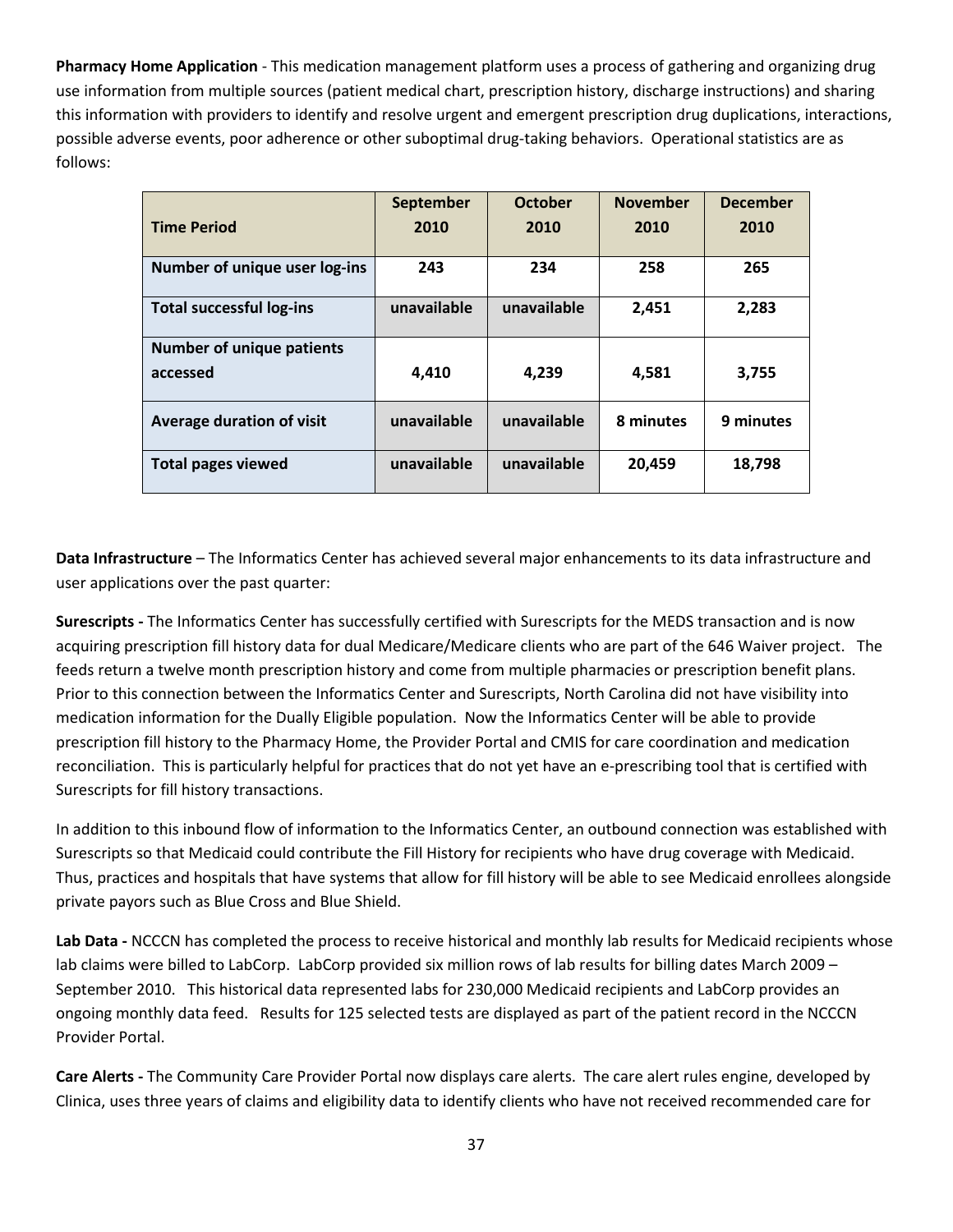**Pharmacy Home Application** - This medication management platform uses a process of gathering and organizing drug use information from multiple sources (patient medical chart, prescription history, discharge instructions) and sharing this information with providers to identify and resolve urgent and emergent prescription drug duplications, interactions, possible adverse events, poor adherence or other suboptimal drug-taking behaviors. Operational statistics are as follows:

| Time Period | September 2010 | October 2010 | November 2010 | December 2010 |
|---|---|---|---|---|
| Number of unique user log-ins | 243 | 234 | 258 | 265 |
| Total successful log-ins | unavailable | unavailable | 2,451 | 2,283 |
| Number of unique patients accessed | 4,410 | 4,239 | 4,581 | 3,755 |
| Average duration of visit | unavailable | unavailable | 8 minutes | 9 minutes |
| Total pages viewed | unavailable | unavailable | 20,459 | 18,798 |

**Data Infrastructure** – The Informatics Center has achieved several major enhancements to its data infrastructure and user applications over the past quarter:

**Surescripts -** The Informatics Center has successfully certified with Surescripts for the MEDS transaction and is now acquiring prescription fill history data for dual Medicare/Medicare clients who are part of the 646 Waiver project. The feeds return a twelve month prescription history and come from multiple pharmacies or prescription benefit plans. Prior to this connection between the Informatics Center and Surescripts, North Carolina did not have visibility into medication information for the Dually Eligible population. Now the Informatics Center will be able to provide prescription fill history to the Pharmacy Home, the Provider Portal and CMIS for care coordination and medication reconciliation. This is particularly helpful for practices that do not yet have an e-prescribing tool that is certified with Surescripts for fill history transactions.

In addition to this inbound flow of information to the Informatics Center, an outbound connection was established with Surescripts so that Medicaid could contribute the Fill History for recipients who have drug coverage with Medicaid. Thus, practices and hospitals that have systems that allow for fill history will be able to see Medicaid enrollees alongside private payors such as Blue Cross and Blue Shield.

**Lab Data -** NCCCN has completed the process to receive historical and monthly lab results for Medicaid recipients whose lab claims were billed to LabCorp. LabCorp provided six million rows of lab results for billing dates March 2009 – September 2010. This historical data represented labs for 230,000 Medicaid recipients and LabCorp provides an ongoing monthly data feed. Results for 125 selected tests are displayed as part of the patient record in the NCCCN Provider Portal.

**Care Alerts -** The Community Care Provider Portal now displays care alerts. The care alert rules engine, developed by Clinica, uses three years of claims and eligibility data to identify clients who have not received recommended care for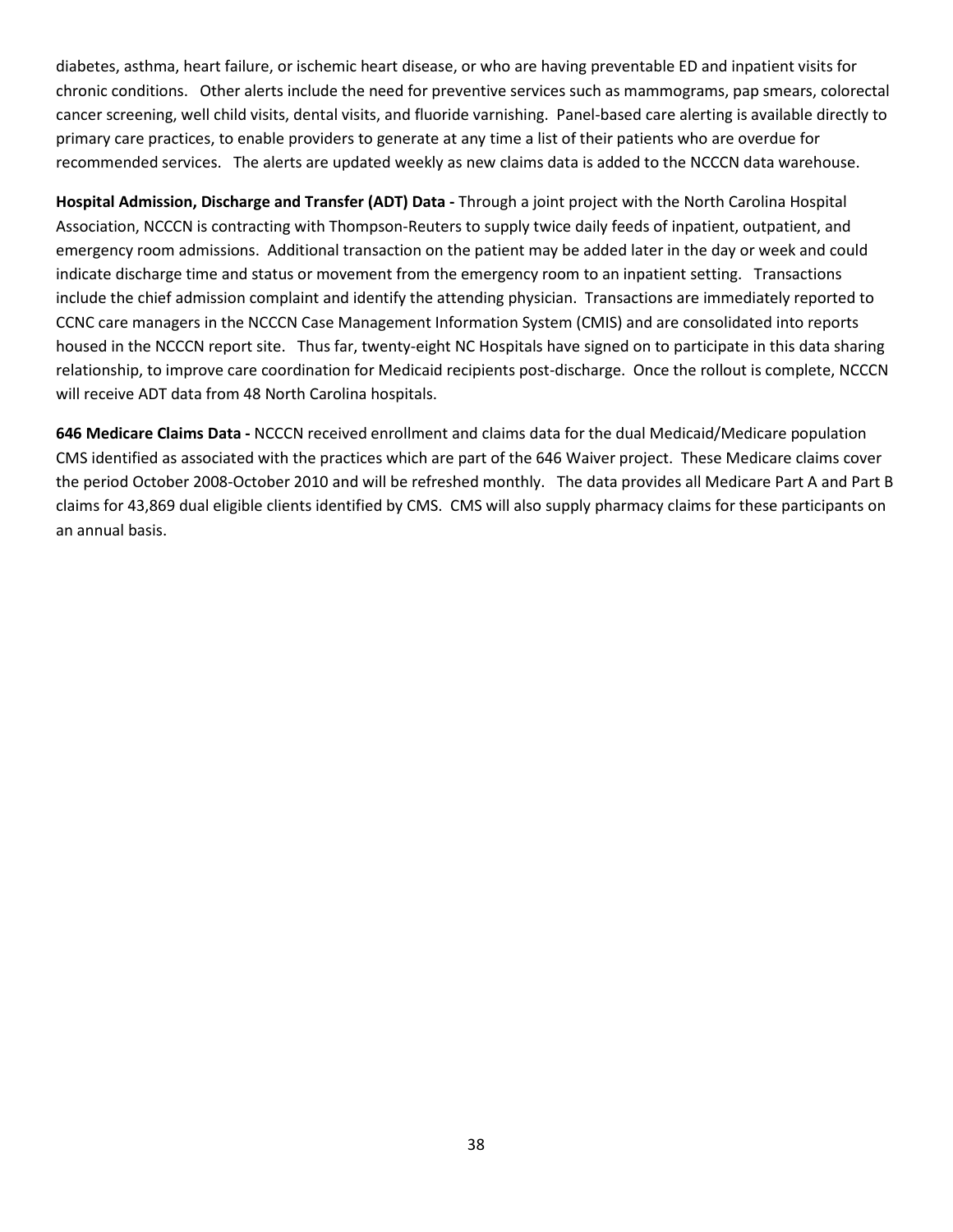diabetes, asthma, heart failure, or ischemic heart disease, or who are having preventable ED and inpatient visits for chronic conditions. Other alerts include the need for preventive services such as mammograms, pap smears, colorectal cancer screening, well child visits, dental visits, and fluoride varnishing. Panel-based care alerting is available directly to primary care practices, to enable providers to generate at any time a list of their patients who are overdue for recommended services. The alerts are updated weekly as new claims data is added to the NCCCN data warehouse.

**Hospital Admission, Discharge and Transfer (ADT) Data -** Through a joint project with the North Carolina Hospital Association, NCCCN is contracting with Thompson-Reuters to supply twice daily feeds of inpatient, outpatient, and emergency room admissions. Additional transaction on the patient may be added later in the day or week and could indicate discharge time and status or movement from the emergency room to an inpatient setting. Transactions include the chief admission complaint and identify the attending physician. Transactions are immediately reported to CCNC care managers in the NCCCN Case Management Information System (CMIS) and are consolidated into reports housed in the NCCCN report site. Thus far, twenty-eight NC Hospitals have signed on to participate in this data sharing relationship, to improve care coordination for Medicaid recipients post-discharge. Once the rollout is complete, NCCCN will receive ADT data from 48 North Carolina hospitals.

**646 Medicare Claims Data -** NCCCN received enrollment and claims data for the dual Medicaid/Medicare population CMS identified as associated with the practices which are part of the 646 Waiver project. These Medicare claims cover the period October 2008-October 2010 and will be refreshed monthly. The data provides all Medicare Part A and Part B claims for 43,869 dual eligible clients identified by CMS. CMS will also supply pharmacy claims for these participants on an annual basis.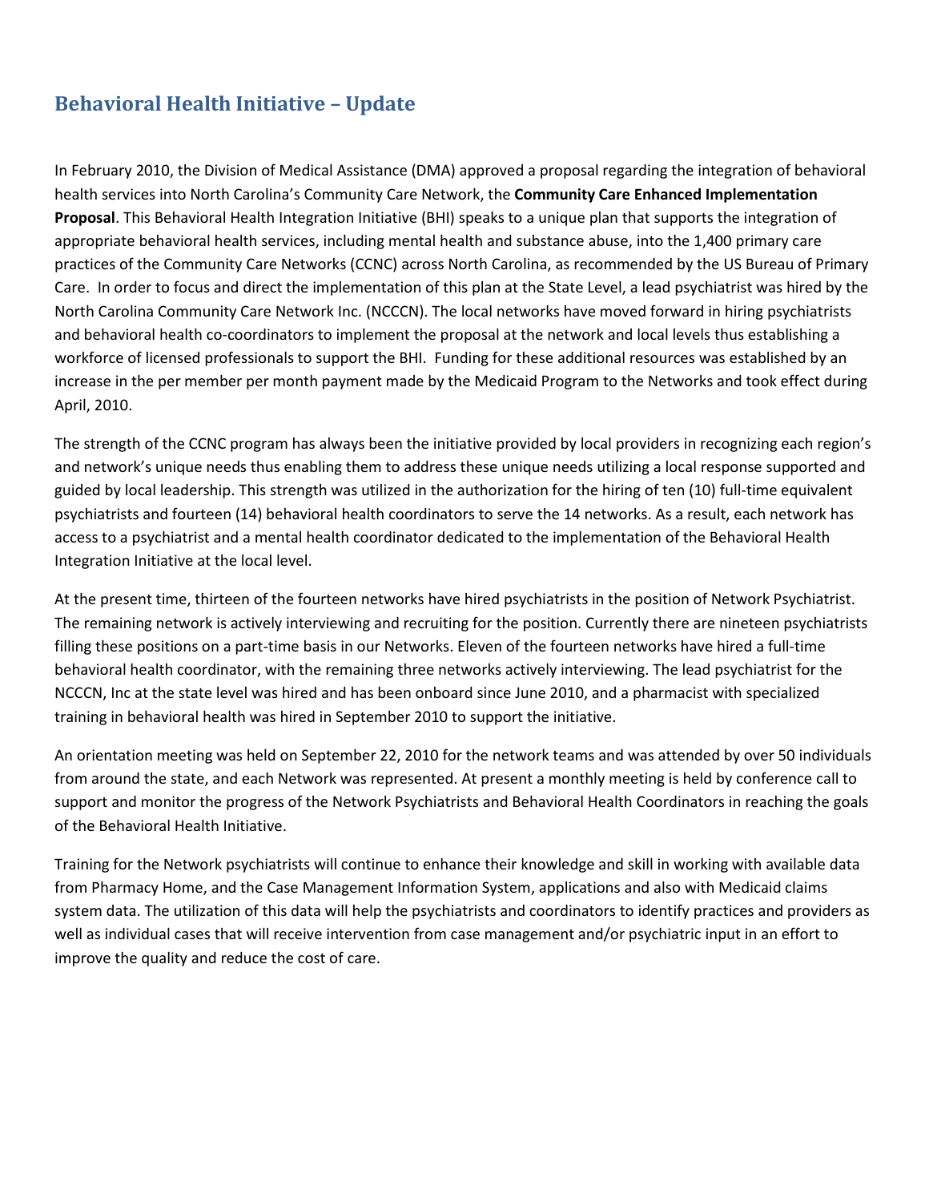## Behavioral Health Initiative – Update

In February 2010, the Division of Medical Assistance (DMA) approved a proposal regarding the integration of behavioral health services into North Carolina's Community Care Network, the **Community Care Enhanced Implementation Proposal**. This Behavioral Health Integration Initiative (BHI) speaks to a unique plan that supports the integration of appropriate behavioral health services, including mental health and substance abuse, into the 1,400 primary care practices of the Community Care Networks (CCNC) across North Carolina, as recommended by the US Bureau of Primary Care. In order to focus and direct the implementation of this plan at the State Level, a lead psychiatrist was hired by the North Carolina Community Care Network Inc. (NCCCN). The local networks have moved forward in hiring psychiatrists and behavioral health co-coordinators to implement the proposal at the network and local levels thus establishing a workforce of licensed professionals to support the BHI. Funding for these additional resources was established by an increase in the per member per month payment made by the Medicaid Program to the Networks and took effect during April, 2010.

The strength of the CCNC program has always been the initiative provided by local providers in recognizing each region's and network's unique needs thus enabling them to address these unique needs utilizing a local response supported and guided by local leadership. This strength was utilized in the authorization for the hiring of ten (10) full-time equivalent psychiatrists and fourteen (14) behavioral health coordinators to serve the 14 networks. As a result, each network has access to a psychiatrist and a mental health coordinator dedicated to the implementation of the Behavioral Health Integration Initiative at the local level.

At the present time, thirteen of the fourteen networks have hired psychiatrists in the position of Network Psychiatrist. The remaining network is actively interviewing and recruiting for the position. Currently there are nineteen psychiatrists filling these positions on a part-time basis in our Networks. Eleven of the fourteen networks have hired a full-time behavioral health coordinator, with the remaining three networks actively interviewing. The lead psychiatrist for the NCCCN, Inc at the state level was hired and has been onboard since June 2010, and a pharmacist with specialized training in behavioral health was hired in September 2010 to support the initiative.

An orientation meeting was held on September 22, 2010 for the network teams and was attended by over 50 individuals from around the state, and each Network was represented. At present a monthly meeting is held by conference call to support and monitor the progress of the Network Psychiatrists and Behavioral Health Coordinators in reaching the goals of the Behavioral Health Initiative.

Training for the Network psychiatrists will continue to enhance their knowledge and skill in working with available data from Pharmacy Home, and the Case Management Information System, applications and also with Medicaid claims system data. The utilization of this data will help the psychiatrists and coordinators to identify practices and providers as well as individual cases that will receive intervention from case management and/or psychiatric input in an effort to improve the quality and reduce the cost of care.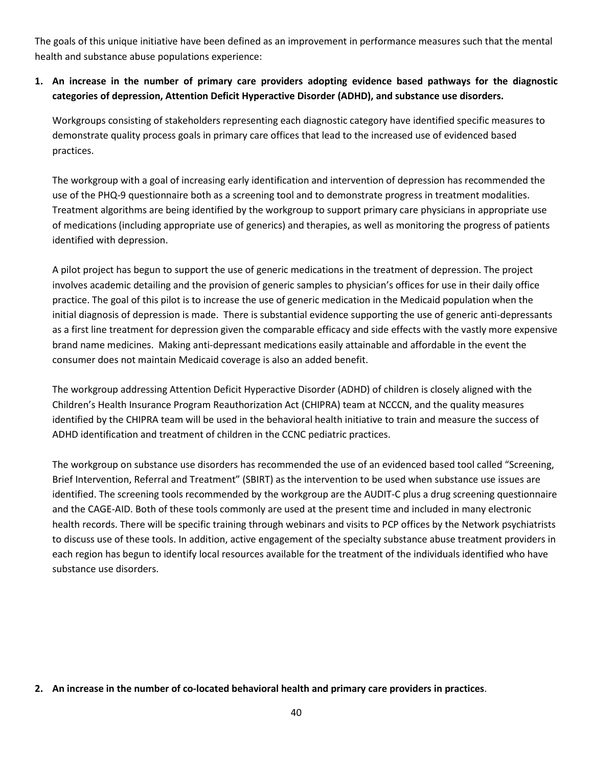The goals of this unique initiative have been defined as an improvement in performance measures such that the mental health and substance abuse populations experience:

1. **An increase in the number of primary care providers adopting evidence based pathways for the diagnostic categories of depression, Attention Deficit Hyperactive Disorder (ADHD), and substance use disorders.**

   Workgroups consisting of stakeholders representing each diagnostic category have identified specific measures to demonstrate quality process goals in primary care offices that lead to the increased use of evidenced based practices.

   The workgroup with a goal of increasing early identification and intervention of depression has recommended the use of the PHQ-9 questionnaire both as a screening tool and to demonstrate progress in treatment modalities. Treatment algorithms are being identified by the workgroup to support primary care physicians in appropriate use of medications (including appropriate use of generics) and therapies, as well as monitoring the progress of patients identified with depression.

   A pilot project has begun to support the use of generic medications in the treatment of depression. The project involves academic detailing and the provision of generic samples to physician's offices for use in their daily office practice. The goal of this pilot is to increase the use of generic medication in the Medicaid population when the initial diagnosis of depression is made. There is substantial evidence supporting the use of generic anti-depressants as a first line treatment for depression given the comparable efficacy and side effects with the vastly more expensive brand name medicines. Making anti-depressant medications easily attainable and affordable in the event the consumer does not maintain Medicaid coverage is also an added benefit.

   The workgroup addressing Attention Deficit Hyperactive Disorder (ADHD) of children is closely aligned with the Children's Health Insurance Program Reauthorization Act (CHIPRA) team at NCCCN, and the quality measures identified by the CHIPRA team will be used in the behavioral health initiative to train and measure the success of ADHD identification and treatment of children in the CCNC pediatric practices.

   The workgroup on substance use disorders has recommended the use of an evidenced based tool called "Screening, Brief Intervention, Referral and Treatment" (SBIRT) as the intervention to be used when substance use issues are identified. The screening tools recommended by the workgroup are the AUDIT-C plus a drug screening questionnaire and the CAGE-AID. Both of these tools commonly are used at the present time and included in many electronic health records. There will be specific training through webinars and visits to PCP offices by the Network psychiatrists to discuss use of these tools. In addition, active engagement of the specialty substance abuse treatment providers in each region has begun to identify local resources available for the treatment of the individuals identified who have substance use disorders.

2. **An increase in the number of co-located behavioral health and primary care providers in practices**.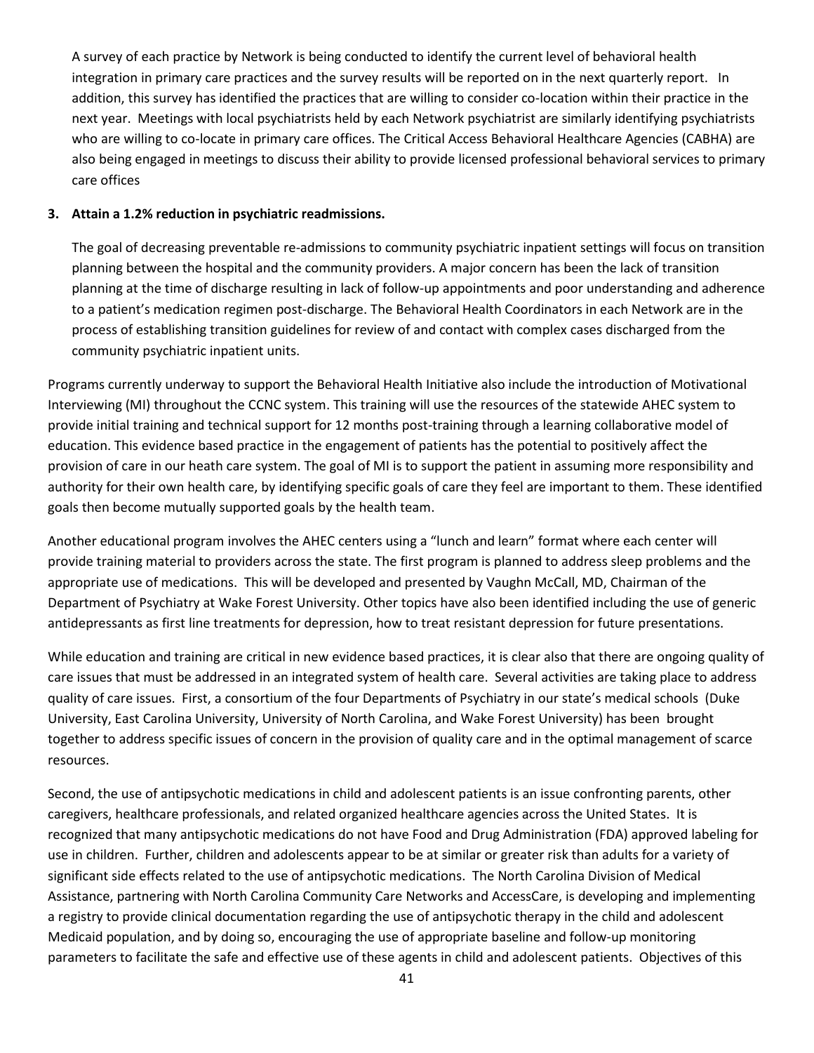A survey of each practice by Network is being conducted to identify the current level of behavioral health integration in primary care practices and the survey results will be reported on in the next quarterly report. In addition, this survey has identified the practices that are willing to consider co-location within their practice in the next year. Meetings with local psychiatrists held by each Network psychiatrist are similarly identifying psychiatrists who are willing to co-locate in primary care offices. The Critical Access Behavioral Healthcare Agencies (CABHA) are also being engaged in meetings to discuss their ability to provide licensed professional behavioral services to primary care offices

**3. Attain a 1.2% reduction in psychiatric readmissions.**

The goal of decreasing preventable re-admissions to community psychiatric inpatient settings will focus on transition planning between the hospital and the community providers. A major concern has been the lack of transition planning at the time of discharge resulting in lack of follow-up appointments and poor understanding and adherence to a patient's medication regimen post-discharge. The Behavioral Health Coordinators in each Network are in the process of establishing transition guidelines for review of and contact with complex cases discharged from the community psychiatric inpatient units.

Programs currently underway to support the Behavioral Health Initiative also include the introduction of Motivational Interviewing (MI) throughout the CCNC system. This training will use the resources of the statewide AHEC system to provide initial training and technical support for 12 months post-training through a learning collaborative model of education. This evidence based practice in the engagement of patients has the potential to positively affect the provision of care in our heath care system. The goal of MI is to support the patient in assuming more responsibility and authority for their own health care, by identifying specific goals of care they feel are important to them. These identified goals then become mutually supported goals by the health team.

Another educational program involves the AHEC centers using a "lunch and learn" format where each center will provide training material to providers across the state. The first program is planned to address sleep problems and the appropriate use of medications. This will be developed and presented by Vaughn McCall, MD, Chairman of the Department of Psychiatry at Wake Forest University. Other topics have also been identified including the use of generic antidepressants as first line treatments for depression, how to treat resistant depression for future presentations.

While education and training are critical in new evidence based practices, it is clear also that there are ongoing quality of care issues that must be addressed in an integrated system of health care. Several activities are taking place to address quality of care issues. First, a consortium of the four Departments of Psychiatry in our state's medical schools (Duke University, East Carolina University, University of North Carolina, and Wake Forest University) has been brought together to address specific issues of concern in the provision of quality care and in the optimal management of scarce resources.

Second, the use of antipsychotic medications in child and adolescent patients is an issue confronting parents, other caregivers, healthcare professionals, and related organized healthcare agencies across the United States. It is recognized that many antipsychotic medications do not have Food and Drug Administration (FDA) approved labeling for use in children. Further, children and adolescents appear to be at similar or greater risk than adults for a variety of significant side effects related to the use of antipsychotic medications. The North Carolina Division of Medical Assistance, partnering with North Carolina Community Care Networks and AccessCare, is developing and implementing a registry to provide clinical documentation regarding the use of antipsychotic therapy in the child and adolescent Medicaid population, and by doing so, encouraging the use of appropriate baseline and follow-up monitoring parameters to facilitate the safe and effective use of these agents in child and adolescent patients. Objectives of this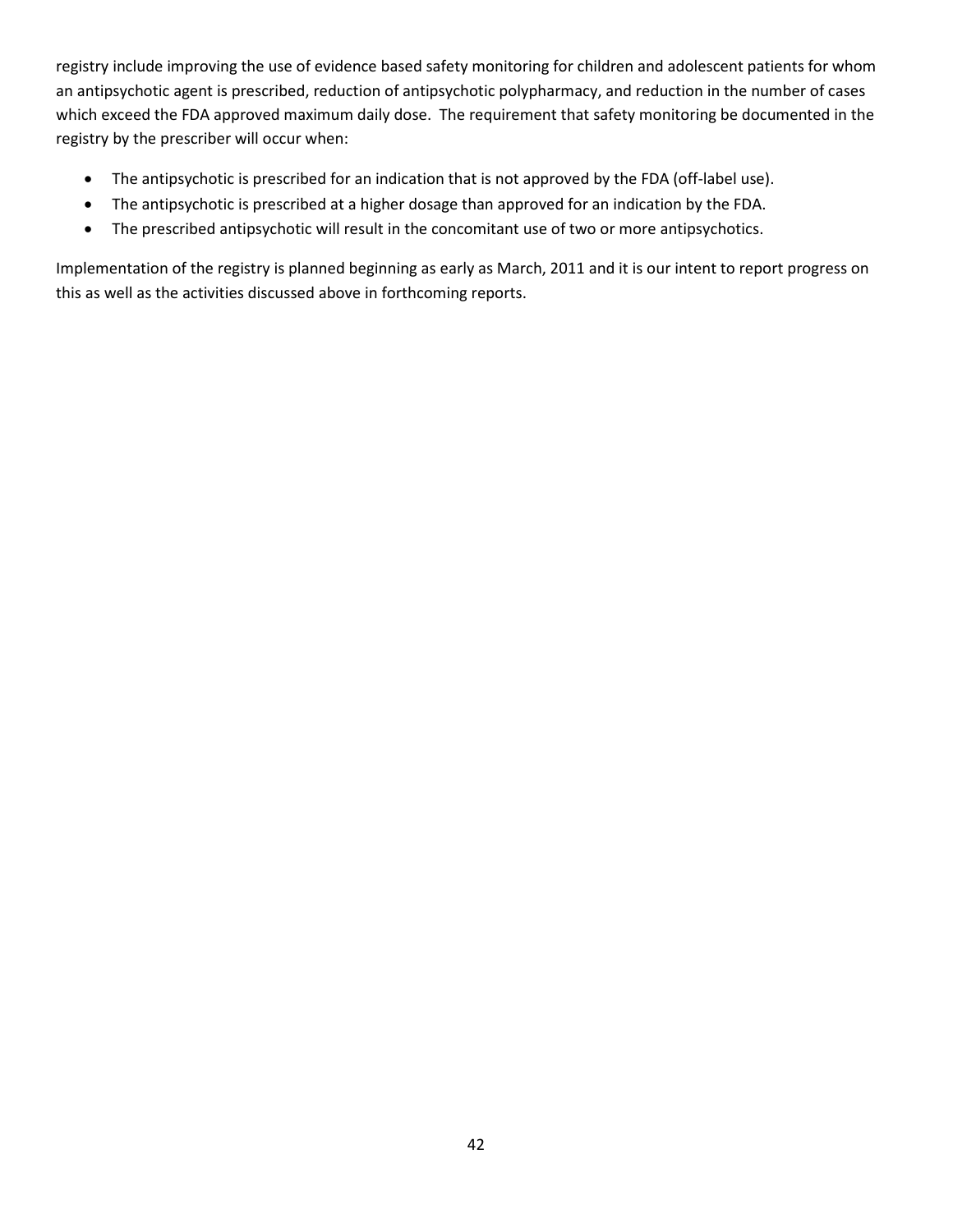registry include improving the use of evidence based safety monitoring for children and adolescent patients for whom an antipsychotic agent is prescribed, reduction of antipsychotic polypharmacy, and reduction in the number of cases which exceed the FDA approved maximum daily dose. The requirement that safety monitoring be documented in the registry by the prescriber will occur when:

- The antipsychotic is prescribed for an indication that is not approved by the FDA (off-label use).
- The antipsychotic is prescribed at a higher dosage than approved for an indication by the FDA.
- The prescribed antipsychotic will result in the concomitant use of two or more antipsychotics.

Implementation of the registry is planned beginning as early as March, 2011 and it is our intent to report progress on this as well as the activities discussed above in forthcoming reports.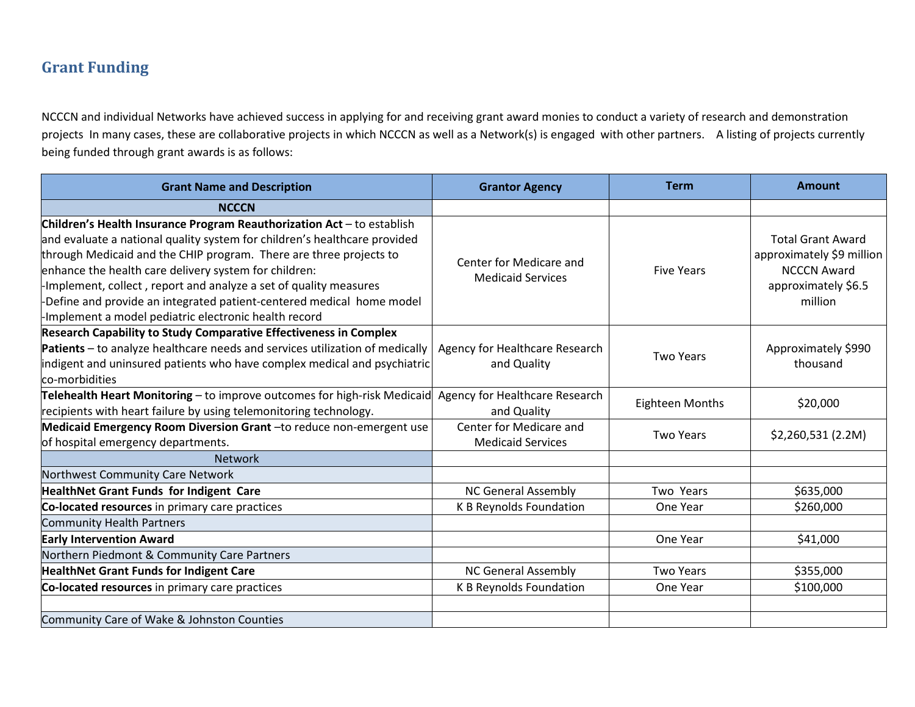## Grant Funding

NCCCN and individual Networks have achieved success in applying for and receiving grant award monies to conduct a variety of research and demonstration projects In many cases, these are collaborative projects in which NCCCN as well as a Network(s) is engaged with other partners. A listing of projects currently being funded through grant awards is as follows:

| Grant Name and Description | Grantor Agency | Term | Amount |
|---|---|---|---|
| **NCCCN** | | | |
| **Children's Health Insurance Program Reauthorization Act** – to establish and evaluate a national quality system for children's healthcare provided through Medicaid and the CHIP program. There are three projects to enhance the health care delivery system for children:<br>-Implement, collect , report and analyze a set of quality measures<br>-Define and provide an integrated patient-centered medical home model<br>-Implement a model pediatric electronic health record | Center for Medicare and Medicaid Services | Five Years | Total Grant Award approximately $9 million NCCCN Award approximately $6.5 million |
| **Research Capability to Study Comparative Effectiveness in Complex Patients** – to analyze healthcare needs and services utilization of medically indigent and uninsured patients who have complex medical and psychiatric co-morbidities | Agency for Healthcare Research and Quality | Two Years | Approximately $990 thousand |
| **Telehealth Heart Monitoring** – to improve outcomes for high-risk Medicaid recipients with heart failure by using telemonitoring technology. | Agency for Healthcare Research and Quality | Eighteen Months | $20,000 |
| **Medicaid Emergency Room Diversion Grant** –to reduce non-emergent use of hospital emergency departments. | Center for Medicare and Medicaid Services | Two Years | $2,260,531 (2.2M) |
| Network | | | |
| Northwest Community Care Network | | | |
| **HealthNet Grant Funds for Indigent Care** | NC General Assembly | Two Years | $635,000 |
| **Co-located resources** in primary care practices | K B Reynolds Foundation | One Year | $260,000 |
| Community Health Partners | | | |
| **Early Intervention Award** | | One Year | $41,000 |
| Northern Piedmont & Community Care Partners | | | |
| **HealthNet Grant Funds for Indigent Care** | NC General Assembly | Two Years | $355,000 |
| **Co-located resources** in primary care practices | K B Reynolds Foundation | One Year | $100,000 |
| | | | |
| Community Care of Wake & Johnston Counties | | | |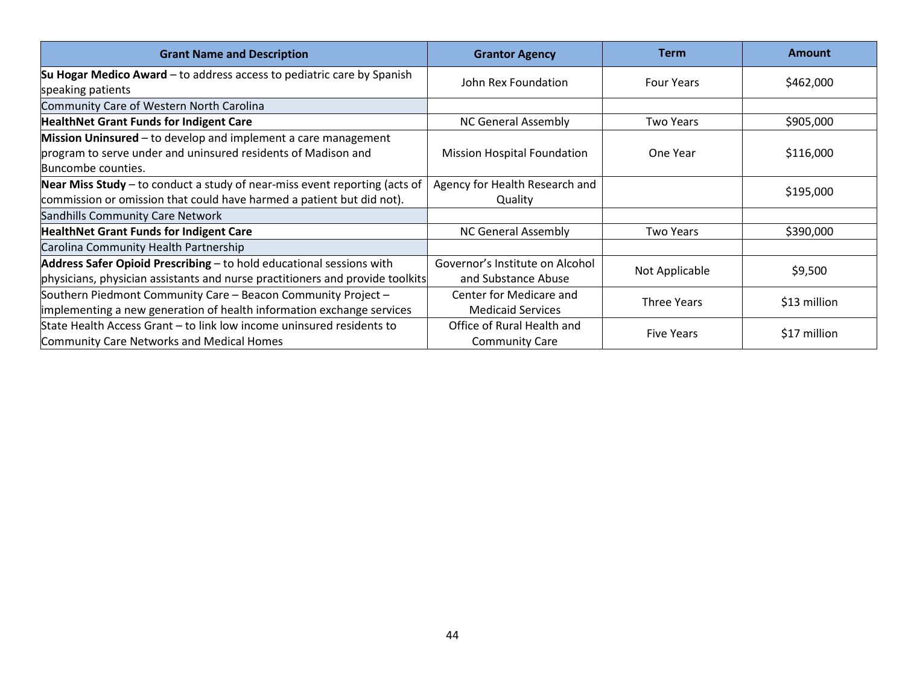| Grant Name and Description | Grantor Agency | Term | Amount |
|---|---|---|---|
| **Su Hogar Medico Award** – to address access to pediatric care by Spanish speaking patients | John Rex Foundation | Four Years | $462,000 |
| Community Care of Western North Carolina | | | |
| **HealthNet Grant Funds for Indigent Care** | NC General Assembly | Two Years | $905,000 |
| **Mission Uninsured** – to develop and implement a care management program to serve under and uninsured residents of Madison and Buncombe counties. | Mission Hospital Foundation | One Year | $116,000 |
| **Near Miss Study** – to conduct a study of near-miss event reporting (acts of commission or omission that could have harmed a patient but did not). | Agency for Health Research and Quality | | $195,000 |
| Sandhills Community Care Network | | | |
| **HealthNet Grant Funds for Indigent Care** | NC General Assembly | Two Years | $390,000 |
| Carolina Community Health Partnership | | | |
| **Address Safer Opioid Prescribing** – to hold educational sessions with physicians, physician assistants and nurse practitioners and provide toolkits | Governor's Institute on Alcohol and Substance Abuse | Not Applicable | $9,500 |
| Southern Piedmont Community Care – Beacon Community Project – implementing a new generation of health information exchange services | Center for Medicare and Medicaid Services | Three Years | $13 million |
| State Health Access Grant – to link low income uninsured residents to Community Care Networks and Medical Homes | Office of Rural Health and Community Care | Five Years | $17 million |